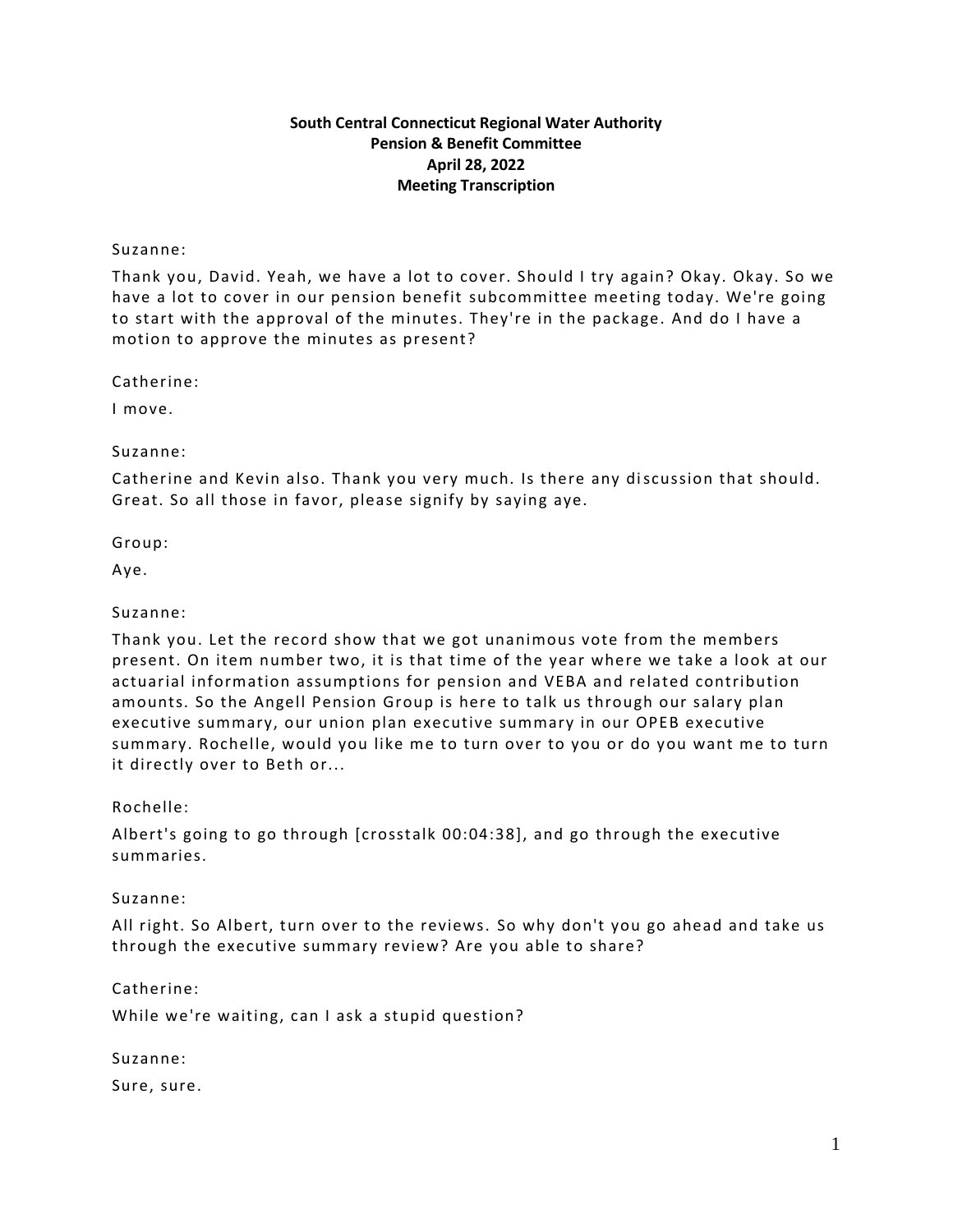**South Central Connecticut Regional Water Authority**
**Pension & Benefit Committee**
**April 28, 2022**
**Meeting Transcription**

Suzanne:

Thank you, David. Yeah, we have a lot to cover. Should I try again? Okay. Okay. So we have a lot to cover in our pension benefit subcommittee meeting today. We're going to start with the approval of the minutes. They're in the package. And do I have a motion to approve the minutes as present?

Catherine:

I move.

Suzanne:

Catherine and Kevin also. Thank you very much. Is there any discussion that should. Great. So all those in favor, please signify by saying aye.

Group:

Aye.

Suzanne:

Thank you. Let the record show that we got unanimous vote from the members present. On item number two, it is that time of the year where we take a look at our actuarial information assumptions for pension and VEBA and related contribution amounts. So the Angell Pension Group is here to talk us through our salary plan executive summary, our union plan executive summary in our OPEB executive summary. Rochelle, would you like me to turn over to you or do you want me to turn it directly over to Beth or...

Rochelle:

Albert's going to go through [crosstalk 00:04:38], and go through the executive summaries.

Suzanne:

All right. So Albert, turn over to the reviews. So why don't you go ahead and take us through the executive summary review? Are you able to share?

Catherine:

While we're waiting, can I ask a stupid question?

Suzanne:

Sure, sure.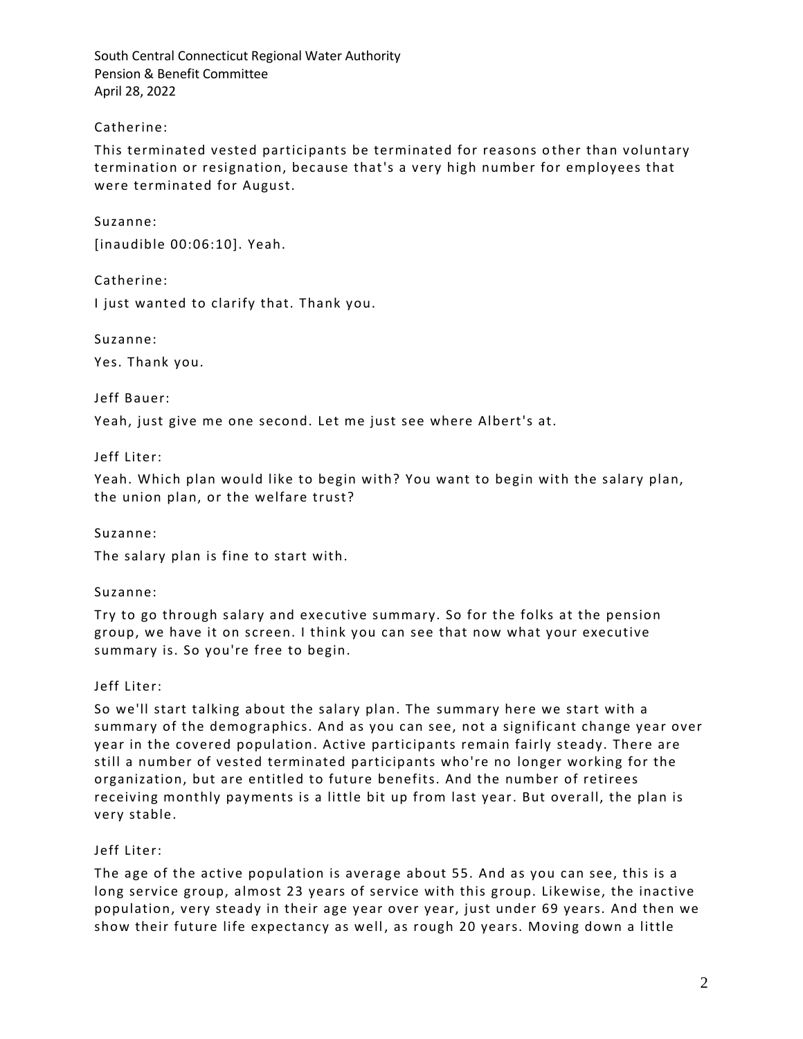Catherine:

This terminated vested participants be terminated for reasons other than voluntary termination or resignation, because that's a very high number for employees that were terminated for August.

Suzanne:

[inaudible 00:06:10]. Yeah.

Catherine:

I just wanted to clarify that. Thank you.

Suzanne:

Yes. Thank you.

Jeff Bauer:

Yeah, just give me one second. Let me just see where Albert's at.

Jeff Liter:

Yeah. Which plan would like to begin with? You want to begin with the salary plan, the union plan, or the welfare trust?

Suzanne:

The salary plan is fine to start with.

Suzanne:

Try to go through salary and executive summary. So for the folks at the pension group, we have it on screen. I think you can see that now what your executive summary is. So you're free to begin.

Jeff Liter:

So we'll start talking about the salary plan. The summary here we start with a summary of the demographics. And as you can see, not a significant change year over year in the covered population. Active participants remain fairly steady. There are still a number of vested terminated participants who're no longer working for the organization, but are entitled to future benefits. And the number of retirees receiving monthly payments is a little bit up from last year. But overall, the plan is very stable.

Jeff Liter:

The age of the active population is average about 55. And as you can see, this is a long service group, almost 23 years of service with this group. Likewise, the inactive population, very steady in their age year over year, just under 69 years. And then we show their future life expectancy as well, as rough 20 years. Moving down a little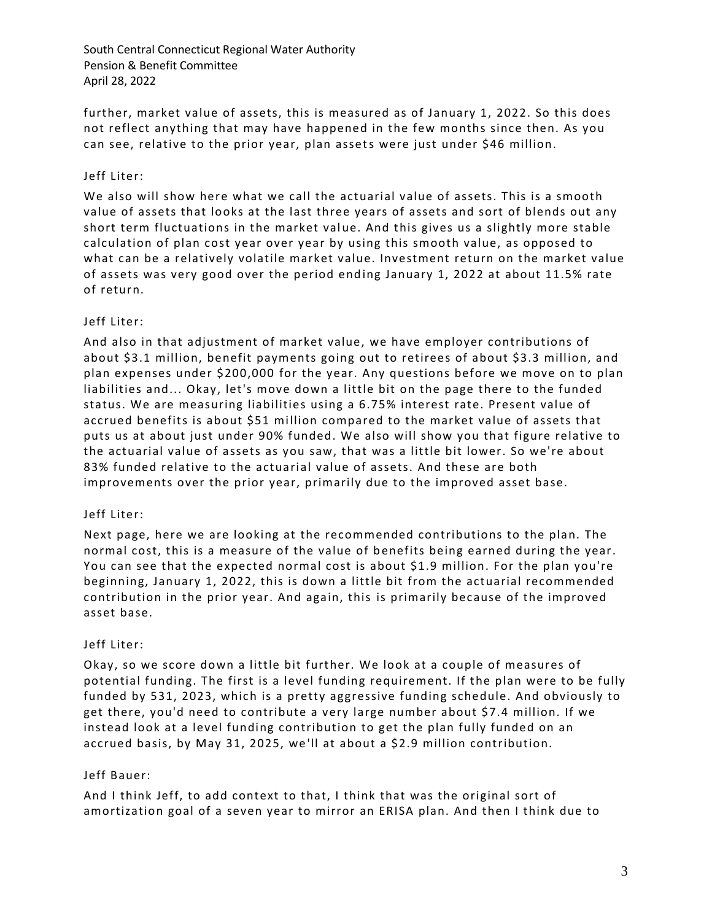further, market value of assets, this is measured as of January 1, 2022. So this does not reflect anything that may have happened in the few months since then. As you can see, relative to the prior year, plan assets were just under $46 million.

Jeff Liter:

We also will show here what we call the actuarial value of assets. This is a smooth value of assets that looks at the last three years of assets and sort of blends out any short term fluctuations in the market value. And this gives us a slightly more stable calculation of plan cost year over year by using this smooth value, as opposed to what can be a relatively volatile market value. Investment return on the market value of assets was very good over the period ending January 1, 2022 at about 11.5% rate of return.

Jeff Liter:

And also in that adjustment of market value, we have employer contributions of about $3.1 million, benefit payments going out to retirees of about $3.3 million, and plan expenses under $200,000 for the year. Any questions before we move on to plan liabilities and... Okay, let's move down a little bit on the page there to the funded status. We are measuring liabilities using a 6.75% interest rate. Present value of accrued benefits is about $51 million compared to the market value of assets that puts us at about just under 90% funded. We also will show you that figure relative to the actuarial value of assets as you saw, that was a little bit lower. So we're about 83% funded relative to the actuarial value of assets. And these are both improvements over the prior year, primarily due to the improved asset base.

Jeff Liter:

Next page, here we are looking at the recommended contributions to the plan. The normal cost, this is a measure of the value of benefits being earned during the year. You can see that the expected normal cost is about $1.9 million. For the plan you're beginning, January 1, 2022, this is down a little bit from the actuarial recommended contribution in the prior year. And again, this is primarily because of the improved asset base.

Jeff Liter:

Okay, so we score down a little bit further. We look at a couple of measures of potential funding. The first is a level funding requirement. If the plan were to be fully funded by 531, 2023, which is a pretty aggressive funding schedule. And obviously to get there, you'd need to contribute a very large number about $7.4 million. If we instead look at a level funding contribution to get the plan fully funded on an accrued basis, by May 31, 2025, we'll at about a $2.9 million contribution.

Jeff Bauer:

And I think Jeff, to add context to that, I think that was the original sort of amortization goal of a seven year to mirror an ERISA plan. And then I think due to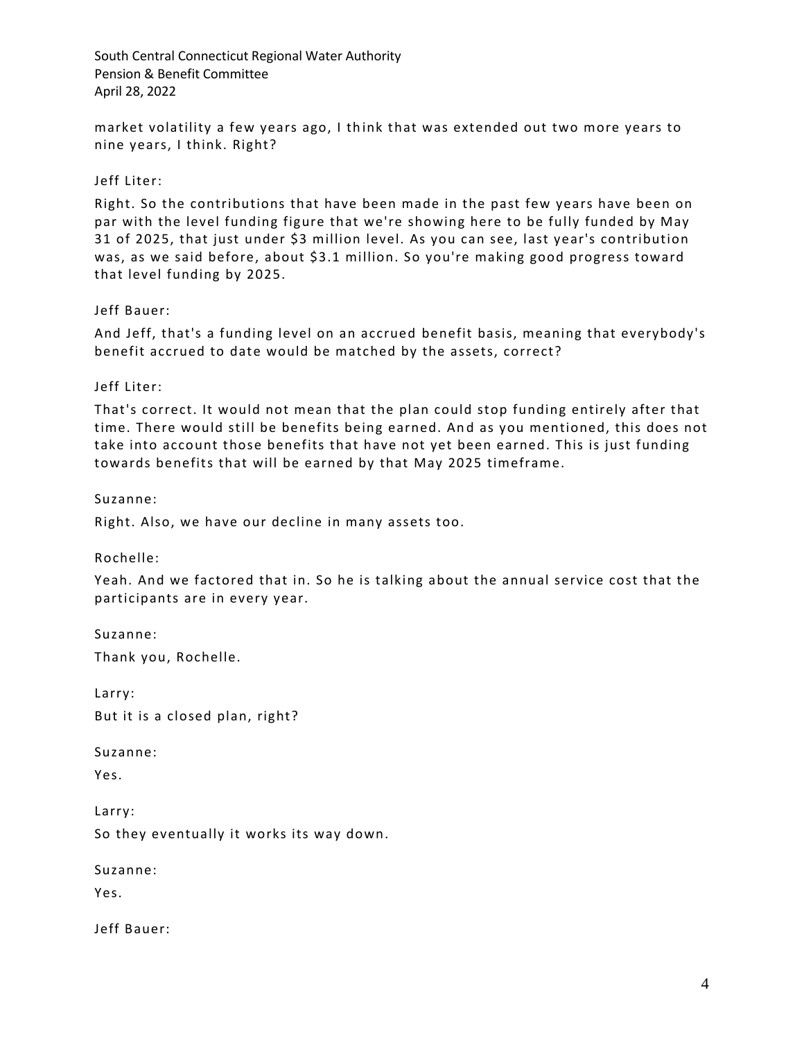market volatility a few years ago, I think that was extended out two more years to nine years, I think. Right?

Jeff Liter:

Right. So the contributions that have been made in the past few years have been on par with the level funding figure that we're showing here to be fully funded by May 31 of 2025, that just under $3 million level. As you can see, last year's contribution was, as we said before, about $3.1 million. So you're making good progress toward that level funding by 2025.

Jeff Bauer:

And Jeff, that's a funding level on an accrued benefit basis, meaning that everybody's benefit accrued to date would be matched by the assets, correct?

Jeff Liter:

That's correct. It would not mean that the plan could stop funding entirely after that time. There would still be benefits being earned. And as you mentioned, this does not take into account those benefits that have not yet been earned. This is just funding towards benefits that will be earned by that May 2025 timeframe.

Suzanne:

Right. Also, we have our decline in many assets too.

Rochelle:

Yeah. And we factored that in. So he is talking about the annual service cost that the participants are in every year.

Suzanne:

Thank you, Rochelle.

Larry:

But it is a closed plan, right?

Suzanne:

Yes.

Larry:

So they eventually it works its way down.

Suzanne:

Yes.

Jeff Bauer: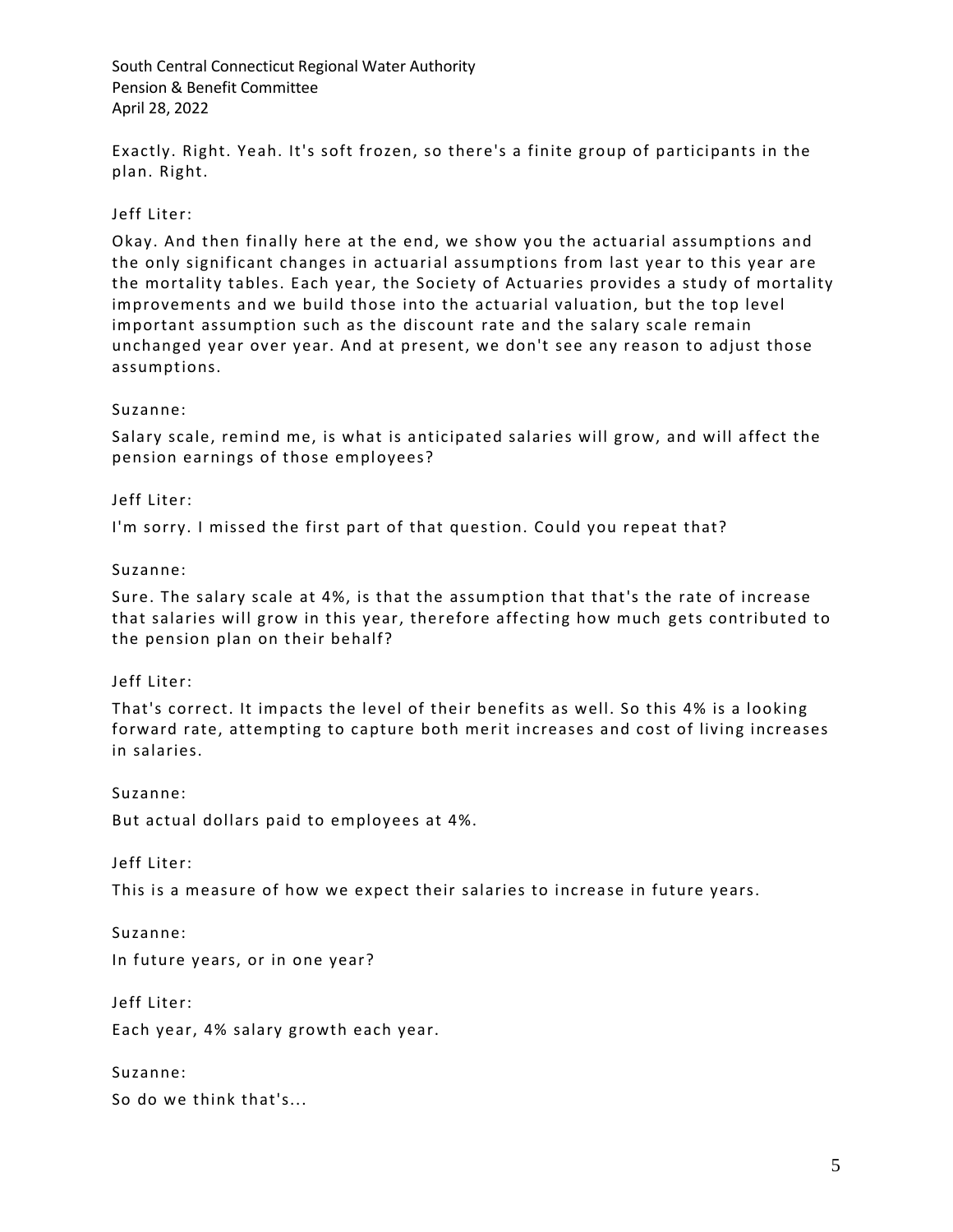Exactly. Right. Yeah. It's soft frozen, so there's a finite group of participants in the plan. Right.

Jeff Liter:

Okay. And then finally here at the end, we show you the actuarial assumptions and the only significant changes in actuarial assumptions from last year to this year are the mortality tables. Each year, the Society of Actuaries provides a study of mortality improvements and we build those into the actuarial valuation, but the top level important assumption such as the discount rate and the salary scale remain unchanged year over year. And at present, we don't see any reason to adjust those assumptions.

Suzanne:

Salary scale, remind me, is what is anticipated salaries will grow, and will affect the pension earnings of those employees?

Jeff Liter:

I'm sorry. I missed the first part of that question. Could you repeat that?

Suzanne:

Sure. The salary scale at 4%, is that the assumption that that's the rate of increase that salaries will grow in this year, therefore affecting how much gets contributed to the pension plan on their behalf?

Jeff Liter:

That's correct. It impacts the level of their benefits as well. So this 4% is a looking forward rate, attempting to capture both merit increases and cost of living increases in salaries.

Suzanne:

But actual dollars paid to employees at 4%.

Jeff Liter:

This is a measure of how we expect their salaries to increase in future years.

Suzanne:

In future years, or in one year?

Jeff Liter:

Each year, 4% salary growth each year.

Suzanne:

So do we think that's...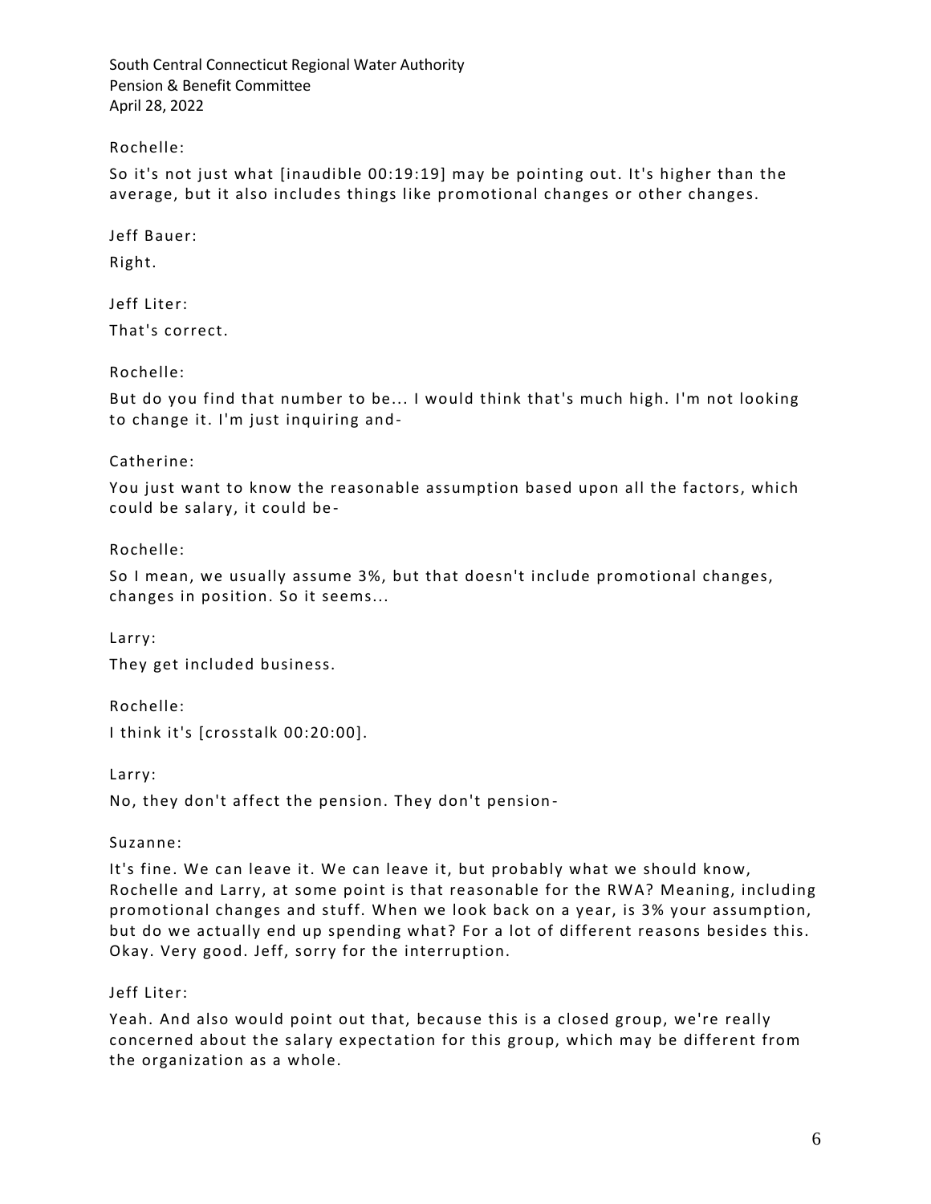Rochelle:

So it's not just what [inaudible 00:19:19] may be pointing out. It's higher than the average, but it also includes things like promotional changes or other changes.

Jeff Bauer:

Right.

Jeff Liter:

That's correct.

Rochelle:

But do you find that number to be... I would think that's much high. I'm not looking to change it. I'm just inquiring and-

Catherine:

You just want to know the reasonable assumption based upon all the factors, which could be salary, it could be-

Rochelle:

So I mean, we usually assume 3%, but that doesn't include promotional changes, changes in position. So it seems...

Larry:

They get included business.

Rochelle:

I think it's [crosstalk 00:20:00].

Larry:

No, they don't affect the pension. They don't pension-

Suzanne:

It's fine. We can leave it. We can leave it, but probably what we should know, Rochelle and Larry, at some point is that reasonable for the RWA? Meaning, including promotional changes and stuff. When we look back on a year, is 3% your assumption, but do we actually end up spending what? For a lot of different reasons besides this. Okay. Very good. Jeff, sorry for the interruption.

Jeff Liter:

Yeah. And also would point out that, because this is a closed group, we're really concerned about the salary expectation for this group, which may be different from the organization as a whole.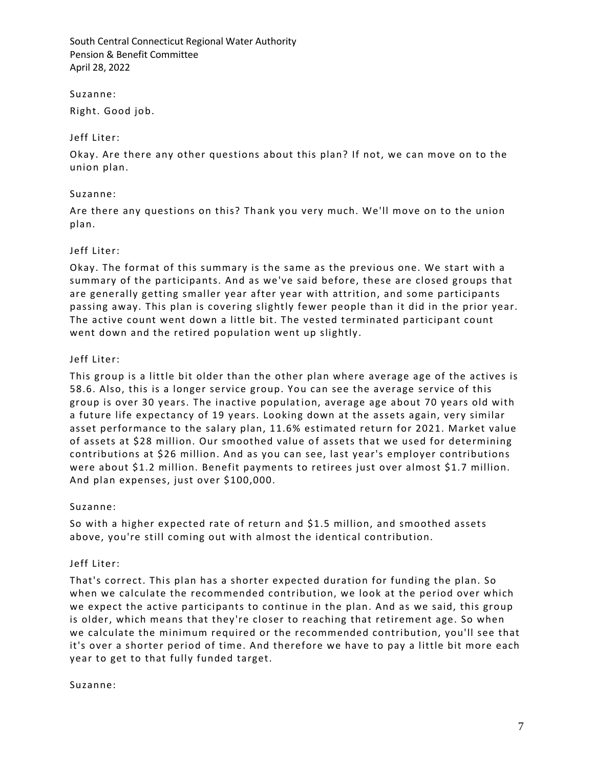Suzanne:

Right. Good job.

Jeff Liter:

Okay. Are there any other questions about this plan? If not, we can move on to the union plan.

Suzanne:

Are there any questions on this? Thank you very much. We'll move on to the union plan.

Jeff Liter:

Okay. The format of this summary is the same as the previous one. We start with a summary of the participants. And as we've said before, these are closed groups that are generally getting smaller year after year with attrition, and some participants passing away. This plan is covering slightly fewer people than it did in the prior year. The active count went down a little bit. The vested terminated participant count went down and the retired population went up slightly.

Jeff Liter:

This group is a little bit older than the other plan where average age of the actives is 58.6. Also, this is a longer service group. You can see the average service of this group is over 30 years. The inactive population, average age about 70 years old with a future life expectancy of 19 years. Looking down at the assets again, very similar asset performance to the salary plan, 11.6% estimated return for 2021. Market value of assets at $28 million. Our smoothed value of assets that we used for determining contributions at $26 million. And as you can see, last year's employer contributions were about $1.2 million. Benefit payments to retirees just over almost $1.7 million. And plan expenses, just over $100,000.

Suzanne:

So with a higher expected rate of return and $1.5 million, and smoothed assets above, you're still coming out with almost the identical contribution.

Jeff Liter:

That's correct. This plan has a shorter expected duration for funding the plan. So when we calculate the recommended contribution, we look at the period over which we expect the active participants to continue in the plan. And as we said, this group is older, which means that they're closer to reaching that retirement age. So when we calculate the minimum required or the recommended contribution, you'll see that it's over a shorter period of time. And therefore we have to pay a little bit more each year to get to that fully funded target.

Suzanne: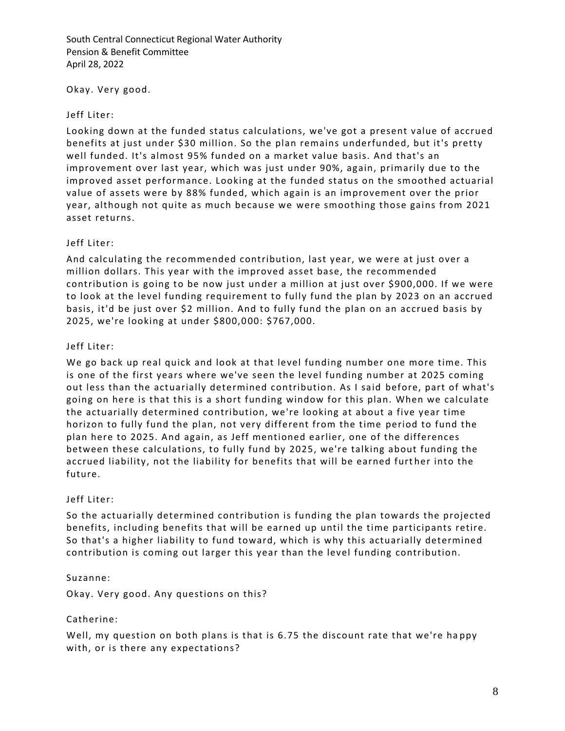Okay. Very good.

Jeff Liter:

Looking down at the funded status calculations, we've got a present value of accrued benefits at just under $30 million. So the plan remains underfunded, but it's pretty well funded. It's almost 95% funded on a market value basis. And that's an improvement over last year, which was just under 90%, again, primarily due to the improved asset performance. Looking at the funded status on the smoothed actuarial value of assets were by 88% funded, which again is an improvement over the prior year, although not quite as much because we were smoothing those gains from 2021 asset returns.

Jeff Liter:

And calculating the recommended contribution, last year, we were at just over a million dollars. This year with the improved asset base, the recommended contribution is going to be now just under a million at just over $900,000. If we were to look at the level funding requirement to fully fund the plan by 2023 on an accrued basis, it'd be just over $2 million. And to fully fund the plan on an accrued basis by 2025, we're looking at under $800,000: $767,000.

Jeff Liter:

We go back up real quick and look at that level funding number one more time. This is one of the first years where we've seen the level funding number at 2025 coming out less than the actuarially determined contribution. As I said before, part of what's going on here is that this is a short funding window for this plan. When we calculate the actuarially determined contribution, we're looking at about a five year time horizon to fully fund the plan, not very different from the time period to fund the plan here to 2025. And again, as Jeff mentioned earlier, one of the differences between these calculations, to fully fund by 2025, we're talking about funding the accrued liability, not the liability for benefits that will be earned further into the future.

Jeff Liter:

So the actuarially determined contribution is funding the plan towards the projected benefits, including benefits that will be earned up until the time participants retire. So that's a higher liability to fund toward, which is why this actuarially determined contribution is coming out larger this year than the level funding contribution.

Suzanne:

Okay. Very good. Any questions on this?

Catherine:

Well, my question on both plans is that is 6.75 the discount rate that we're happy with, or is there any expectations?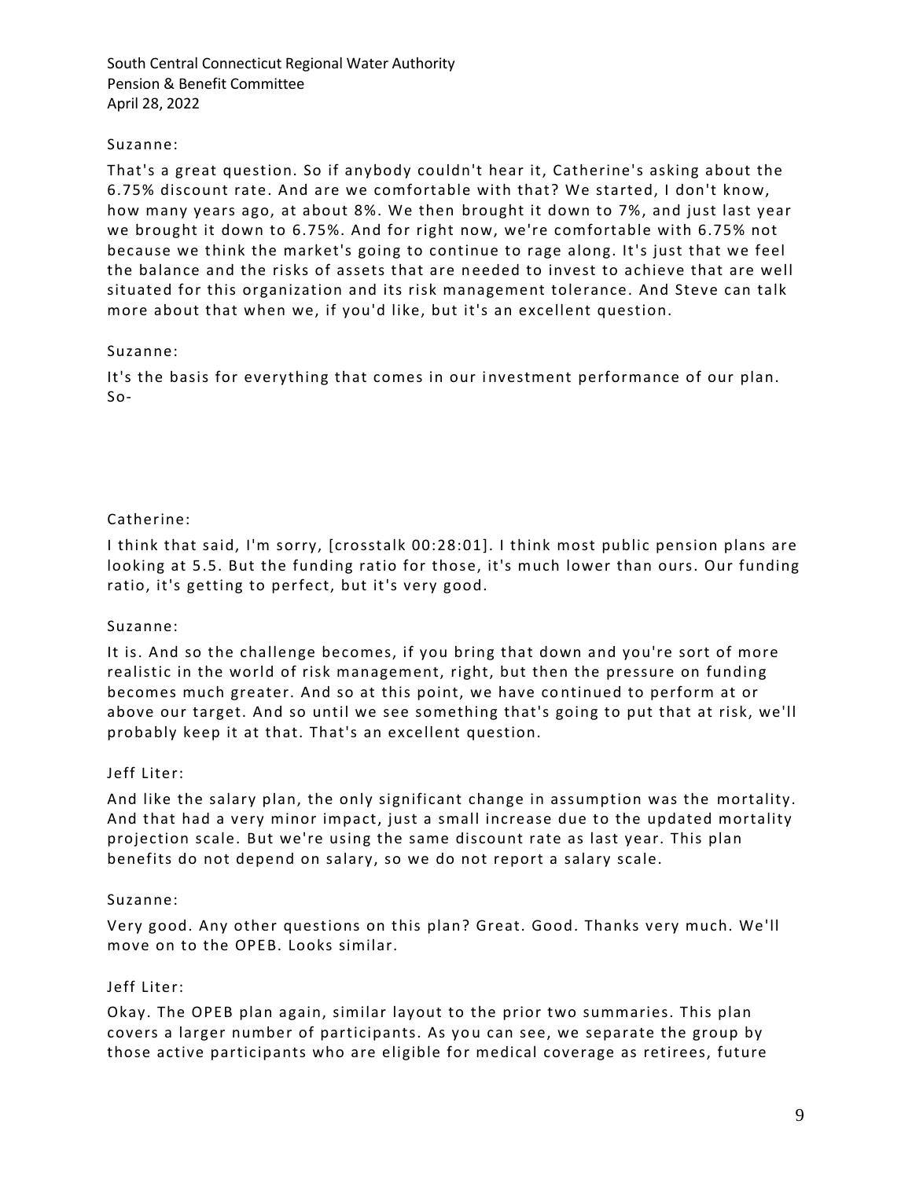Suzanne:

That's a great question. So if anybody couldn't hear it, Catherine's asking about the 6.75% discount rate. And are we comfortable with that? We started, I don't know, how many years ago, at about 8%. We then brought it down to 7%, and just last year we brought it down to 6.75%. And for right now, we're comfortable with 6.75% not because we think the market's going to continue to rage along. It's just that we feel the balance and the risks of assets that are needed to invest to achieve that are well situated for this organization and its risk management tolerance. And Steve can talk more about that when we, if you'd like, but it's an excellent question.

Suzanne:

It's the basis for everything that comes in our investment performance of our plan. So-

Catherine:

I think that said, I'm sorry, [crosstalk 00:28:01]. I think most public pension plans are looking at 5.5. But the funding ratio for those, it's much lower than ours. Our funding ratio, it's getting to perfect, but it's very good.

Suzanne:

It is. And so the challenge becomes, if you bring that down and you're sort of more realistic in the world of risk management, right, but then the pressure on funding becomes much greater. And so at this point, we have continued to perform at or above our target. And so until we see something that's going to put that at risk, we'll probably keep it at that. That's an excellent question.

Jeff Liter:

And like the salary plan, the only significant change in assumption was the mortality. And that had a very minor impact, just a small increase due to the updated mortality projection scale. But we're using the same discount rate as last year. This plan benefits do not depend on salary, so we do not report a salary scale.

Suzanne:

Very good. Any other questions on this plan? Great. Good. Thanks very much. We'll move on to the OPEB. Looks similar.

Jeff Liter:

Okay. The OPEB plan again, similar layout to the prior two summaries. This plan covers a larger number of participants. As you can see, we separate the group by those active participants who are eligible for medical coverage as retirees, future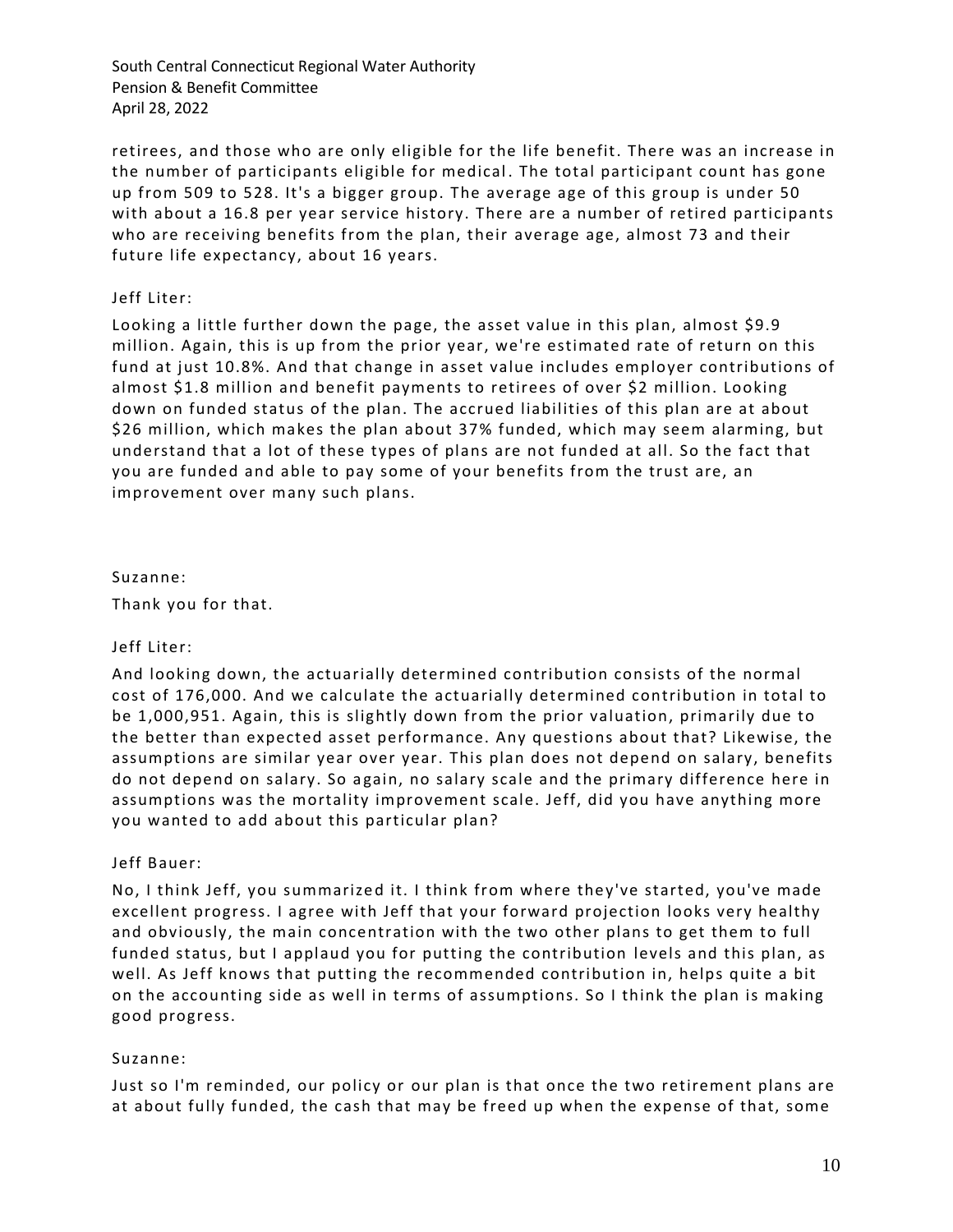retirees, and those who are only eligible for the life benefit. There was an increase in the number of participants eligible for medical. The total participant count has gone up from 509 to 528. It's a bigger group. The average age of this group is under 50 with about a 16.8 per year service history. There are a number of retired participants who are receiving benefits from the plan, their average age, almost 73 and their future life expectancy, about 16 years.

Jeff Liter:

Looking a little further down the page, the asset value in this plan, almost $9.9 million. Again, this is up from the prior year, we're estimated rate of return on this fund at just 10.8%. And that change in asset value includes employer contributions of almost $1.8 million and benefit payments to retirees of over $2 million. Looking down on funded status of the plan. The accrued liabilities of this plan are at about $26 million, which makes the plan about 37% funded, which may seem alarming, but understand that a lot of these types of plans are not funded at all. So the fact that you are funded and able to pay some of your benefits from the trust are, an improvement over many such plans.

Suzanne:

Thank you for that.

Jeff Liter:

And looking down, the actuarially determined contribution consists of the normal cost of 176,000. And we calculate the actuarially determined contribution in total to be 1,000,951. Again, this is slightly down from the prior valuation, primarily due to the better than expected asset performance. Any questions about that? Likewise, the assumptions are similar year over year. This plan does not depend on salary, benefits do not depend on salary. So again, no salary scale and the primary difference here in assumptions was the mortality improvement scale. Jeff, did you have anything more you wanted to add about this particular plan?

Jeff Bauer:

No, I think Jeff, you summarized it. I think from where they've started, you've made excellent progress. I agree with Jeff that your forward projection looks very healthy and obviously, the main concentration with the two other plans to get them to full funded status, but I applaud you for putting the contribution levels and this plan, as well. As Jeff knows that putting the recommended contribution in, helps quite a bit on the accounting side as well in terms of assumptions. So I think the plan is making good progress.

Suzanne:

Just so I'm reminded, our policy or our plan is that once the two retirement plans are at about fully funded, the cash that may be freed up when the expense of that, some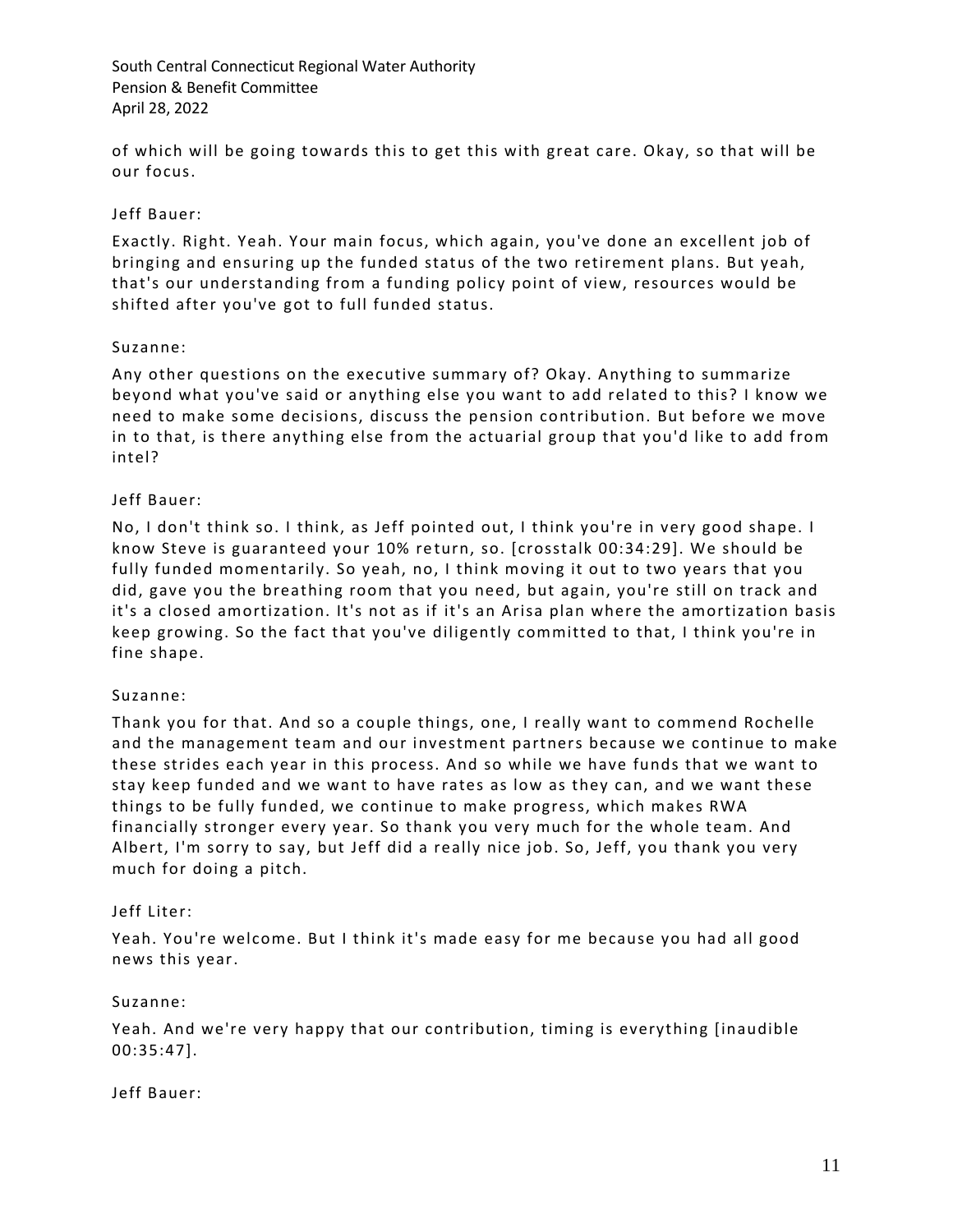of which will be going towards this to get this with great care. Okay, so that will be our focus.

Jeff Bauer:

Exactly. Right. Yeah. Your main focus, which again, you've done an excellent job of bringing and ensuring up the funded status of the two retirement plans. But yeah, that's our understanding from a funding policy point of view, resources would be shifted after you've got to full funded status.

Suzanne:

Any other questions on the executive summary of? Okay. Anything to summarize beyond what you've said or anything else you want to add related to this? I know we need to make some decisions, discuss the pension contribution. But before we move in to that, is there anything else from the actuarial group that you'd like to add from intel?

Jeff Bauer:

No, I don't think so. I think, as Jeff pointed out, I think you're in very good shape. I know Steve is guaranteed your 10% return, so. [crosstalk 00:34:29]. We should be fully funded momentarily. So yeah, no, I think moving it out to two years that you did, gave you the breathing room that you need, but again, you're still on track and it's a closed amortization. It's not as if it's an Arisa plan where the amortization basis keep growing. So the fact that you've diligently committed to that, I think you're in fine shape.

Suzanne:

Thank you for that. And so a couple things, one, I really want to commend Rochelle and the management team and our investment partners because we continue to make these strides each year in this process. And so while we have funds that we want to stay keep funded and we want to have rates as low as they can, and we want these things to be fully funded, we continue to make progress, which makes RWA financially stronger every year. So thank you very much for the whole team. And Albert, I'm sorry to say, but Jeff did a really nice job. So, Jeff, you thank you very much for doing a pitch.

Jeff Liter:

Yeah. You're welcome. But I think it's made easy for me because you had all good news this year.

Suzanne:

Yeah. And we're very happy that our contribution, timing is everything [inaudible 00:35:47].

Jeff Bauer: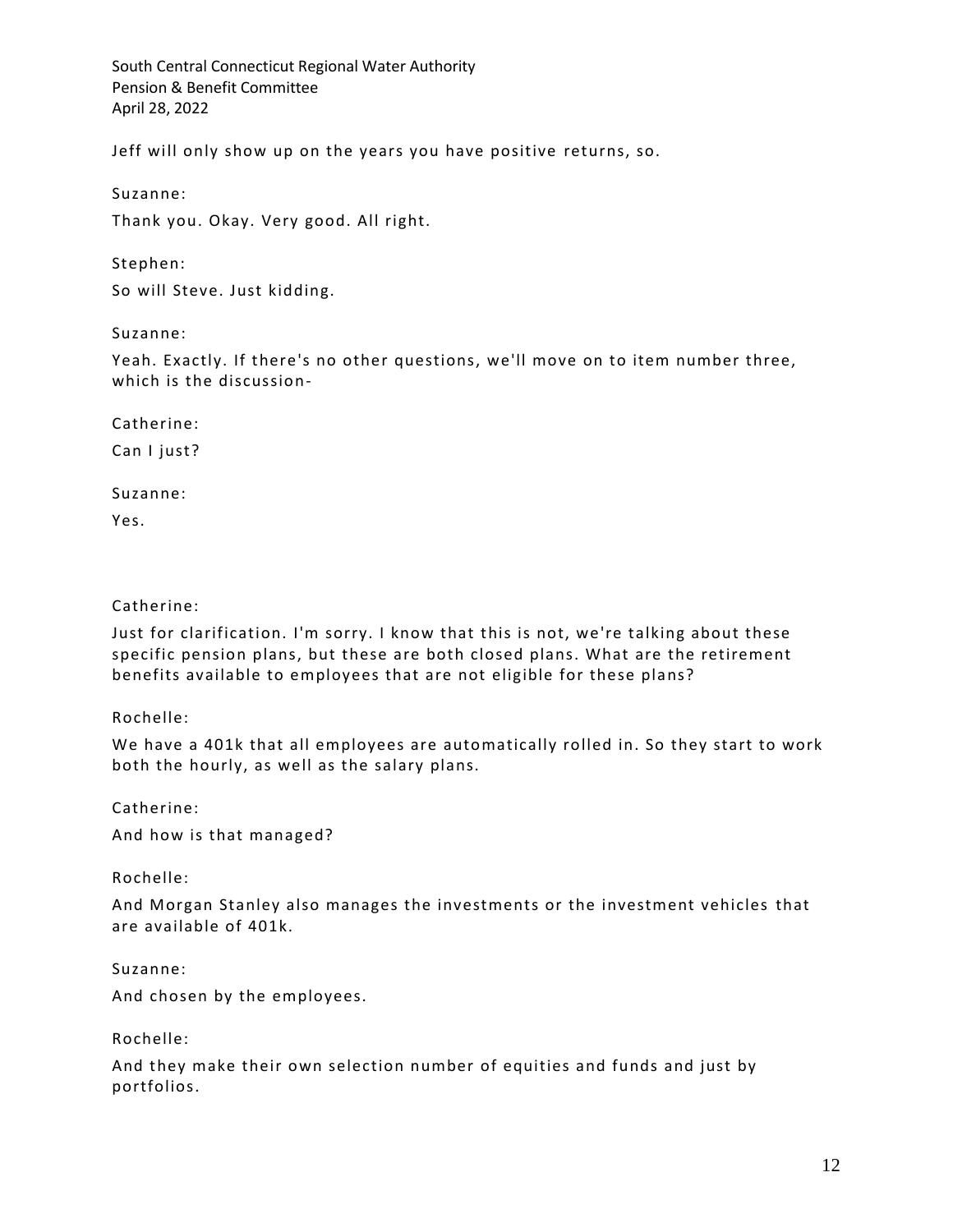Jeff will only show up on the years you have positive returns, so.

Suzanne:

Thank you. Okay. Very good. All right.

Stephen:

So will Steve. Just kidding.

Suzanne:

Yeah. Exactly. If there's no other questions, we'll move on to item number three, which is the discussion-

Catherine:

Can I just?

Suzanne:

Yes.

Catherine:

Just for clarification. I'm sorry. I know that this is not, we're talking about these specific pension plans, but these are both closed plans. What are the retirement benefits available to employees that are not eligible for these plans?

Rochelle:

We have a 401k that all employees are automatically rolled in. So they start to work both the hourly, as well as the salary plans.

Catherine:

And how is that managed?

Rochelle:

And Morgan Stanley also manages the investments or the investment vehicles that are available of 401k.

Suzanne:

And chosen by the employees.

Rochelle:

And they make their own selection number of equities and funds and just by portfolios.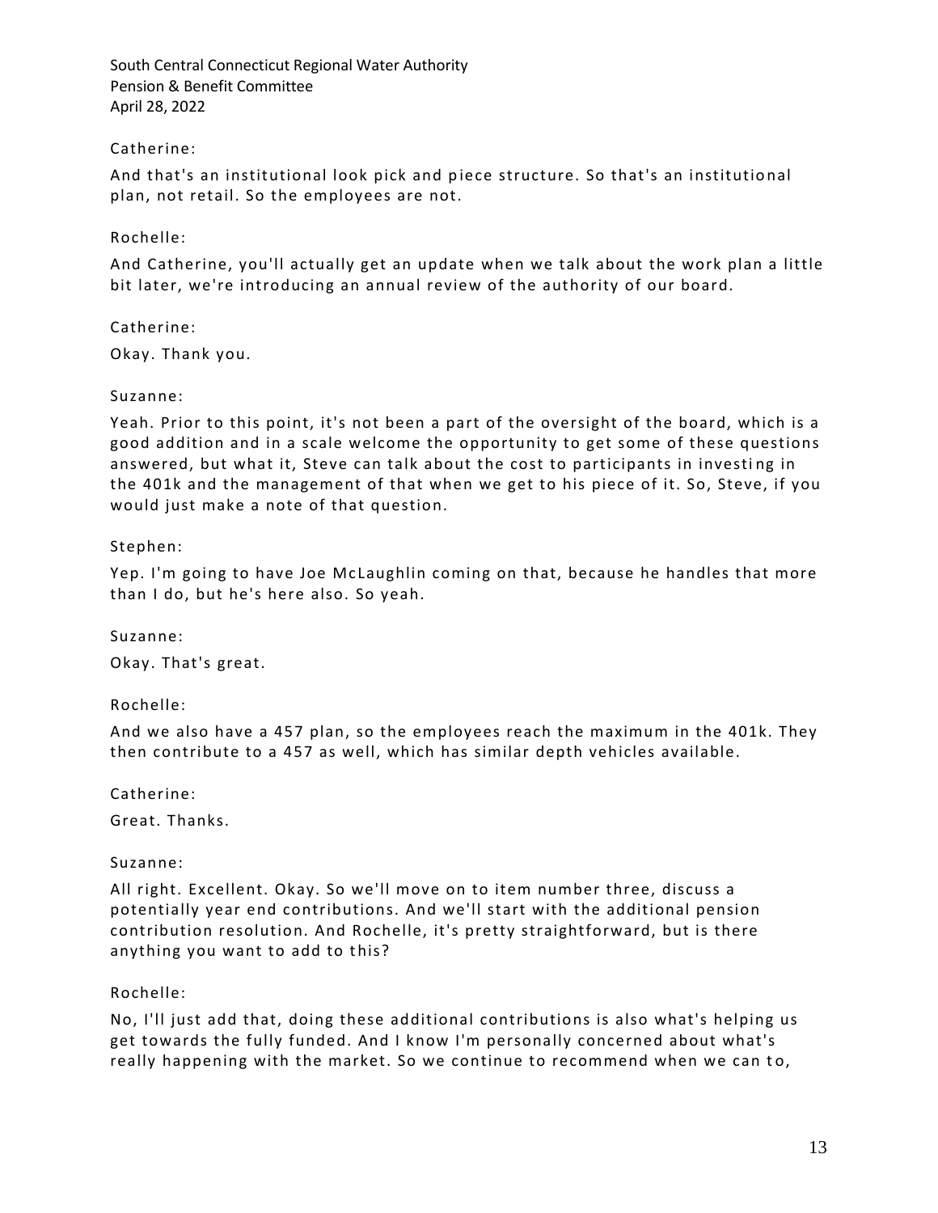Catherine:

And that's an institutional look pick and piece structure. So that's an institutional plan, not retail. So the employees are not.

Rochelle:

And Catherine, you'll actually get an update when we talk about the work plan a little bit later, we're introducing an annual review of the authority of our board.

Catherine:

Okay. Thank you.

Suzanne:

Yeah. Prior to this point, it's not been a part of the oversight of the board, which is a good addition and in a scale welcome the opportunity to get some of these questions answered, but what it, Steve can talk about the cost to participants in investing in the 401k and the management of that when we get to his piece of it. So, Steve, if you would just make a note of that question.

Stephen:

Yep. I'm going to have Joe McLaughlin coming on that, because he handles that more than I do, but he's here also. So yeah.

Suzanne:

Okay. That's great.

Rochelle:

And we also have a 457 plan, so the employees reach the maximum in the 401k. They then contribute to a 457 as well, which has similar depth vehicles available.

Catherine:

Great. Thanks.

Suzanne:

All right. Excellent. Okay. So we'll move on to item number three, discuss a potentially year end contributions. And we'll start with the additional pension contribution resolution. And Rochelle, it's pretty straightforward, but is there anything you want to add to this?

Rochelle:

No, I'll just add that, doing these additional contributions is also what's helping us get towards the fully funded. And I know I'm personally concerned about what's really happening with the market. So we continue to recommend when we can to,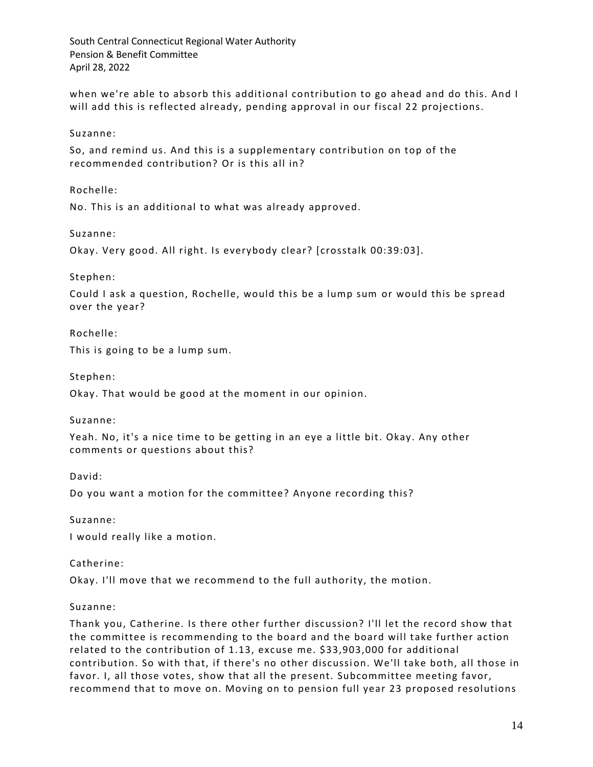when we're able to absorb this additional contribution to go ahead and do this. And I will add this is reflected already, pending approval in our fiscal 22 projections.

Suzanne:

So, and remind us. And this is a supplementary contribution on top of the recommended contribution? Or is this all in?

Rochelle:

No. This is an additional to what was already approved.

Suzanne:

Okay. Very good. All right. Is everybody clear? [crosstalk 00:39:03].

Stephen:

Could I ask a question, Rochelle, would this be a lump sum or would this be spread over the year?

Rochelle:

This is going to be a lump sum.

Stephen:

Okay. That would be good at the moment in our opinion.

Suzanne:

Yeah. No, it's a nice time to be getting in an eye a little bit. Okay. Any other comments or questions about this?

David:

Do you want a motion for the committee? Anyone recording this?

Suzanne:

I would really like a motion.

Catherine:

Okay. I'll move that we recommend to the full authority, the motion.

Suzanne:

Thank you, Catherine. Is there other further discussion? I'll let the record show that the committee is recommending to the board and the board will take further action related to the contribution of 1.13, excuse me. $33,903,000 for additional contribution. So with that, if there's no other discussion. We'll take both, all those in favor. I, all those votes, show that all the present. Subcommittee meeting favor, recommend that to move on. Moving on to pension full year 23 proposed resolutions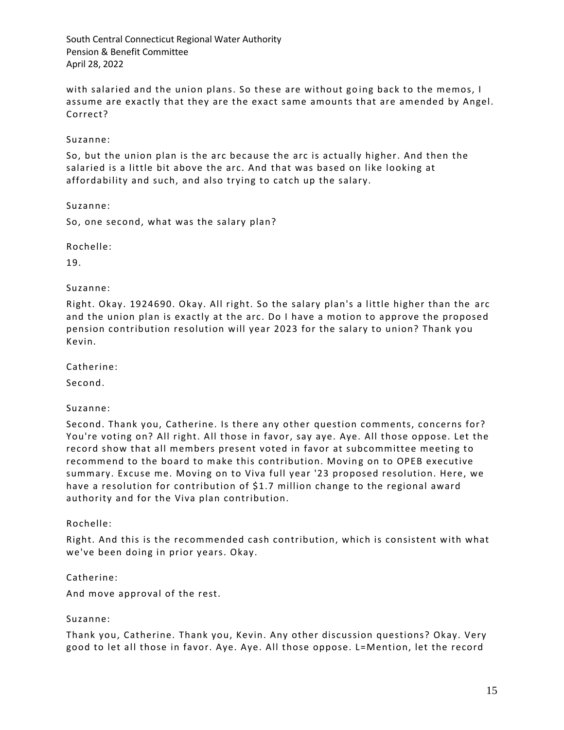with salaried and the union plans. So these are without going back to the memos, I assume are exactly that they are the exact same amounts that are amended by Angel. Correct?

Suzanne:

So, but the union plan is the arc because the arc is actually higher. And then the salaried is a little bit above the arc. And that was based on like looking at affordability and such, and also trying to catch up the salary.

Suzanne:

So, one second, what was the salary plan?

Rochelle:

19.

Suzanne:

Right. Okay. 1924690. Okay. All right. So the salary plan's a little higher than the arc and the union plan is exactly at the arc. Do I have a motion to approve the proposed pension contribution resolution will year 2023 for the salary to union? Thank you Kevin.

Catherine:

Second.

Suzanne:

Second. Thank you, Catherine. Is there any other question comments, concerns for? You're voting on? All right. All those in favor, say aye. Aye. All those oppose. Let the record show that all members present voted in favor at subcommittee meeting to recommend to the board to make this contribution. Moving on to OPEB executive summary. Excuse me. Moving on to Viva full year '23 proposed resolution. Here, we have a resolution for contribution of $1.7 million change to the regional award authority and for the Viva plan contribution.

Rochelle:

Right. And this is the recommended cash contribution, which is consistent with what we've been doing in prior years. Okay.

Catherine:

And move approval of the rest.

Suzanne:

Thank you, Catherine. Thank you, Kevin. Any other discussion questions? Okay. Very good to let all those in favor. Aye. Aye. All those oppose. L=Mention, let the record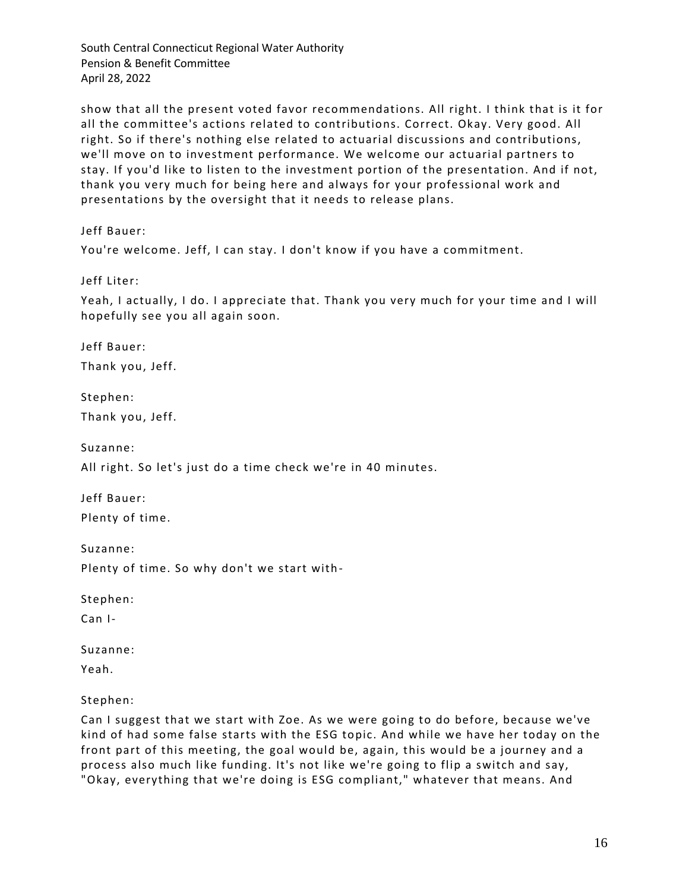show that all the present voted favor recommendations. All right. I think that is it for all the committee's actions related to contributions. Correct. Okay. Very good. All right. So if there's nothing else related to actuarial discussions and contributions, we'll move on to investment performance. We welcome our actuarial partners to stay. If you'd like to listen to the investment portion of the presentation. And if not, thank you very much for being here and always for your professional work and presentations by the oversight that it needs to release plans.

Jeff Bauer:

You're welcome. Jeff, I can stay. I don't know if you have a commitment.

Jeff Liter:

Yeah, I actually, I do. I appreciate that. Thank you very much for your time and I will hopefully see you all again soon.

Jeff Bauer:

Thank you, Jeff.

Stephen:

Thank you, Jeff.

Suzanne:

All right. So let's just do a time check we're in 40 minutes.

Jeff Bauer:

Plenty of time.

Suzanne:

Plenty of time. So why don't we start with-

Stephen:

Can I-

Suzanne:

Yeah.

Stephen:

Can I suggest that we start with Zoe. As we were going to do before, because we've kind of had some false starts with the ESG topic. And while we have her today on the front part of this meeting, the goal would be, again, this would be a journey and a process also much like funding. It's not like we're going to flip a switch and say, "Okay, everything that we're doing is ESG compliant," whatever that means. And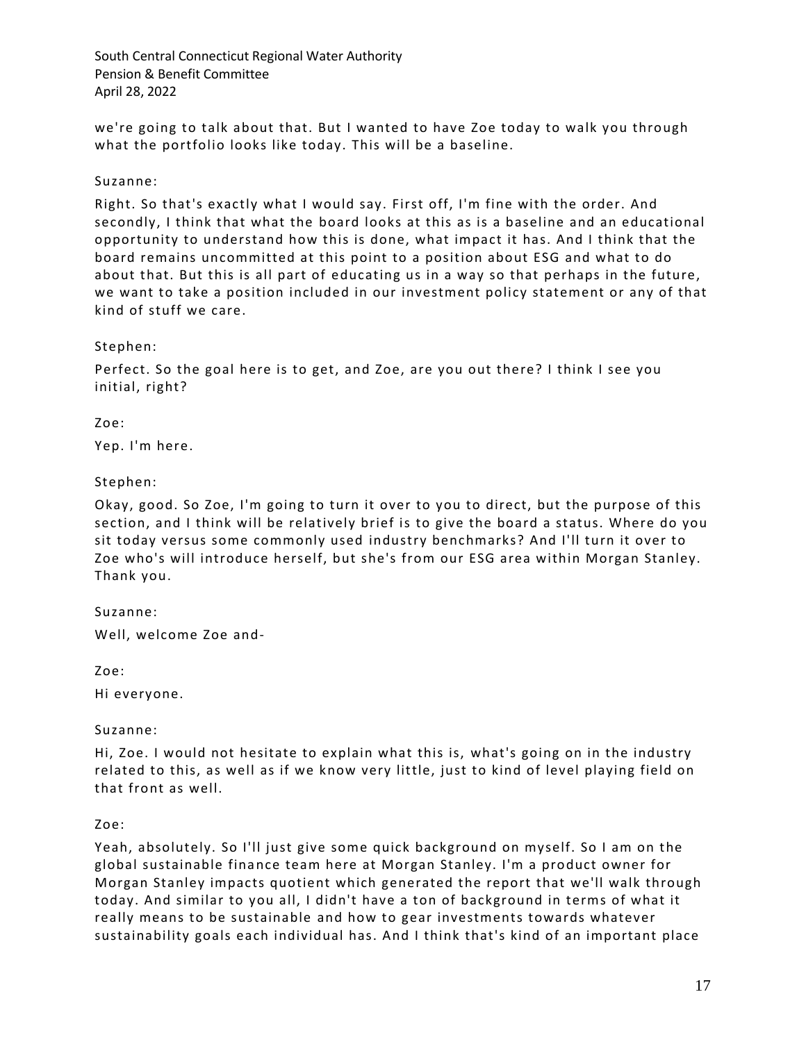we're going to talk about that. But I wanted to have Zoe today to walk you through what the portfolio looks like today. This will be a baseline.

Suzanne:

Right. So that's exactly what I would say. First off, I'm fine with the order. And secondly, I think that what the board looks at this as is a baseline and an educational opportunity to understand how this is done, what impact it has. And I think that the board remains uncommitted at this point to a position about ESG and what to do about that. But this is all part of educating us in a way so that perhaps in the future, we want to take a position included in our investment policy statement or any of that kind of stuff we care.

Stephen:

Perfect. So the goal here is to get, and Zoe, are you out there? I think I see you initial, right?

Zoe:

Yep. I'm here.

Stephen:

Okay, good. So Zoe, I'm going to turn it over to you to direct, but the purpose of this section, and I think will be relatively brief is to give the board a status. Where do you sit today versus some commonly used industry benchmarks? And I'll turn it over to Zoe who's will introduce herself, but she's from our ESG area within Morgan Stanley. Thank you.

Suzanne:

Well, welcome Zoe and-

Zoe:

Hi everyone.

Suzanne:

Hi, Zoe. I would not hesitate to explain what this is, what's going on in the industry related to this, as well as if we know very little, just to kind of level playing field on that front as well.

Zoe:

Yeah, absolutely. So I'll just give some quick background on myself. So I am on the global sustainable finance team here at Morgan Stanley. I'm a product owner for Morgan Stanley impacts quotient which generated the report that we'll walk through today. And similar to you all, I didn't have a ton of background in terms of what it really means to be sustainable and how to gear investments towards whatever sustainability goals each individual has. And I think that's kind of an important place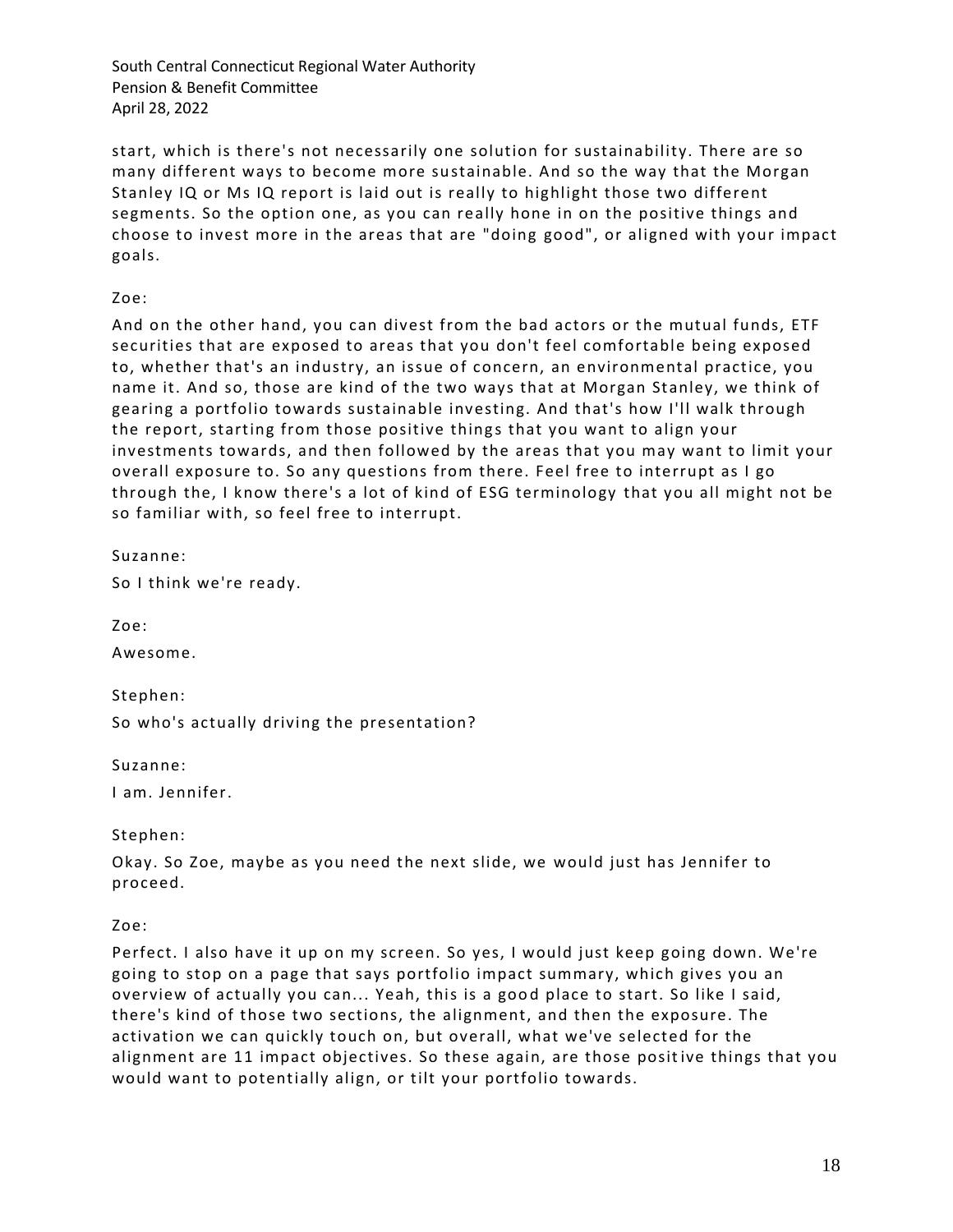start, which is there's not necessarily one solution for sustainability. There are so many different ways to become more sustainable. And so the way that the Morgan Stanley IQ or Ms IQ report is laid out is really to highlight those two different segments. So the option one, as you can really hone in on the positive things and choose to invest more in the areas that are "doing good", or aligned with your impact goals.

Zoe:

And on the other hand, you can divest from the bad actors or the mutual funds, ETF securities that are exposed to areas that you don't feel comfortable being exposed to, whether that's an industry, an issue of concern, an environmental practice, you name it. And so, those are kind of the two ways that at Morgan Stanley, we think of gearing a portfolio towards sustainable investing. And that's how I'll walk through the report, starting from those positive things that you want to align your investments towards, and then followed by the areas that you may want to limit your overall exposure to. So any questions from there. Feel free to interrupt as I go through the, I know there's a lot of kind of ESG terminology that you all might not be so familiar with, so feel free to interrupt.

Suzanne:

So I think we're ready.

Zoe:

Awesome.

Stephen:

So who's actually driving the presentation?

Suzanne:

I am. Jennifer.

Stephen:

Okay. So Zoe, maybe as you need the next slide, we would just has Jennifer to proceed.

Zoe:

Perfect. I also have it up on my screen. So yes, I would just keep going down. We're going to stop on a page that says portfolio impact summary, which gives you an overview of actually you can... Yeah, this is a good place to start. So like I said, there's kind of those two sections, the alignment, and then the exposure. The activation we can quickly touch on, but overall, what we've selected for the alignment are 11 impact objectives. So these again, are those positive things that you would want to potentially align, or tilt your portfolio towards.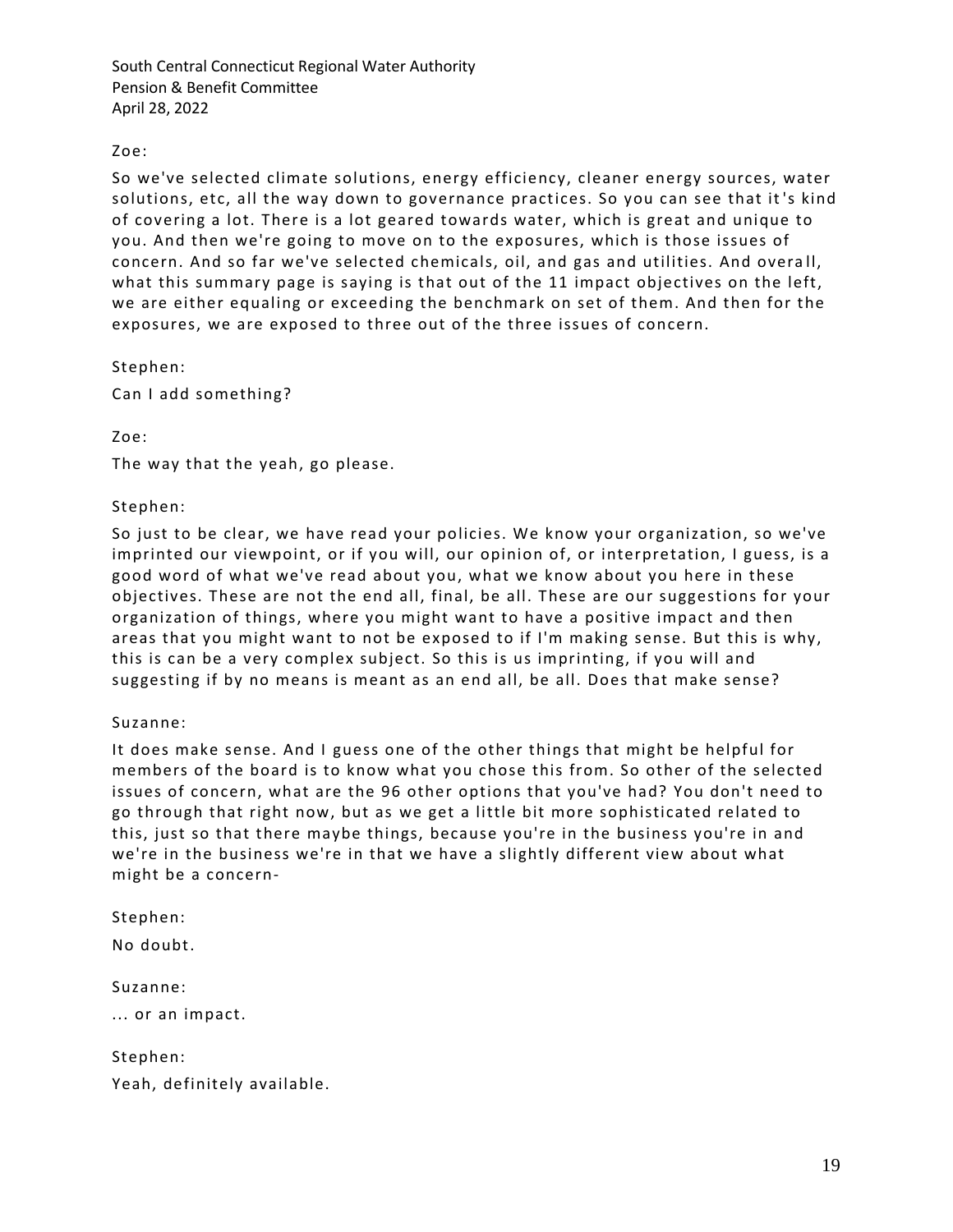Zoe:

So we've selected climate solutions, energy efficiency, cleaner energy sources, water solutions, etc, all the way down to governance practices. So you can see that it's kind of covering a lot. There is a lot geared towards water, which is great and unique to you. And then we're going to move on to the exposures, which is those issues of concern. And so far we've selected chemicals, oil, and gas and utilities. And overall, what this summary page is saying is that out of the 11 impact objectives on the left, we are either equaling or exceeding the benchmark on set of them. And then for the exposures, we are exposed to three out of the three issues of concern.

Stephen:

Can I add something?

Zoe:

The way that the yeah, go please.

Stephen:

So just to be clear, we have read your policies. We know your organization, so we've imprinted our viewpoint, or if you will, our opinion of, or interpretation, I guess, is a good word of what we've read about you, what we know about you here in these objectives. These are not the end all, final, be all. These are our suggestions for your organization of things, where you might want to have a positive impact and then areas that you might want to not be exposed to if I'm making sense. But this is why, this is can be a very complex subject. So this is us imprinting, if you will and suggesting if by no means is meant as an end all, be all. Does that make sense?

Suzanne:

It does make sense. And I guess one of the other things that might be helpful for members of the board is to know what you chose this from. So other of the selected issues of concern, what are the 96 other options that you've had? You don't need to go through that right now, but as we get a little bit more sophisticated related to this, just so that there maybe things, because you're in the business you're in and we're in the business we're in that we have a slightly different view about what might be a concern-

Stephen:

No doubt.

Suzanne:

... or an impact.

Stephen:

Yeah, definitely available.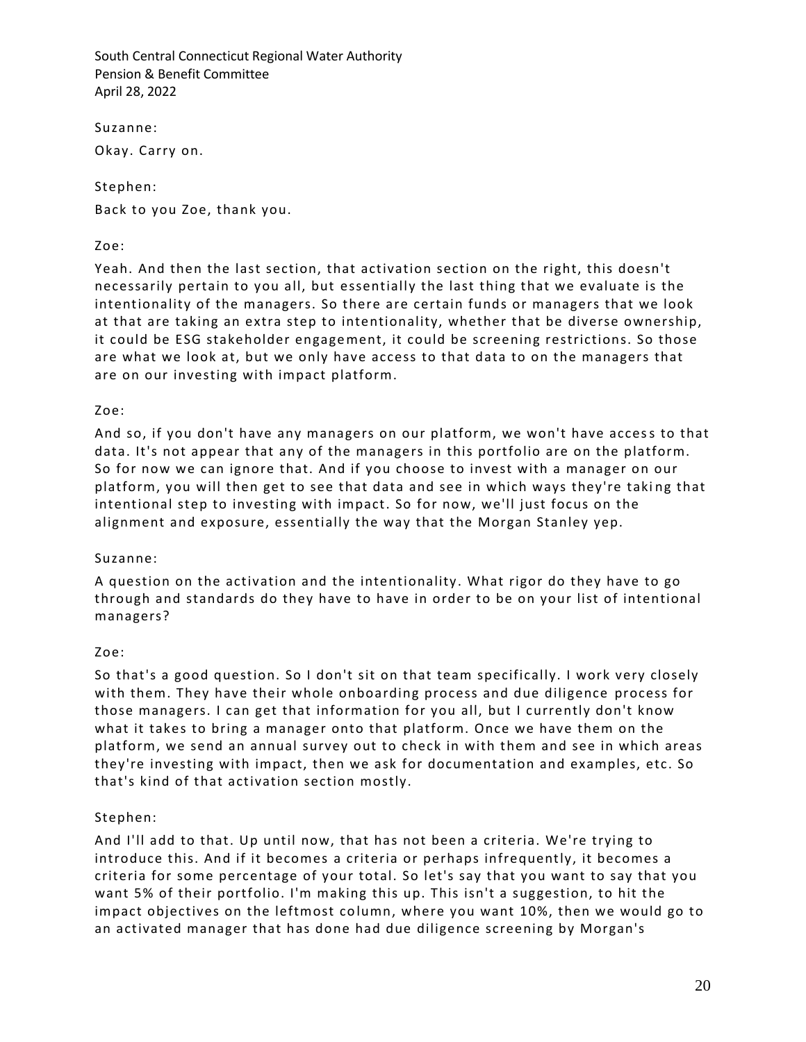Suzanne:

Okay. Carry on.

Stephen:

Back to you Zoe, thank you.

Zoe:

Yeah. And then the last section, that activation section on the right, this doesn't necessarily pertain to you all, but essentially the last thing that we evaluate is the intentionality of the managers. So there are certain funds or managers that we look at that are taking an extra step to intentionality, whether that be diverse ownership, it could be ESG stakeholder engagement, it could be screening restrictions. So those are what we look at, but we only have access to that data to on the managers that are on our investing with impact platform.

Zoe:

And so, if you don't have any managers on our platform, we won't have access to that data. It's not appear that any of the managers in this portfolio are on the platform. So for now we can ignore that. And if you choose to invest with a manager on our platform, you will then get to see that data and see in which ways they're taking that intentional step to investing with impact. So for now, we'll just focus on the alignment and exposure, essentially the way that the Morgan Stanley yep.

Suzanne:

A question on the activation and the intentionality. What rigor do they have to go through and standards do they have to have in order to be on your list of intentional managers?

Zoe:

So that's a good question. So I don't sit on that team specifically. I work very closely with them. They have their whole onboarding process and due diligence process for those managers. I can get that information for you all, but I currently don't know what it takes to bring a manager onto that platform. Once we have them on the platform, we send an annual survey out to check in with them and see in which areas they're investing with impact, then we ask for documentation and examples, etc. So that's kind of that activation section mostly.

Stephen:

And I'll add to that. Up until now, that has not been a criteria. We're trying to introduce this. And if it becomes a criteria or perhaps infrequently, it becomes a criteria for some percentage of your total. So let's say that you want to say that you want 5% of their portfolio. I'm making this up. This isn't a suggestion, to hit the impact objectives on the leftmost column, where you want 10%, then we would go to an activated manager that has done had due diligence screening by Morgan's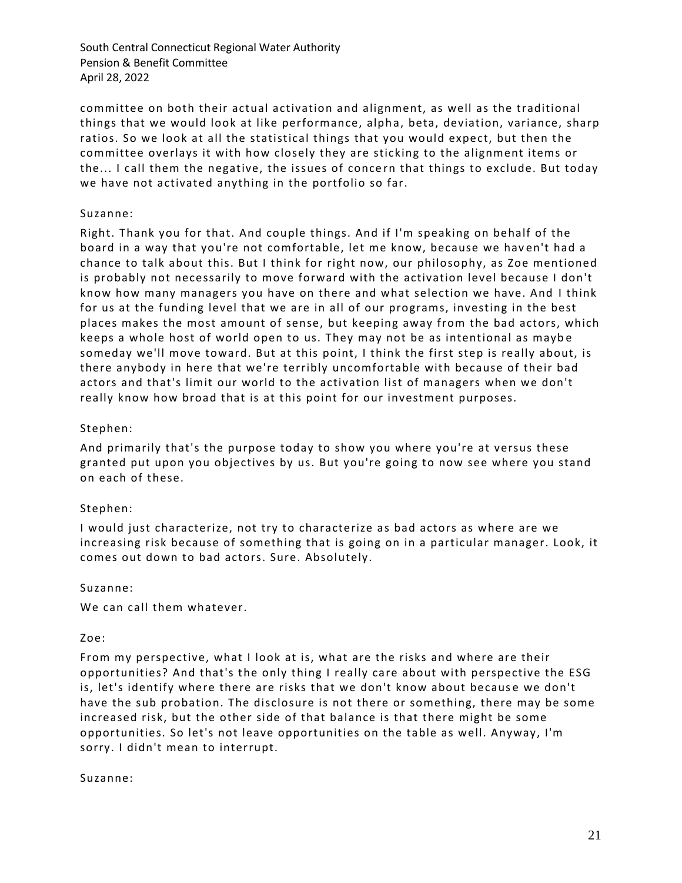committee on both their actual activation and alignment, as well as the traditional things that we would look at like performance, alpha, beta, deviation, variance, sharp ratios. So we look at all the statistical things that you would expect, but then the committee overlays it with how closely they are sticking to the alignment items or the... I call them the negative, the issues of concern that things to exclude. But today we have not activated anything in the portfolio so far.

Suzanne:

Right. Thank you for that. And couple things. And if I'm speaking on behalf of the board in a way that you're not comfortable, let me know, because we haven't had a chance to talk about this. But I think for right now, our philosophy, as Zoe mentioned is probably not necessarily to move forward with the activation level because I don't know how many managers you have on there and what selection we have. And I think for us at the funding level that we are in all of our programs, investing in the best places makes the most amount of sense, but keeping away from the bad actors, which keeps a whole host of world open to us. They may not be as intentional as maybe someday we'll move toward. But at this point, I think the first step is really about, is there anybody in here that we're terribly uncomfortable with because of their bad actors and that's limit our world to the activation list of managers when we don't really know how broad that is at this point for our investment purposes.

Stephen:

And primarily that's the purpose today to show you where you're at versus these granted put upon you objectives by us. But you're going to now see where you stand on each of these.

Stephen:

I would just characterize, not try to characterize as bad actors as where are we increasing risk because of something that is going on in a particular manager. Look, it comes out down to bad actors. Sure. Absolutely.

Suzanne:

We can call them whatever.

Zoe:

From my perspective, what I look at is, what are the risks and where are their opportunities? And that's the only thing I really care about with perspective the ESG is, let's identify where there are risks that we don't know about because we don't have the sub probation. The disclosure is not there or something, there may be some increased risk, but the other side of that balance is that there might be some opportunities. So let's not leave opportunities on the table as well. Anyway, I'm sorry. I didn't mean to interrupt.

Suzanne: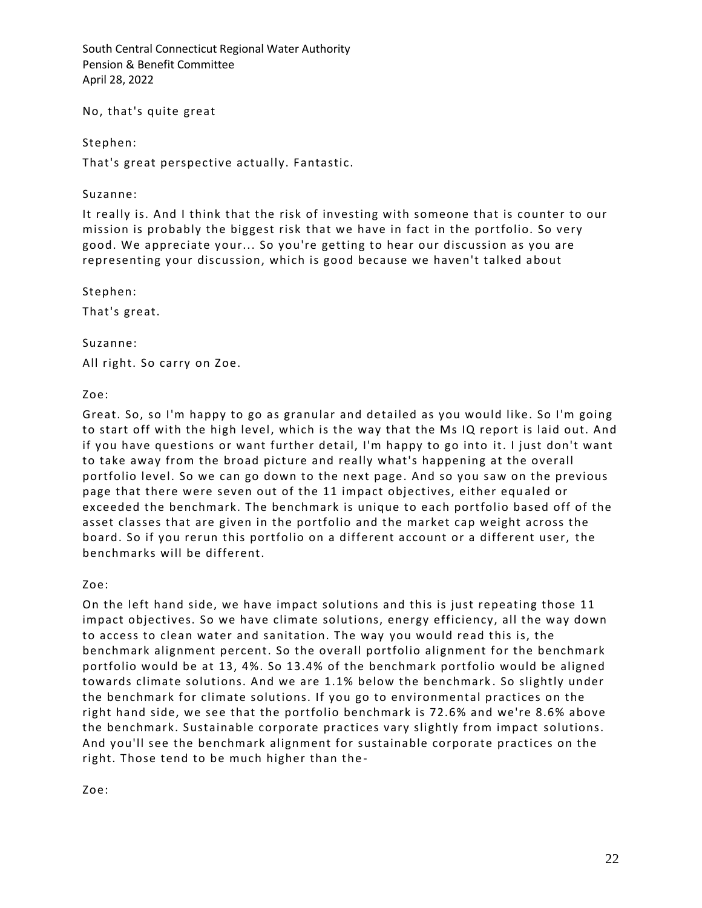No, that's quite great

Stephen:

That's great perspective actually. Fantastic.

Suzanne:

It really is. And I think that the risk of investing with someone that is counter to our mission is probably the biggest risk that we have in fact in the portfolio. So very good. We appreciate your... So you're getting to hear our discussion as you are representing your discussion, which is good because we haven't talked about

Stephen:

That's great.

Suzanne:

All right. So carry on Zoe.

Zoe:

Great. So, so I'm happy to go as granular and detailed as you would like. So I'm going to start off with the high level, which is the way that the Ms IQ report is laid out. And if you have questions or want further detail, I'm happy to go into it. I just don't want to take away from the broad picture and really what's happening at the overall portfolio level. So we can go down to the next page. And so you saw on the previous page that there were seven out of the 11 impact objectives, either equaled or exceeded the benchmark. The benchmark is unique to each portfolio based off of the asset classes that are given in the portfolio and the market cap weight across the board. So if you rerun this portfolio on a different account or a different user, the benchmarks will be different.

Zoe:

On the left hand side, we have impact solutions and this is just repeating those 11 impact objectives. So we have climate solutions, energy efficiency, all the way down to access to clean water and sanitation. The way you would read this is, the benchmark alignment percent. So the overall portfolio alignment for the benchmark portfolio would be at 13, 4%. So 13.4% of the benchmark portfolio would be aligned towards climate solutions. And we are 1.1% below the benchmark. So slightly under the benchmark for climate solutions. If you go to environmental practices on the right hand side, we see that the portfolio benchmark is 72.6% and we're 8.6% above the benchmark. Sustainable corporate practices vary slightly from impact solutions. And you'll see the benchmark alignment for sustainable corporate practices on the right. Those tend to be much higher than the-

Zoe: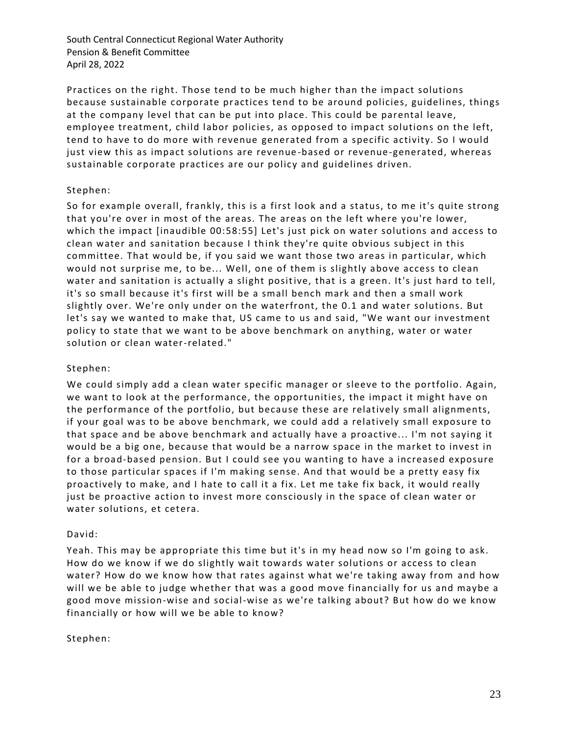Practices on the right. Those tend to be much higher than the impact solutions because sustainable corporate practices tend to be around policies, guidelines, things at the company level that can be put into place. This could be parental leave, employee treatment, child labor policies, as opposed to impact solutions on the left, tend to have to do more with revenue generated from a specific activity. So I would just view this as impact solutions are revenue-based or revenue-generated, whereas sustainable corporate practices are our policy and guidelines driven.

Stephen:

So for example overall, frankly, this is a first look and a status, to me it's quite strong that you're over in most of the areas. The areas on the left where you're lower, which the impact [inaudible 00:58:55] Let's just pick on water solutions and access to clean water and sanitation because I think they're quite obvious subject in this committee. That would be, if you said we want those two areas in particular, which would not surprise me, to be... Well, one of them is slightly above access to clean water and sanitation is actually a slight positive, that is a green. It's just hard to tell, it's so small because it's first will be a small bench mark and then a small work slightly over. We're only under on the waterfront, the 0.1 and water solutions. But let's say we wanted to make that, US came to us and said, "We want our investment policy to state that we want to be above benchmark on anything, water or water solution or clean water-related."

Stephen:

We could simply add a clean water specific manager or sleeve to the portfolio. Again, we want to look at the performance, the opportunities, the impact it might have on the performance of the portfolio, but because these are relatively small alignments, if your goal was to be above benchmark, we could add a relatively small exposure to that space and be above benchmark and actually have a proactive... I'm not saying it would be a big one, because that would be a narrow space in the market to invest in for a broad-based pension. But I could see you wanting to have a increased exposure to those particular spaces if I'm making sense. And that would be a pretty easy fix proactively to make, and I hate to call it a fix. Let me take fix back, it would really just be proactive action to invest more consciously in the space of clean water or water solutions, et cetera.

David:

Yeah. This may be appropriate this time but it's in my head now so I'm going to ask. How do we know if we do slightly wait towards water solutions or access to clean water? How do we know how that rates against what we're taking away from and how will we be able to judge whether that was a good move financially for us and maybe a good move mission-wise and social-wise as we're talking about? But how do we know financially or how will we be able to know?

Stephen: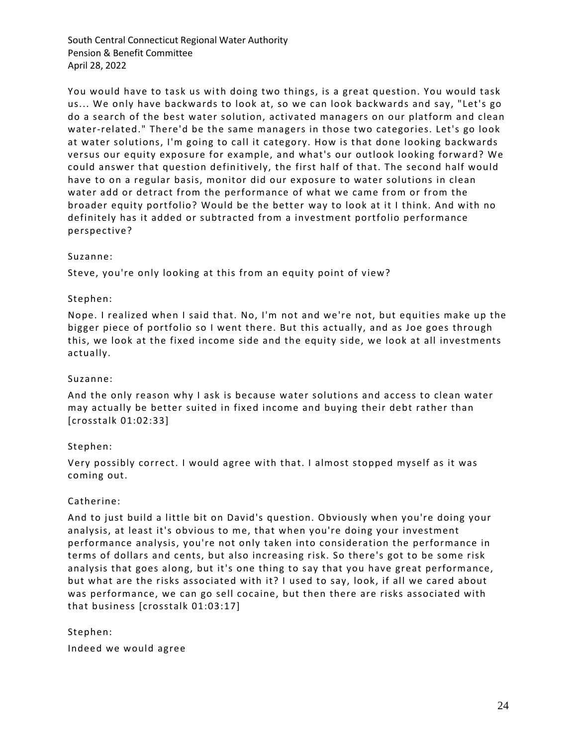You would have to task us with doing two things, is a great question. You would task us... We only have backwards to look at, so we can look backwards and say, "Let's go do a search of the best water solution, activated managers on our platform and clean water-related." There'd be the same managers in those two categories. Let's go look at water solutions, I'm going to call it category. How is that done looking backwards versus our equity exposure for example, and what's our outlook looking forward? We could answer that question definitively, the first half of that. The second half would have to on a regular basis, monitor did our exposure to water solutions in clean water add or detract from the performance of what we came from or from the broader equity portfolio? Would be the better way to look at it I think. And with no definitely has it added or subtracted from a investment portfolio performance perspective?

Suzanne:

Steve, you're only looking at this from an equity point of view?

Stephen:

Nope. I realized when I said that. No, I'm not and we're not, but equities make up the bigger piece of portfolio so I went there. But this actually, and as Joe goes through this, we look at the fixed income side and the equity side, we look at all investments actually.

Suzanne:

And the only reason why I ask is because water solutions and access to clean water may actually be better suited in fixed income and buying their debt rather than [crosstalk 01:02:33]

Stephen:

Very possibly correct. I would agree with that. I almost stopped myself as it was coming out.

Catherine:

And to just build a little bit on David's question. Obviously when you're doing your analysis, at least it's obvious to me, that when you're doing your investment performance analysis, you're not only taken into consideration the performance in terms of dollars and cents, but also increasing risk. So there's got to be some risk analysis that goes along, but it's one thing to say that you have great performance, but what are the risks associated with it? I used to say, look, if all we cared about was performance, we can go sell cocaine, but then there are risks associated with that business [crosstalk 01:03:17]

Stephen:

Indeed we would agree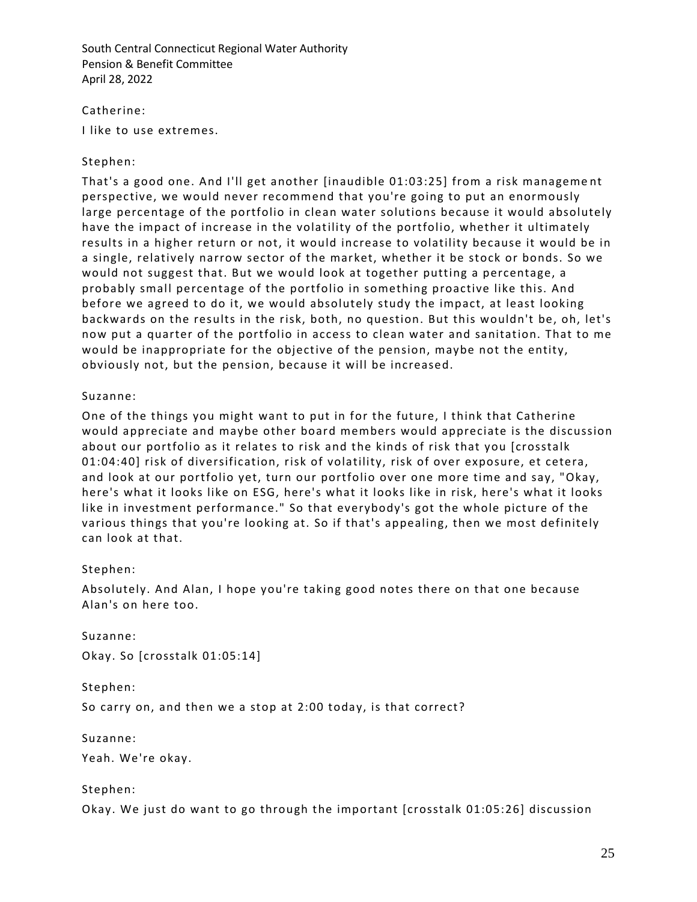Catherine:

I like to use extremes.

Stephen:

That's a good one. And I'll get another [inaudible 01:03:25] from a risk management perspective, we would never recommend that you're going to put an enormously large percentage of the portfolio in clean water solutions because it would absolutely have the impact of increase in the volatility of the portfolio, whether it ultimately results in a higher return or not, it would increase to volatility because it would be in a single, relatively narrow sector of the market, whether it be stock or bonds. So we would not suggest that. But we would look at together putting a percentage, a probably small percentage of the portfolio in something proactive like this. And before we agreed to do it, we would absolutely study the impact, at least looking backwards on the results in the risk, both, no question. But this wouldn't be, oh, let's now put a quarter of the portfolio in access to clean water and sanitation. That to me would be inappropriate for the objective of the pension, maybe not the entity, obviously not, but the pension, because it will be increased.

Suzanne:

One of the things you might want to put in for the future, I think that Catherine would appreciate and maybe other board members would appreciate is the discussion about our portfolio as it relates to risk and the kinds of risk that you [crosstalk 01:04:40] risk of diversification, risk of volatility, risk of over exposure, et cetera, and look at our portfolio yet, turn our portfolio over one more time and say, "Okay, here's what it looks like on ESG, here's what it looks like in risk, here's what it looks like in investment performance." So that everybody's got the whole picture of the various things that you're looking at. So if that's appealing, then we most definitely can look at that.

Stephen:

Absolutely. And Alan, I hope you're taking good notes there on that one because Alan's on here too.

Suzanne:

Okay. So [crosstalk 01:05:14]

Stephen:

So carry on, and then we a stop at 2:00 today, is that correct?

Suzanne:

Yeah. We're okay.

Stephen:

Okay. We just do want to go through the important [crosstalk 01:05:26] discussion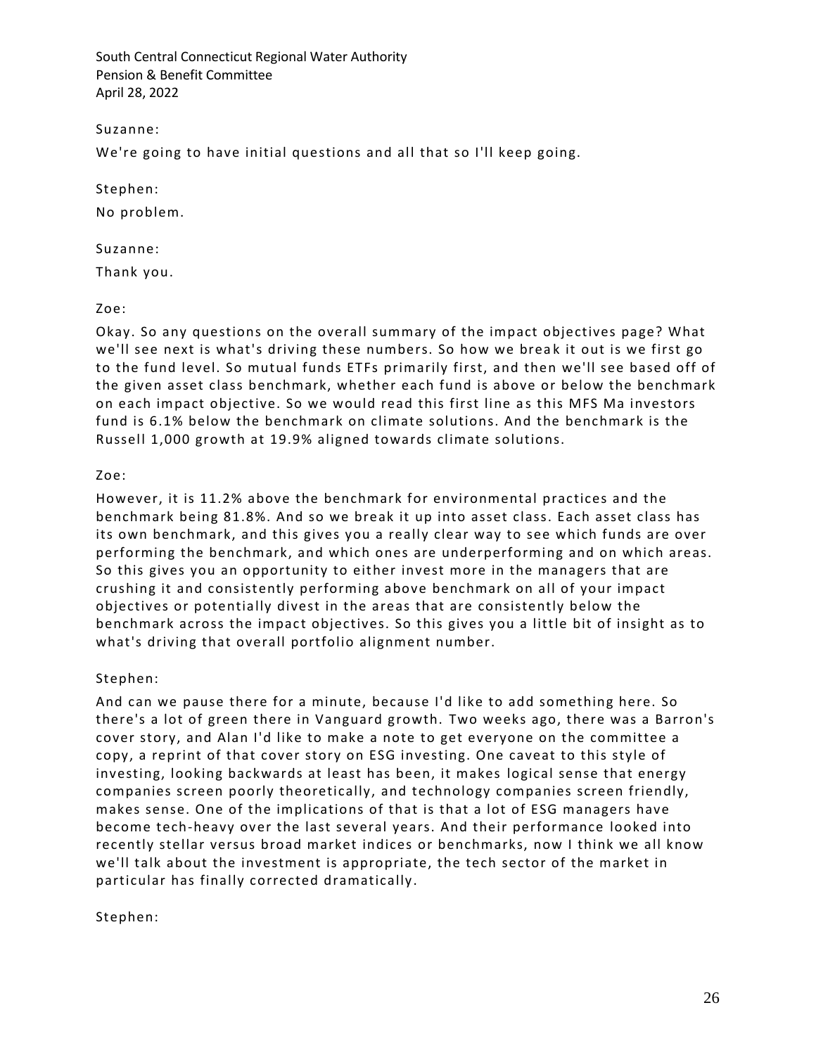Suzanne:

We're going to have initial questions and all that so I'll keep going.

Stephen:

No problem.

Suzanne:

Thank you.

Zoe:

Okay. So any questions on the overall summary of the impact objectives page? What we'll see next is what's driving these numbers. So how we break it out is we first go to the fund level. So mutual funds ETFs primarily first, and then we'll see based off of the given asset class benchmark, whether each fund is above or below the benchmark on each impact objective. So we would read this first line as this MFS Ma investors fund is 6.1% below the benchmark on climate solutions. And the benchmark is the Russell 1,000 growth at 19.9% aligned towards climate solutions.

Zoe:

However, it is 11.2% above the benchmark for environmental practices and the benchmark being 81.8%. And so we break it up into asset class. Each asset class has its own benchmark, and this gives you a really clear way to see which funds are over performing the benchmark, and which ones are underperforming and on which areas. So this gives you an opportunity to either invest more in the managers that are crushing it and consistently performing above benchmark on all of your impact objectives or potentially divest in the areas that are consistently below the benchmark across the impact objectives. So this gives you a little bit of insight as to what's driving that overall portfolio alignment number.

Stephen:

And can we pause there for a minute, because I'd like to add something here. So there's a lot of green there in Vanguard growth. Two weeks ago, there was a Barron's cover story, and Alan I'd like to make a note to get everyone on the committee a copy, a reprint of that cover story on ESG investing. One caveat to this style of investing, looking backwards at least has been, it makes logical sense that energy companies screen poorly theoretically, and technology companies screen friendly, makes sense. One of the implications of that is that a lot of ESG managers have become tech-heavy over the last several years. And their performance looked into recently stellar versus broad market indices or benchmarks, now I think we all know we'll talk about the investment is appropriate, the tech sector of the market in particular has finally corrected dramatically.

Stephen: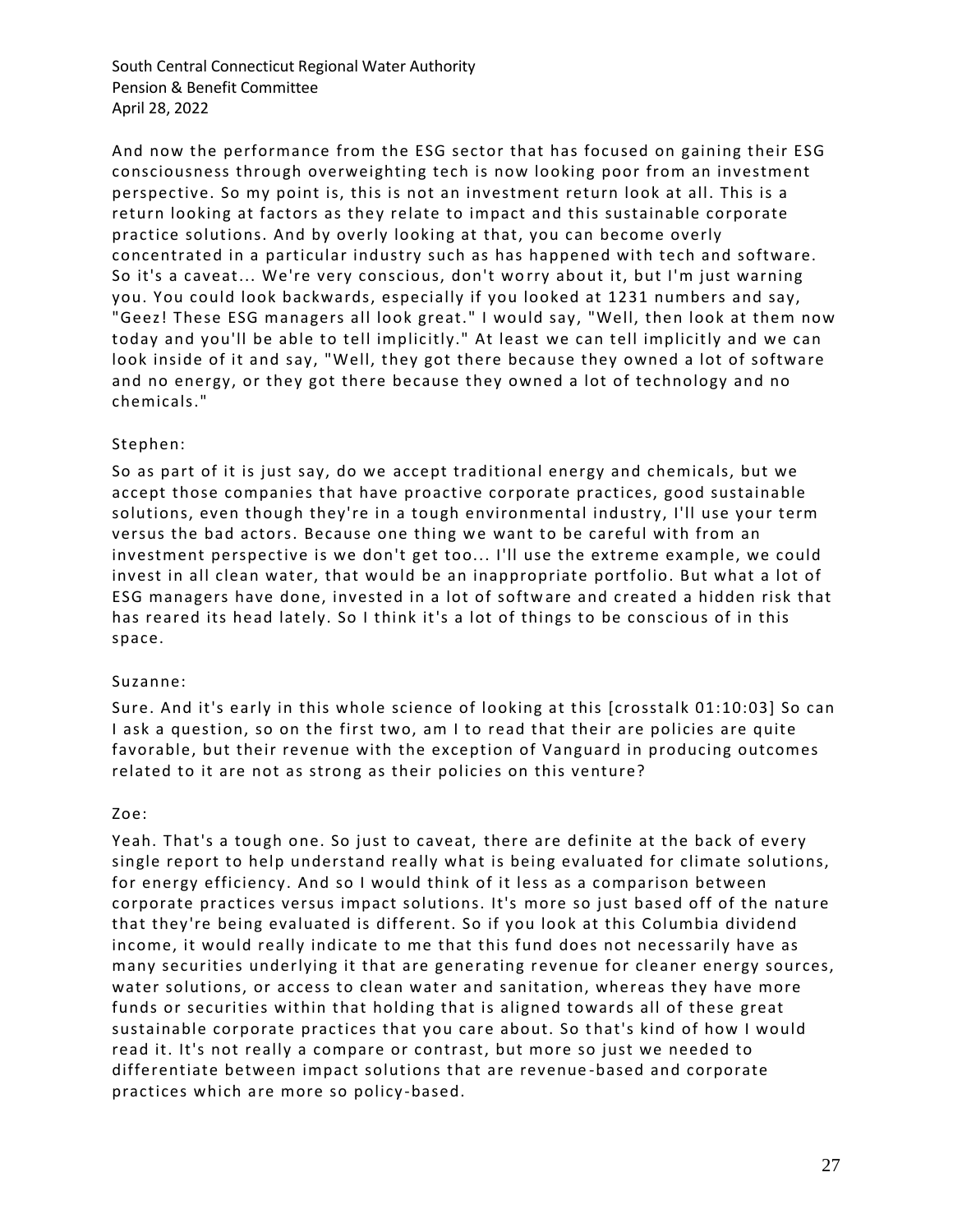And now the performance from the ESG sector that has focused on gaining their ESG consciousness through overweighting tech is now looking poor from an investment perspective. So my point is, this is not an investment return look at all. This is a return looking at factors as they relate to impact and this sustainable corporate practice solutions. And by overly looking at that, you can become overly concentrated in a particular industry such as has happened with tech and software. So it's a caveat... We're very conscious, don't worry about it, but I'm just warning you. You could look backwards, especially if you looked at 1231 numbers and say, "Geez! These ESG managers all look great." I would say, "Well, then look at them now today and you'll be able to tell implicitly." At least we can tell implicitly and we can look inside of it and say, "Well, they got there because they owned a lot of software and no energy, or they got there because they owned a lot of technology and no chemicals."

Stephen:

So as part of it is just say, do we accept traditional energy and chemicals, but we accept those companies that have proactive corporate practices, good sustainable solutions, even though they're in a tough environmental industry, I'll use your term versus the bad actors. Because one thing we want to be careful with from an investment perspective is we don't get too... I'll use the extreme example, we could invest in all clean water, that would be an inappropriate portfolio. But what a lot of ESG managers have done, invested in a lot of software and created a hidden risk that has reared its head lately. So I think it's a lot of things to be conscious of in this space.

Suzanne:

Sure. And it's early in this whole science of looking at this [crosstalk 01:10:03] So can I ask a question, so on the first two, am I to read that their are policies are quite favorable, but their revenue with the exception of Vanguard in producing outcomes related to it are not as strong as their policies on this venture?

Zoe:

Yeah. That's a tough one. So just to caveat, there are definite at the back of every single report to help understand really what is being evaluated for climate solutions, for energy efficiency. And so I would think of it less as a comparison between corporate practices versus impact solutions. It's more so just based off of the nature that they're being evaluated is different. So if you look at this Columbia dividend income, it would really indicate to me that this fund does not necessarily have as many securities underlying it that are generating revenue for cleaner energy sources, water solutions, or access to clean water and sanitation, whereas they have more funds or securities within that holding that is aligned towards all of these great sustainable corporate practices that you care about. So that's kind of how I would read it. It's not really a compare or contrast, but more so just we needed to differentiate between impact solutions that are revenue-based and corporate practices which are more so policy-based.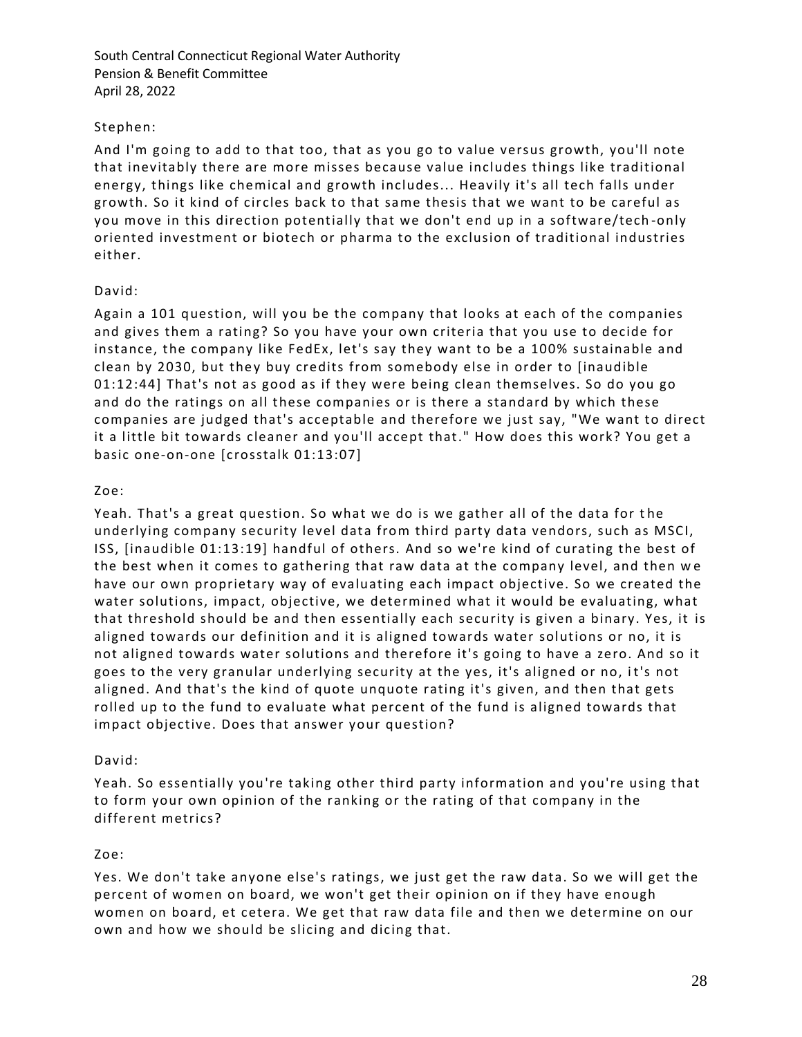Stephen:

And I'm going to add to that too, that as you go to value versus growth, you'll note that inevitably there are more misses because value includes things like traditional energy, things like chemical and growth includes... Heavily it's all tech falls under growth. So it kind of circles back to that same thesis that we want to be careful as you move in this direction potentially that we don't end up in a software/tech-only oriented investment or biotech or pharma to the exclusion of traditional industries either.

David:

Again a 101 question, will you be the company that looks at each of the companies and gives them a rating? So you have your own criteria that you use to decide for instance, the company like FedEx, let's say they want to be a 100% sustainable and clean by 2030, but they buy credits from somebody else in order to [inaudible 01:12:44] That's not as good as if they were being clean themselves. So do you go and do the ratings on all these companies or is there a standard by which these companies are judged that's acceptable and therefore we just say, "We want to direct it a little bit towards cleaner and you'll accept that." How does this work? You get a basic one-on-one [crosstalk 01:13:07]

Zoe:

Yeah. That's a great question. So what we do is we gather all of the data for the underlying company security level data from third party data vendors, such as MSCI, ISS, [inaudible 01:13:19] handful of others. And so we're kind of curating the best of the best when it comes to gathering that raw data at the company level, and then we have our own proprietary way of evaluating each impact objective. So we created the water solutions, impact, objective, we determined what it would be evaluating, what that threshold should be and then essentially each security is given a binary. Yes, it is aligned towards our definition and it is aligned towards water solutions or no, it is not aligned towards water solutions and therefore it's going to have a zero. And so it goes to the very granular underlying security at the yes, it's aligned or no, it's not aligned. And that's the kind of quote unquote rating it's given, and then that gets rolled up to the fund to evaluate what percent of the fund is aligned towards that impact objective. Does that answer your question?

David:

Yeah. So essentially you're taking other third party information and you're using that to form your own opinion of the ranking or the rating of that company in the different metrics?

Zoe:

Yes. We don't take anyone else's ratings, we just get the raw data. So we will get the percent of women on board, we won't get their opinion on if they have enough women on board, et cetera. We get that raw data file and then we determine on our own and how we should be slicing and dicing that.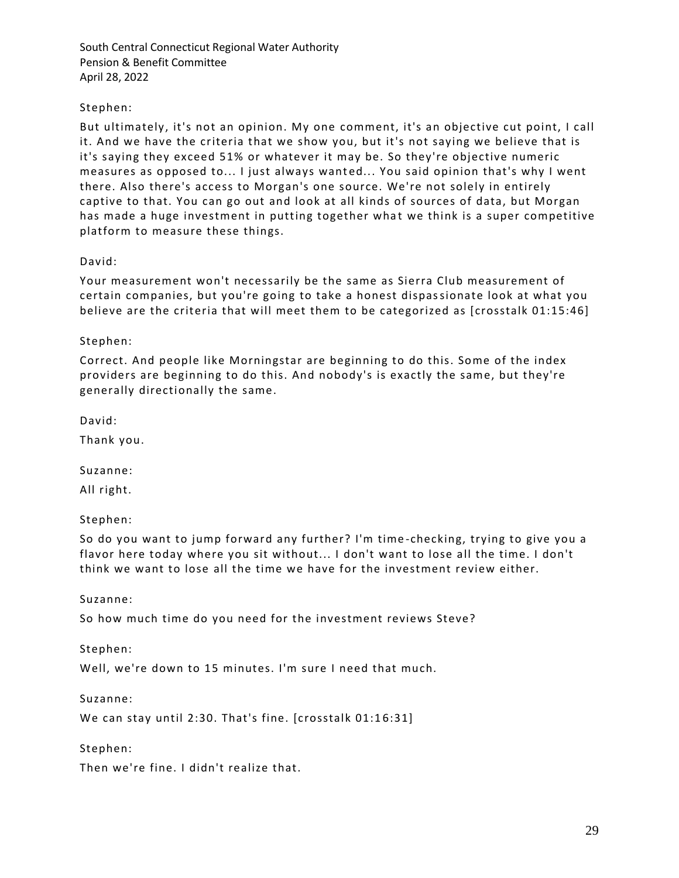Stephen:

But ultimately, it's not an opinion. My one comment, it's an objective cut point, I call it. And we have the criteria that we show you, but it's not saying we believe that is it's saying they exceed 51% or whatever it may be. So they're objective numeric measures as opposed to... I just always wanted... You said opinion that's why I went there. Also there's access to Morgan's one source. We're not solely in entirely captive to that. You can go out and look at all kinds of sources of data, but Morgan has made a huge investment in putting together what we think is a super competitive platform to measure these things.

David:

Your measurement won't necessarily be the same as Sierra Club measurement of certain companies, but you're going to take a honest dispassionate look at what you believe are the criteria that will meet them to be categorized as [crosstalk 01:15:46]

Stephen:

Correct. And people like Morningstar are beginning to do this. Some of the index providers are beginning to do this. And nobody's is exactly the same, but they're generally directionally the same.

David:

Thank you.

Suzanne:

All right.

Stephen:

So do you want to jump forward any further? I'm time-checking, trying to give you a flavor here today where you sit without... I don't want to lose all the time. I don't think we want to lose all the time we have for the investment review either.

Suzanne:

So how much time do you need for the investment reviews Steve?

Stephen:

Well, we're down to 15 minutes. I'm sure I need that much.

Suzanne:

We can stay until 2:30. That's fine. [crosstalk 01:16:31]

Stephen:

Then we're fine. I didn't realize that.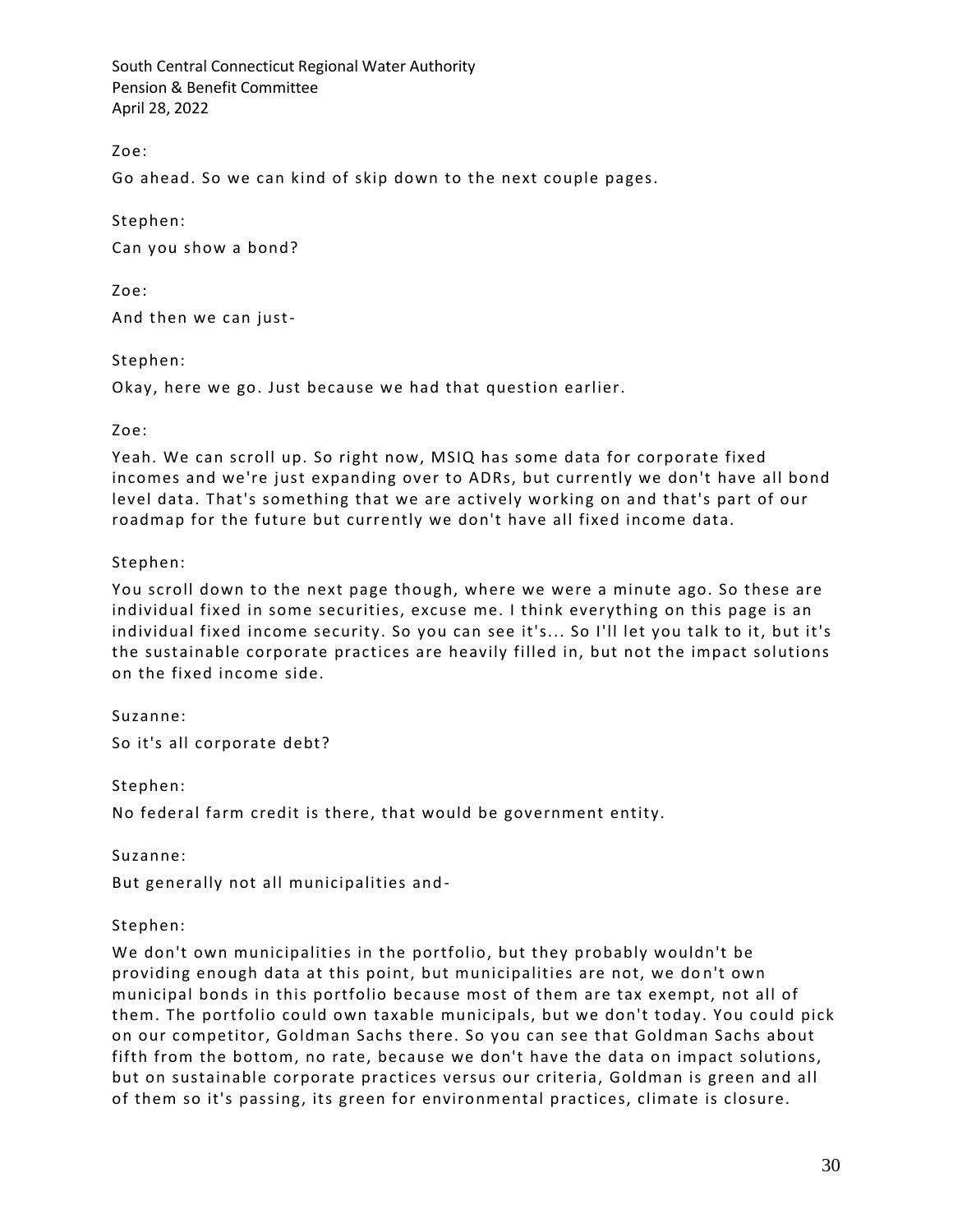Zoe:

Go ahead. So we can kind of skip down to the next couple pages.

Stephen:

Can you show a bond?

Zoe:

And then we can just-

Stephen:

Okay, here we go. Just because we had that question earlier.

Zoe:

Yeah. We can scroll up. So right now, MSIQ has some data for corporate fixed incomes and we're just expanding over to ADRs, but currently we don't have all bond level data. That's something that we are actively working on and that's part of our roadmap for the future but currently we don't have all fixed income data.

Stephen:

You scroll down to the next page though, where we were a minute ago. So these are individual fixed in some securities, excuse me. I think everything on this page is an individual fixed income security. So you can see it's... So I'll let you talk to it, but it's the sustainable corporate practices are heavily filled in, but not the impact solutions on the fixed income side.

Suzanne:

So it's all corporate debt?

Stephen:

No federal farm credit is there, that would be government entity.

Suzanne:

But generally not all municipalities and-

Stephen:

We don't own municipalities in the portfolio, but they probably wouldn't be providing enough data at this point, but municipalities are not, we don't own municipal bonds in this portfolio because most of them are tax exempt, not all of them. The portfolio could own taxable municipals, but we don't today. You could pick on our competitor, Goldman Sachs there. So you can see that Goldman Sachs about fifth from the bottom, no rate, because we don't have the data on impact solutions, but on sustainable corporate practices versus our criteria, Goldman is green and all of them so it's passing, its green for environmental practices, climate is closure.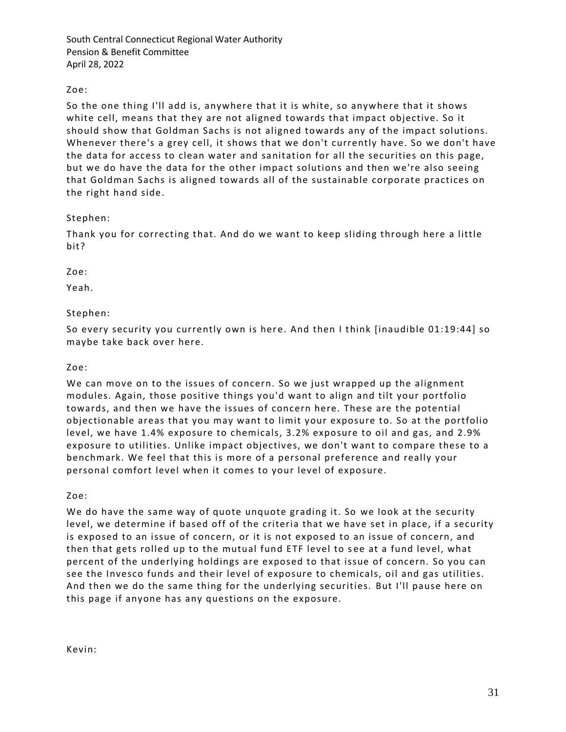Zoe:

So the one thing I'll add is, anywhere that it is white, so anywhere that it shows white cell, means that they are not aligned towards that impact objective. So it should show that Goldman Sachs is not aligned towards any of the impact solutions. Whenever there's a grey cell, it shows that we don't currently have. So we don't have the data for access to clean water and sanitation for all the securities on this page, but we do have the data for the other impact solutions and then we're also seeing that Goldman Sachs is aligned towards all of the sustainable corporate practices on the right hand side.

Stephen:

Thank you for correcting that. And do we want to keep sliding through here a little bit?

Zoe:

Yeah.

Stephen:

So every security you currently own is here. And then I think [inaudible 01:19:44] so maybe take back over here.

Zoe:

We can move on to the issues of concern. So we just wrapped up the alignment modules. Again, those positive things you'd want to align and tilt your portfolio towards, and then we have the issues of concern here. These are the potential objectionable areas that you may want to limit your exposure to. So at the portfolio level, we have 1.4% exposure to chemicals, 3.2% exposure to oil and gas, and 2.9% exposure to utilities. Unlike impact objectives, we don't want to compare these to a benchmark. We feel that this is more of a personal preference and really your personal comfort level when it comes to your level of exposure.

Zoe:

We do have the same way of quote unquote grading it. So we look at the security level, we determine if based off of the criteria that we have set in place, if a security is exposed to an issue of concern, or it is not exposed to an issue of concern, and then that gets rolled up to the mutual fund ETF level to see at a fund level, what percent of the underlying holdings are exposed to that issue of concern. So you can see the Invesco funds and their level of exposure to chemicals, oil and gas utilities. And then we do the same thing for the underlying securities. But I'll pause here on this page if anyone has any questions on the exposure.

Kevin: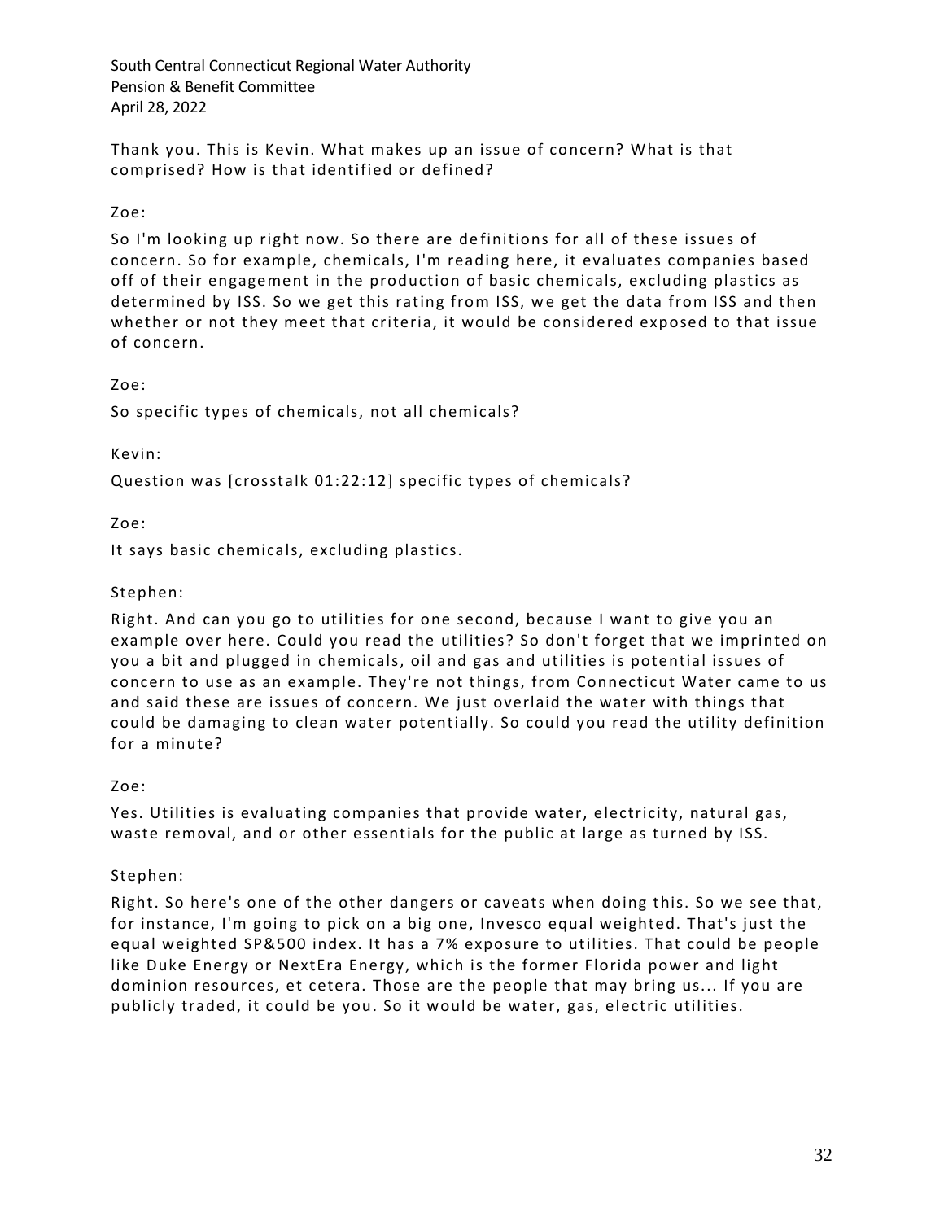Thank you. This is Kevin. What makes up an issue of concern? What is that comprised? How is that identified or defined?

Zoe:

So I'm looking up right now. So there are definitions for all of these issues of concern. So for example, chemicals, I'm reading here, it evaluates companies based off of their engagement in the production of basic chemicals, excluding plastics as determined by ISS. So we get this rating from ISS, we get the data from ISS and then whether or not they meet that criteria, it would be considered exposed to that issue of concern.

Zoe:

So specific types of chemicals, not all chemicals?

Kevin:

Question was [crosstalk 01:22:12] specific types of chemicals?

Zoe:

It says basic chemicals, excluding plastics.

Stephen:

Right. And can you go to utilities for one second, because I want to give you an example over here. Could you read the utilities? So don't forget that we imprinted on you a bit and plugged in chemicals, oil and gas and utilities is potential issues of concern to use as an example. They're not things, from Connecticut Water came to us and said these are issues of concern. We just overlaid the water with things that could be damaging to clean water potentially. So could you read the utility definition for a minute?

Zoe:

Yes. Utilities is evaluating companies that provide water, electricity, natural gas, waste removal, and or other essentials for the public at large as turned by ISS.

Stephen:

Right. So here's one of the other dangers or caveats when doing this. So we see that, for instance, I'm going to pick on a big one, Invesco equal weighted. That's just the equal weighted SP&500 index. It has a 7% exposure to utilities. That could be people like Duke Energy or NextEra Energy, which is the former Florida power and light dominion resources, et cetera. Those are the people that may bring us... If you are publicly traded, it could be you. So it would be water, gas, electric utilities.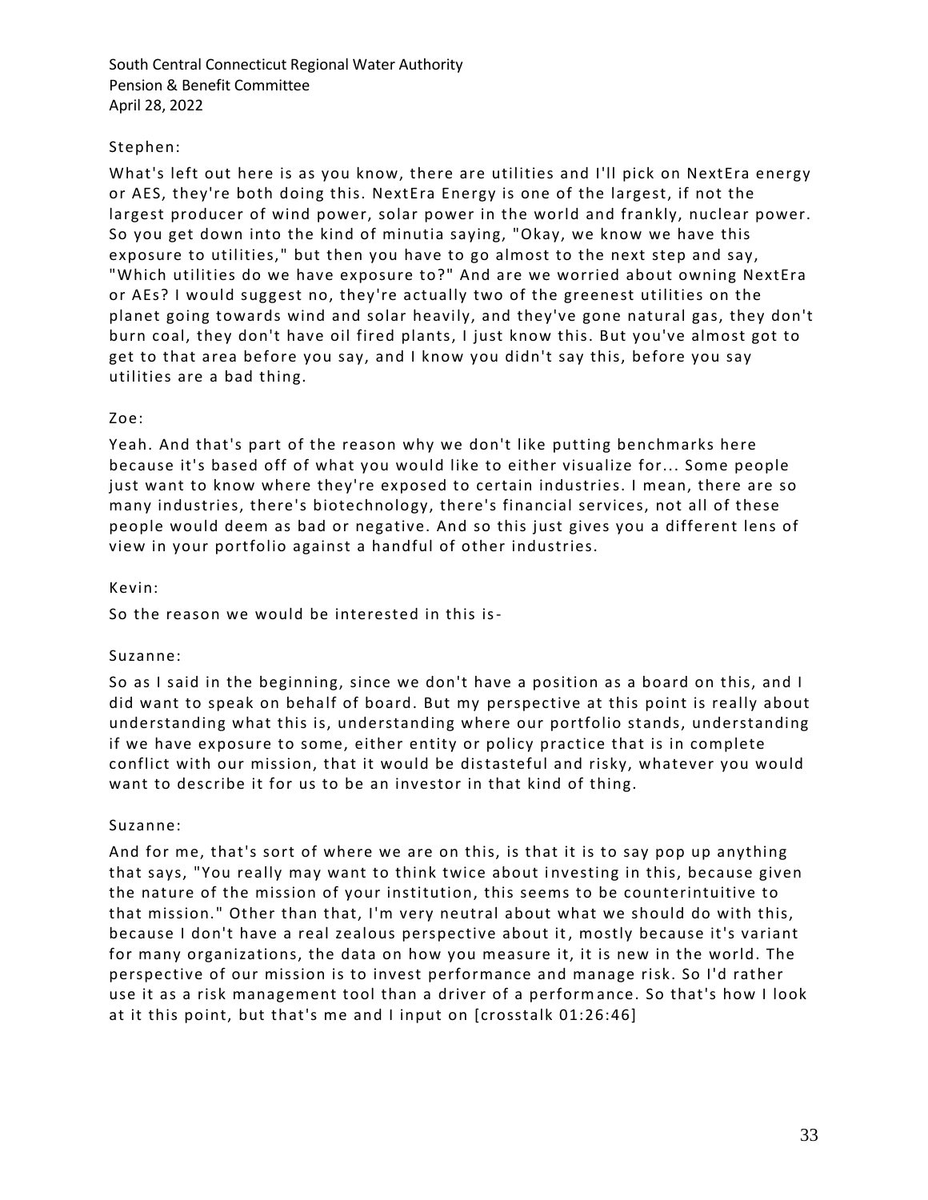Stephen:

What's left out here is as you know, there are utilities and I'll pick on NextEra energy or AES, they're both doing this. NextEra Energy is one of the largest, if not the largest producer of wind power, solar power in the world and frankly, nuclear power. So you get down into the kind of minutia saying, "Okay, we know we have this exposure to utilities," but then you have to go almost to the next step and say, "Which utilities do we have exposure to?" And are we worried about owning NextEra or AEs? I would suggest no, they're actually two of the greenest utilities on the planet going towards wind and solar heavily, and they've gone natural gas, they don't burn coal, they don't have oil fired plants, I just know this. But you've almost got to get to that area before you say, and I know you didn't say this, before you say utilities are a bad thing.

Zoe:

Yeah. And that's part of the reason why we don't like putting benchmarks here because it's based off of what you would like to either visualize for... Some people just want to know where they're exposed to certain industries. I mean, there are so many industries, there's biotechnology, there's financial services, not all of these people would deem as bad or negative. And so this just gives you a different lens of view in your portfolio against a handful of other industries.

Kevin:

So the reason we would be interested in this is-

Suzanne:

So as I said in the beginning, since we don't have a position as a board on this, and I did want to speak on behalf of board. But my perspective at this point is really about understanding what this is, understanding where our portfolio stands, understanding if we have exposure to some, either entity or policy practice that is in complete conflict with our mission, that it would be distasteful and risky, whatever you would want to describe it for us to be an investor in that kind of thing.

Suzanne:

And for me, that's sort of where we are on this, is that it is to say pop up anything that says, "You really may want to think twice about investing in this, because given the nature of the mission of your institution, this seems to be counterintuitive to that mission." Other than that, I'm very neutral about what we should do with this, because I don't have a real zealous perspective about it, mostly because it's variant for many organizations, the data on how you measure it, it is new in the world. The perspective of our mission is to invest performance and manage risk. So I'd rather use it as a risk management tool than a driver of a performance. So that's how I look at it this point, but that's me and I input on [crosstalk 01:26:46]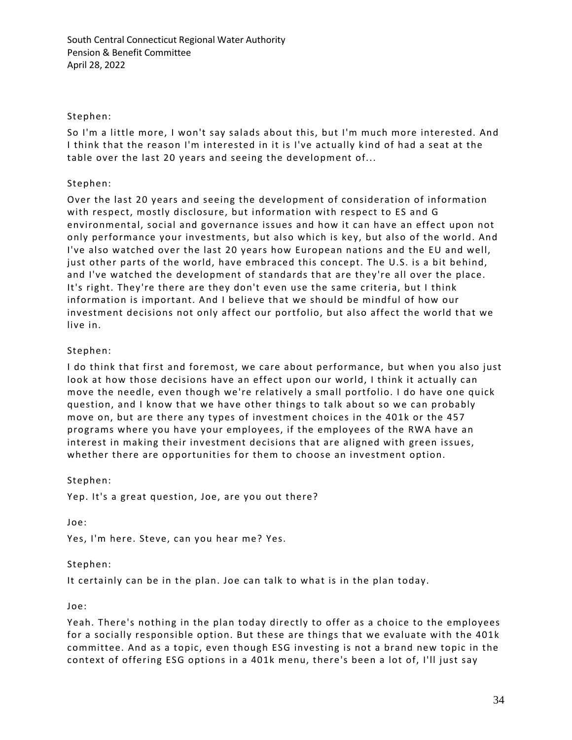Stephen:

So I'm a little more, I won't say salads about this, but I'm much more interested. And I think that the reason I'm interested in it is I've actually kind of had a seat at the table over the last 20 years and seeing the development of...

Stephen:

Over the last 20 years and seeing the development of consideration of information with respect, mostly disclosure, but information with respect to ES and G environmental, social and governance issues and how it can have an effect upon not only performance your investments, but also which is key, but also of the world. And I've also watched over the last 20 years how European nations and the EU and well, just other parts of the world, have embraced this concept. The U.S. is a bit behind, and I've watched the development of standards that are they're all over the place. It's right. They're there are they don't even use the same criteria, but I think information is important. And I believe that we should be mindful of how our investment decisions not only affect our portfolio, but also affect the world that we live in.

Stephen:

I do think that first and foremost, we care about performance, but when you also just look at how those decisions have an effect upon our world, I think it actually can move the needle, even though we're relatively a small portfolio. I do have one quick question, and I know that we have other things to talk about so we can probably move on, but are there any types of investment choices in the 401k or the 457 programs where you have your employees, if the employees of the RWA have an interest in making their investment decisions that are aligned with green issues, whether there are opportunities for them to choose an investment option.

Stephen:

Yep. It's a great question, Joe, are you out there?

Joe:

Yes, I'm here. Steve, can you hear me? Yes.

Stephen:

It certainly can be in the plan. Joe can talk to what is in the plan today.

Joe:

Yeah. There's nothing in the plan today directly to offer as a choice to the employees for a socially responsible option. But these are things that we evaluate with the 401k committee. And as a topic, even though ESG investing is not a brand new topic in the context of offering ESG options in a 401k menu, there's been a lot of, I'll just say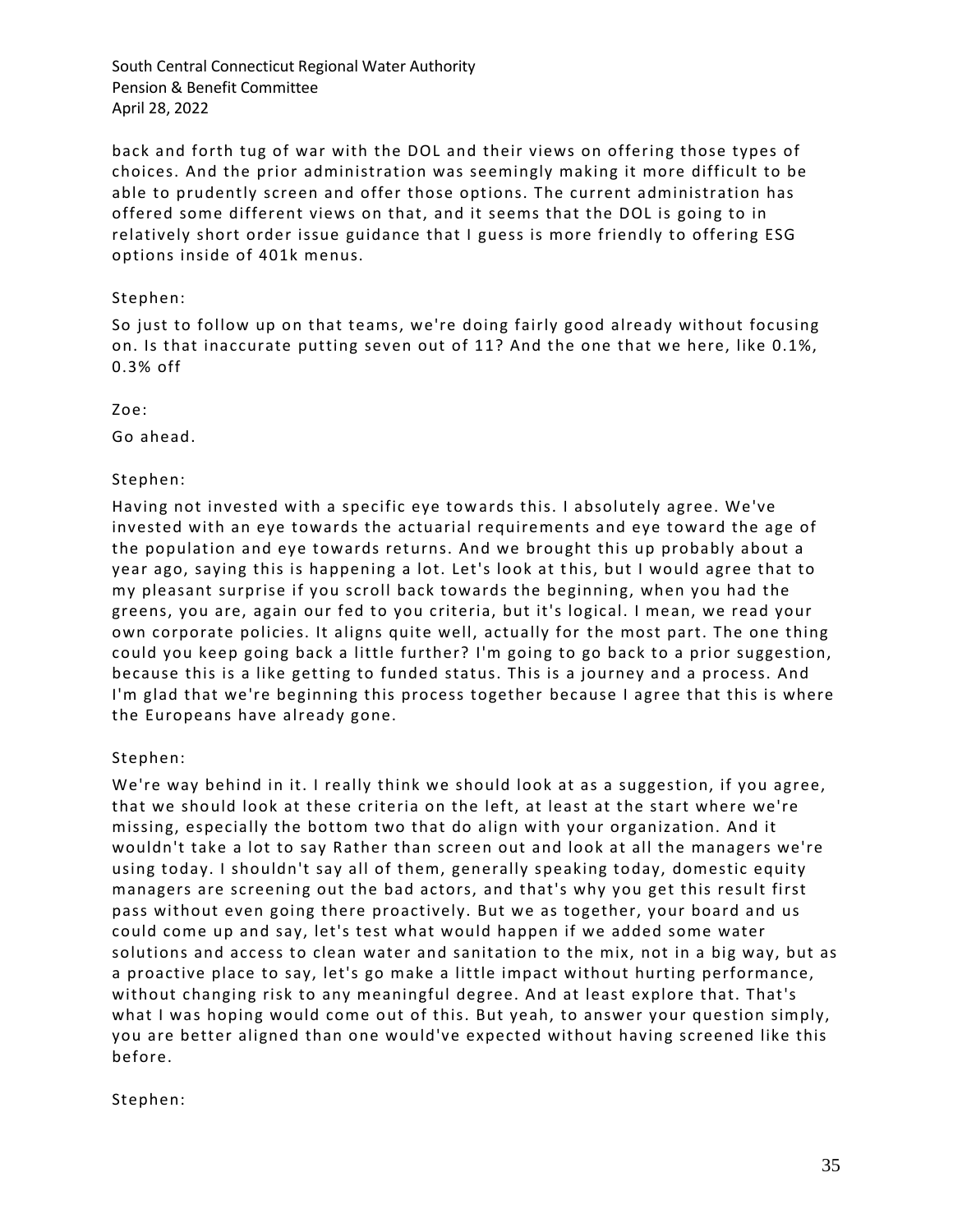back and forth tug of war with the DOL and their views on offering those types of choices. And the prior administration was seemingly making it more difficult to be able to prudently screen and offer those options. The current administration has offered some different views on that, and it seems that the DOL is going to in relatively short order issue guidance that I guess is more friendly to offering ESG options inside of 401k menus.

Stephen:

So just to follow up on that teams, we're doing fairly good already without focusing on. Is that inaccurate putting seven out of 11? And the one that we here, like 0.1%, 0.3% off

Zoe:

Go ahead.

Stephen:

Having not invested with a specific eye towards this. I absolutely agree. We've invested with an eye towards the actuarial requirements and eye toward the age of the population and eye towards returns. And we brought this up probably about a year ago, saying this is happening a lot. Let's look at this, but I would agree that to my pleasant surprise if you scroll back towards the beginning, when you had the greens, you are, again our fed to you criteria, but it's logical. I mean, we read your own corporate policies. It aligns quite well, actually for the most part. The one thing could you keep going back a little further? I'm going to go back to a prior suggestion, because this is a like getting to funded status. This is a journey and a process. And I'm glad that we're beginning this process together because I agree that this is where the Europeans have already gone.

Stephen:

We're way behind in it. I really think we should look at as a suggestion, if you agree, that we should look at these criteria on the left, at least at the start where we're missing, especially the bottom two that do align with your organization. And it wouldn't take a lot to say Rather than screen out and look at all the managers we're using today. I shouldn't say all of them, generally speaking today, domestic equity managers are screening out the bad actors, and that's why you get this result first pass without even going there proactively. But we as together, your board and us could come up and say, let's test what would happen if we added some water solutions and access to clean water and sanitation to the mix, not in a big way, but as a proactive place to say, let's go make a little impact without hurting performance, without changing risk to any meaningful degree. And at least explore that. That's what I was hoping would come out of this. But yeah, to answer your question simply, you are better aligned than one would've expected without having screened like this before.

Stephen: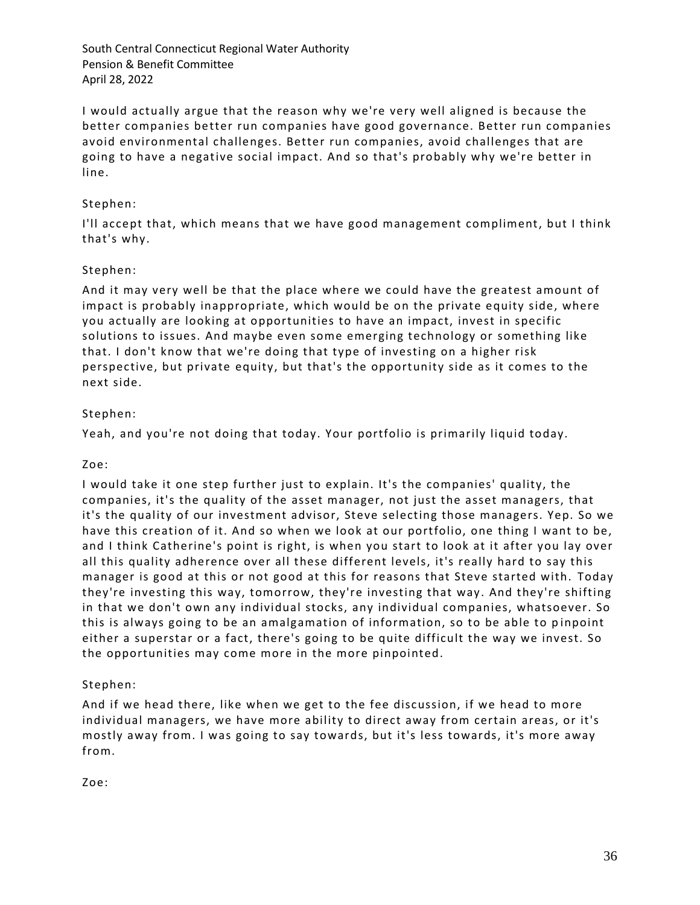I would actually argue that the reason why we're very well aligned is because the better companies better run companies have good governance. Better run companies avoid environmental challenges. Better run companies, avoid challenges that are going to have a negative social impact. And so that's probably why we're better in line.

Stephen:

I'll accept that, which means that we have good management compliment, but I think that's why.

Stephen:

And it may very well be that the place where we could have the greatest amount of impact is probably inappropriate, which would be on the private equity side, where you actually are looking at opportunities to have an impact, invest in specific solutions to issues. And maybe even some emerging technology or something like that. I don't know that we're doing that type of investing on a higher risk perspective, but private equity, but that's the opportunity side as it comes to the next side.

Stephen:

Yeah, and you're not doing that today. Your portfolio is primarily liquid today.

Zoe:

I would take it one step further just to explain. It's the companies' quality, the companies, it's the quality of the asset manager, not just the asset managers, that it's the quality of our investment advisor, Steve selecting those managers. Yep. So we have this creation of it. And so when we look at our portfolio, one thing I want to be, and I think Catherine's point is right, is when you start to look at it after you lay over all this quality adherence over all these different levels, it's really hard to say this manager is good at this or not good at this for reasons that Steve started with. Today they're investing this way, tomorrow, they're investing that way. And they're shifting in that we don't own any individual stocks, any individual companies, whatsoever. So this is always going to be an amalgamation of information, so to be able to pinpoint either a superstar or a fact, there's going to be quite difficult the way we invest. So the opportunities may come more in the more pinpointed.

Stephen:

And if we head there, like when we get to the fee discussion, if we head to more individual managers, we have more ability to direct away from certain areas, or it's mostly away from. I was going to say towards, but it's less towards, it's more away from.

Zoe: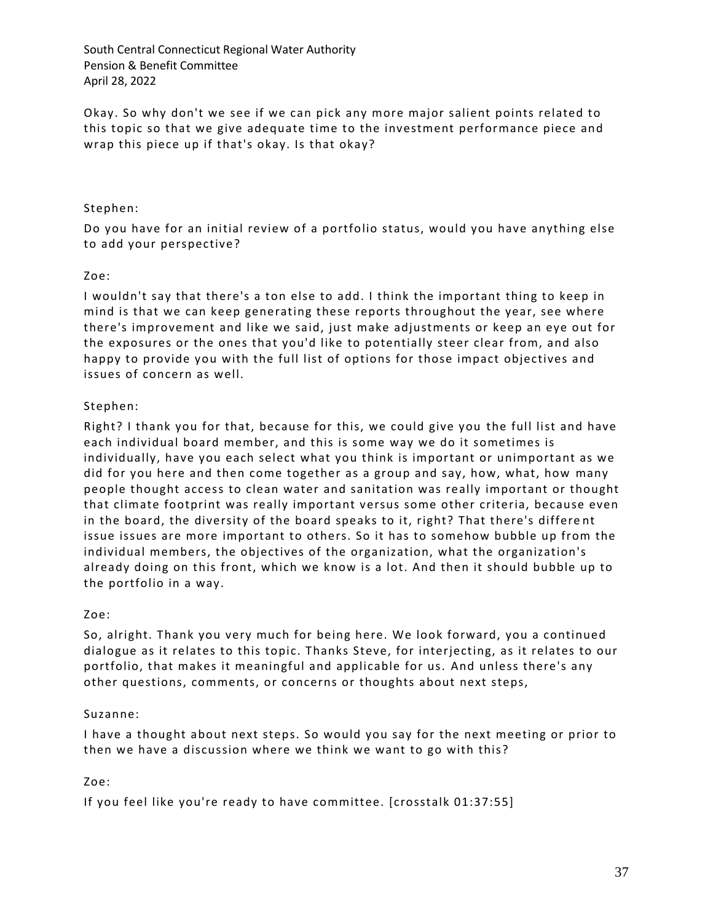Okay. So why don't we see if we can pick any more major salient points related to this topic so that we give adequate time to the investment performance piece and wrap this piece up if that's okay. Is that okay?

Stephen:

Do you have for an initial review of a portfolio status, would you have anything else to add your perspective?

Zoe:

I wouldn't say that there's a ton else to add. I think the important thing to keep in mind is that we can keep generating these reports throughout the year, see where there's improvement and like we said, just make adjustments or keep an eye out for the exposures or the ones that you'd like to potentially steer clear from, and also happy to provide you with the full list of options for those impact objectives and issues of concern as well.

Stephen:

Right? I thank you for that, because for this, we could give you the full list and have each individual board member, and this is some way we do it sometimes is individually, have you each select what you think is important or unimportant as we did for you here and then come together as a group and say, how, what, how many people thought access to clean water and sanitation was really important or thought that climate footprint was really important versus some other criteria, because even in the board, the diversity of the board speaks to it, right? That there's different issue issues are more important to others. So it has to somehow bubble up from the individual members, the objectives of the organization, what the organization's already doing on this front, which we know is a lot. And then it should bubble up to the portfolio in a way.

Zoe:

So, alright. Thank you very much for being here. We look forward, you a continued dialogue as it relates to this topic. Thanks Steve, for interjecting, as it relates to our portfolio, that makes it meaningful and applicable for us. And unless there's any other questions, comments, or concerns or thoughts about next steps,

Suzanne:

I have a thought about next steps. So would you say for the next meeting or prior to then we have a discussion where we think we want to go with this?

Zoe:

If you feel like you're ready to have committee. [crosstalk 01:37:55]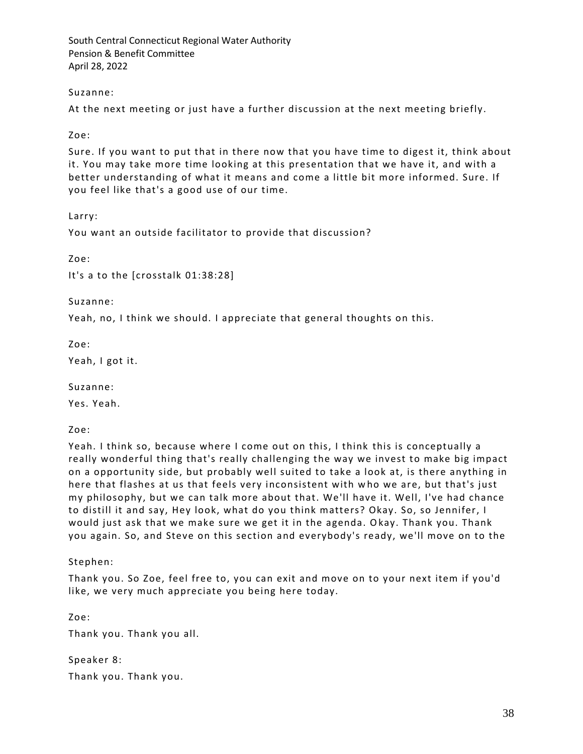Suzanne:

At the next meeting or just have a further discussion at the next meeting briefly.

Zoe:

Sure. If you want to put that in there now that you have time to digest it, think about it. You may take more time looking at this presentation that we have it, and with a better understanding of what it means and come a little bit more informed. Sure. If you feel like that's a good use of our time.

Larry:

You want an outside facilitator to provide that discussion?

Zoe:

It's a to the [crosstalk 01:38:28]

Suzanne:

Yeah, no, I think we should. I appreciate that general thoughts on this.

Zoe:

Yeah, I got it.

Suzanne:

Yes. Yeah.

Zoe:

Yeah. I think so, because where I come out on this, I think this is conceptually a really wonderful thing that's really challenging the way we invest to make big impact on a opportunity side, but probably well suited to take a look at, is there anything in here that flashes at us that feels very inconsistent with who we are, but that's just my philosophy, but we can talk more about that. We'll have it. Well, I've had chance to distill it and say, Hey look, what do you think matters? Okay. So, so Jennifer, I would just ask that we make sure we get it in the agenda. Okay. Thank you. Thank you again. So, and Steve on this section and everybody's ready, we'll move on to the

Stephen:

Thank you. So Zoe, feel free to, you can exit and move on to your next item if you'd like, we very much appreciate you being here today.

Zoe:

Thank you. Thank you all.

Speaker 8:

Thank you. Thank you.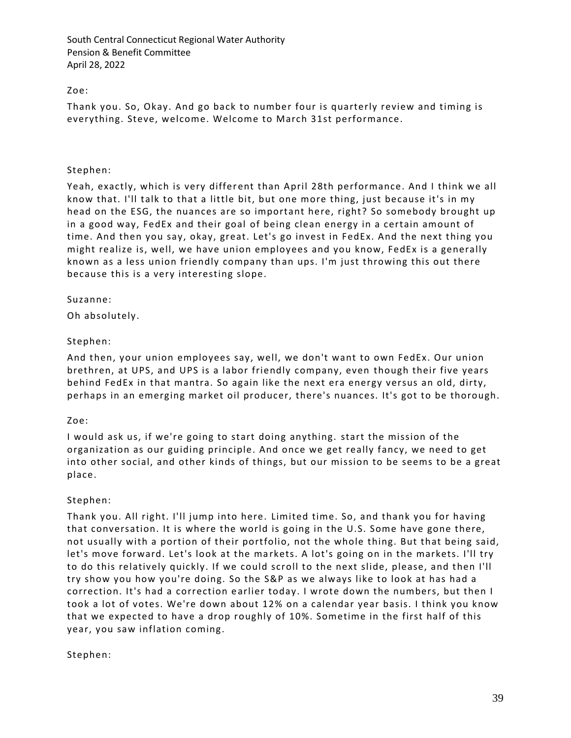Zoe:

Thank you. So, Okay. And go back to number four is quarterly review and timing is everything. Steve, welcome. Welcome to March 31st performance.

Stephen:

Yeah, exactly, which is very different than April 28th performance. And I think we all know that. I'll talk to that a little bit, but one more thing, just because it's in my head on the ESG, the nuances are so important here, right? So somebody brought up in a good way, FedEx and their goal of being clean energy in a certain amount of time. And then you say, okay, great. Let's go invest in FedEx. And the next thing you might realize is, well, we have union employees and you know, FedEx is a generally known as a less union friendly company than ups. I'm just throwing this out there because this is a very interesting slope.

Suzanne:

Oh absolutely.

Stephen:

And then, your union employees say, well, we don't want to own FedEx. Our union brethren, at UPS, and UPS is a labor friendly company, even though their five years behind FedEx in that mantra. So again like the next era energy versus an old, dirty, perhaps in an emerging market oil producer, there's nuances. It's got to be thorough.

Zoe:

I would ask us, if we're going to start doing anything. start the mission of the organization as our guiding principle. And once we get really fancy, we need to get into other social, and other kinds of things, but our mission to be seems to be a great place.

Stephen:

Thank you. All right. I'll jump into here. Limited time. So, and thank you for having that conversation. It is where the world is going in the U.S. Some have gone there, not usually with a portion of their portfolio, not the whole thing. But that being said, let's move forward. Let's look at the markets. A lot's going on in the markets. I'll try to do this relatively quickly. If we could scroll to the next slide, please, and then I'll try show you how you're doing. So the S&P as we always like to look at has had a correction. It's had a correction earlier today. I wrote down the numbers, but then I took a lot of votes. We're down about 12% on a calendar year basis. I think you know that we expected to have a drop roughly of 10%. Sometime in the first half of this year, you saw inflation coming.

Stephen: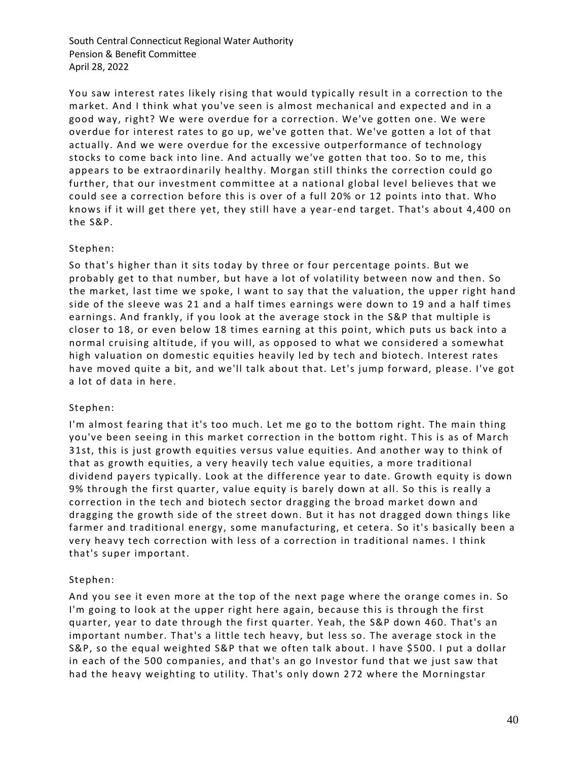You saw interest rates likely rising that would typically result in a correction to the market. And I think what you've seen is almost mechanical and expected and in a good way, right? We were overdue for a correction. We've gotten one. We were overdue for interest rates to go up, we've gotten that. We've gotten a lot of that actually. And we were overdue for the excessive outperformance of technology stocks to come back into line. And actually we've gotten that too. So to me, this appears to be extraordinarily healthy. Morgan still thinks the correction could go further, that our investment committee at a national global level believes that we could see a correction before this is over of a full 20% or 12 points into that. Who knows if it will get there yet, they still have a year-end target. That's about 4,400 on the S&P.

Stephen:

So that's higher than it sits today by three or four percentage points. But we probably get to that number, but have a lot of volatility between now and then. So the market, last time we spoke, I want to say that the valuation, the upper right hand side of the sleeve was 21 and a half times earnings were down to 19 and a half times earnings. And frankly, if you look at the average stock in the S&P that multiple is closer to 18, or even below 18 times earning at this point, which puts us back into a normal cruising altitude, if you will, as opposed to what we considered a somewhat high valuation on domestic equities heavily led by tech and biotech. Interest rates have moved quite a bit, and we'll talk about that. Let's jump forward, please. I've got a lot of data in here.

Stephen:

I'm almost fearing that it's too much. Let me go to the bottom right. The main thing you've been seeing in this market correction in the bottom right. This is as of March 31st, this is just growth equities versus value equities. And another way to think of that as growth equities, a very heavily tech value equities, a more traditional dividend payers typically. Look at the difference year to date. Growth equity is down 9% through the first quarter, value equity is barely down at all. So this is really a correction in the tech and biotech sector dragging the broad market down and dragging the growth side of the street down. But it has not dragged down things like farmer and traditional energy, some manufacturing, et cetera. So it's basically been a very heavy tech correction with less of a correction in traditional names. I think that's super important.

Stephen:

And you see it even more at the top of the next page where the orange comes in. So I'm going to look at the upper right here again, because this is through the first quarter, year to date through the first quarter. Yeah, the S&P down 460. That's an important number. That's a little tech heavy, but less so. The average stock in the S&P, so the equal weighted S&P that we often talk about. I have $500. I put a dollar in each of the 500 companies, and that's an go Investor fund that we just saw that had the heavy weighting to utility. That's only down 272 where the Morningstar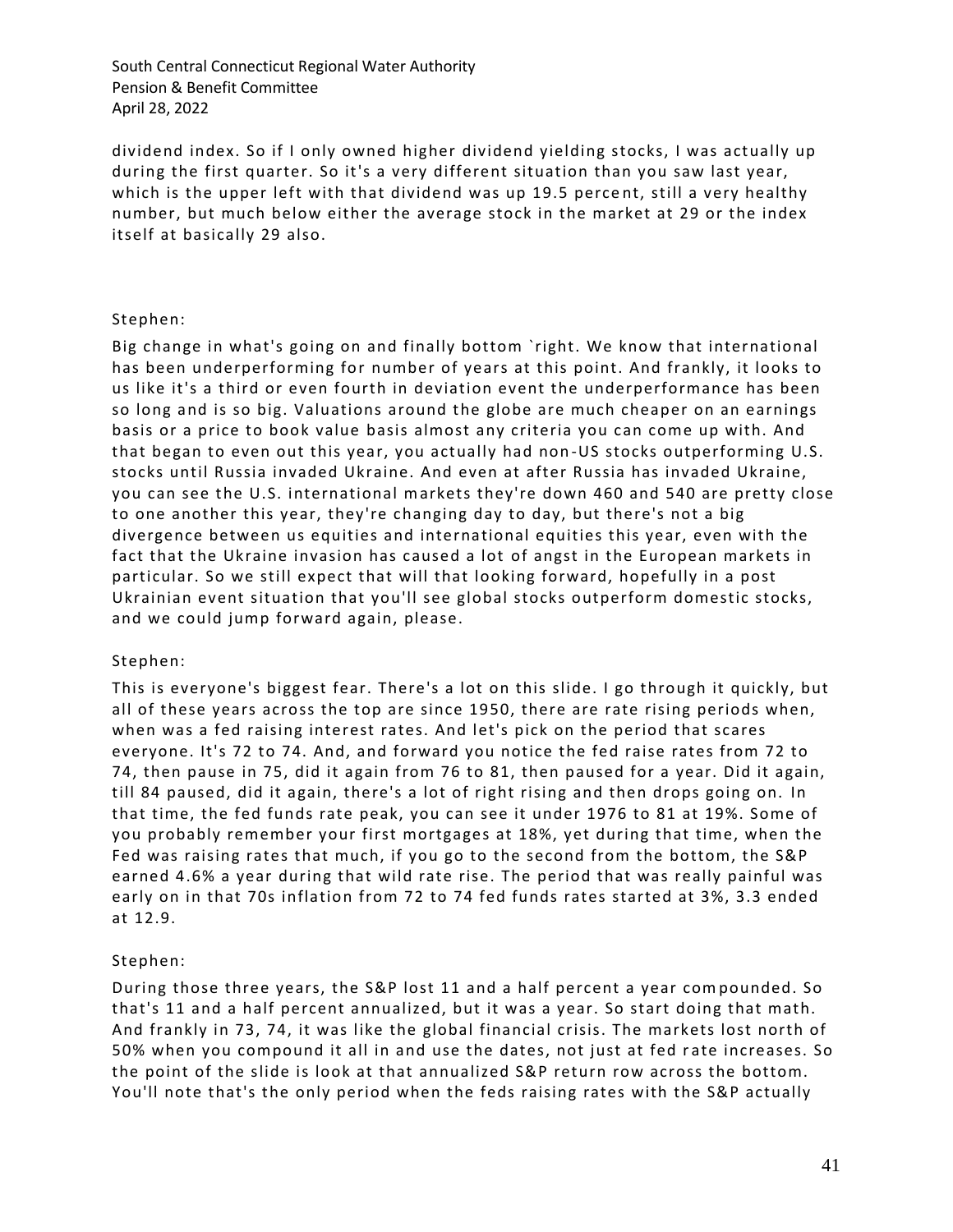dividend index. So if I only owned higher dividend yielding stocks, I was actually up during the first quarter. So it's a very different situation than you saw last year, which is the upper left with that dividend was up 19.5 percent, still a very healthy number, but much below either the average stock in the market at 29 or the index itself at basically 29 also.

Stephen:

Big change in what's going on and finally bottom `right. We know that international has been underperforming for number of years at this point. And frankly, it looks to us like it's a third or even fourth in deviation event the underperformance has been so long and is so big. Valuations around the globe are much cheaper on an earnings basis or a price to book value basis almost any criteria you can come up with. And that began to even out this year, you actually had non-US stocks outperforming U.S. stocks until Russia invaded Ukraine. And even at after Russia has invaded Ukraine, you can see the U.S. international markets they're down 460 and 540 are pretty close to one another this year, they're changing day to day, but there's not a big divergence between us equities and international equities this year, even with the fact that the Ukraine invasion has caused a lot of angst in the European markets in particular. So we still expect that will that looking forward, hopefully in a post Ukrainian event situation that you'll see global stocks outperform domestic stocks, and we could jump forward again, please.

Stephen:

This is everyone's biggest fear. There's a lot on this slide. I go through it quickly, but all of these years across the top are since 1950, there are rate rising periods when, when was a fed raising interest rates. And let's pick on the period that scares everyone. It's 72 to 74. And, and forward you notice the fed raise rates from 72 to 74, then pause in 75, did it again from 76 to 81, then paused for a year. Did it again, till 84 paused, did it again, there's a lot of right rising and then drops going on. In that time, the fed funds rate peak, you can see it under 1976 to 81 at 19%. Some of you probably remember your first mortgages at 18%, yet during that time, when the Fed was raising rates that much, if you go to the second from the bottom, the S&P earned 4.6% a year during that wild rate rise. The period that was really painful was early on in that 70s inflation from 72 to 74 fed funds rates started at 3%, 3.3 ended at 12.9.

Stephen:

During those three years, the S&P lost 11 and a half percent a year compounded. So that's 11 and a half percent annualized, but it was a year. So start doing that math. And frankly in 73, 74, it was like the global financial crisis. The markets lost north of 50% when you compound it all in and use the dates, not just at fed rate increases. So the point of the slide is look at that annualized S&P return row across the bottom. You'll note that's the only period when the feds raising rates with the S&P actually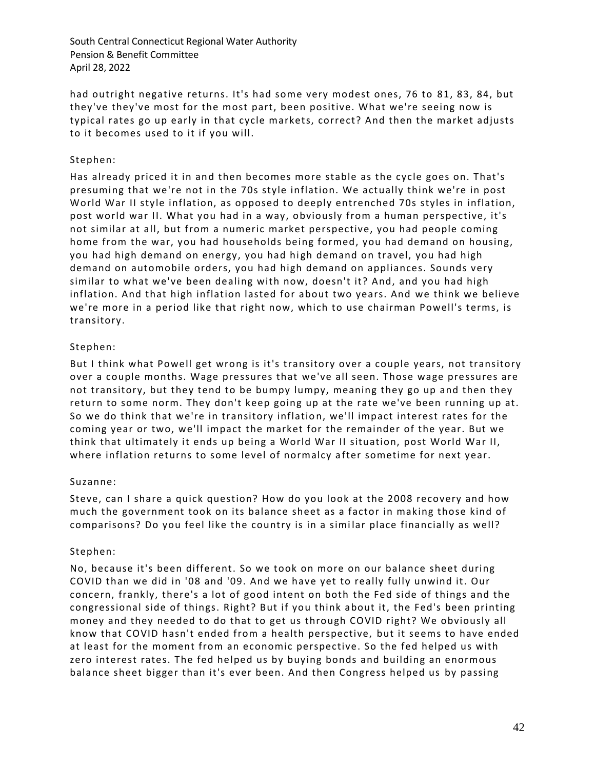had outright negative returns. It's had some very modest ones, 76 to 81, 83, 84, but they've they've most for the most part, been positive. What we're seeing now is typical rates go up early in that cycle markets, correct? And then the market adjusts to it becomes used to it if you will.

Stephen:

Has already priced it in and then becomes more stable as the cycle goes on. That's presuming that we're not in the 70s style inflation. We actually think we're in post World War II style inflation, as opposed to deeply entrenched 70s styles in inflation, post world war II. What you had in a way, obviously from a human perspective, it's not similar at all, but from a numeric market perspective, you had people coming home from the war, you had households being formed, you had demand on housing, you had high demand on energy, you had high demand on travel, you had high demand on automobile orders, you had high demand on appliances. Sounds very similar to what we've been dealing with now, doesn't it? And, and you had high inflation. And that high inflation lasted for about two years. And we think we believe we're more in a period like that right now, which to use chairman Powell's terms, is transitory.

Stephen:

But I think what Powell get wrong is it's transitory over a couple years, not transitory over a couple months. Wage pressures that we've all seen. Those wage pressures are not transitory, but they tend to be bumpy lumpy, meaning they go up and then they return to some norm. They don't keep going up at the rate we've been running up at. So we do think that we're in transitory inflation, we'll impact interest rates for the coming year or two, we'll impact the market for the remainder of the year. But we think that ultimately it ends up being a World War II situation, post World War II, where inflation returns to some level of normalcy after sometime for next year.

Suzanne:

Steve, can I share a quick question? How do you look at the 2008 recovery and how much the government took on its balance sheet as a factor in making those kind of comparisons? Do you feel like the country is in a similar place financially as well?

Stephen:

No, because it's been different. So we took on more on our balance sheet during COVID than we did in '08 and '09. And we have yet to really fully unwind it. Our concern, frankly, there's a lot of good intent on both the Fed side of things and the congressional side of things. Right? But if you think about it, the Fed's been printing money and they needed to do that to get us through COVID right? We obviously all know that COVID hasn't ended from a health perspective, but it seems to have ended at least for the moment from an economic perspective. So the fed helped us with zero interest rates. The fed helped us by buying bonds and building an enormous balance sheet bigger than it's ever been. And then Congress helped us by passing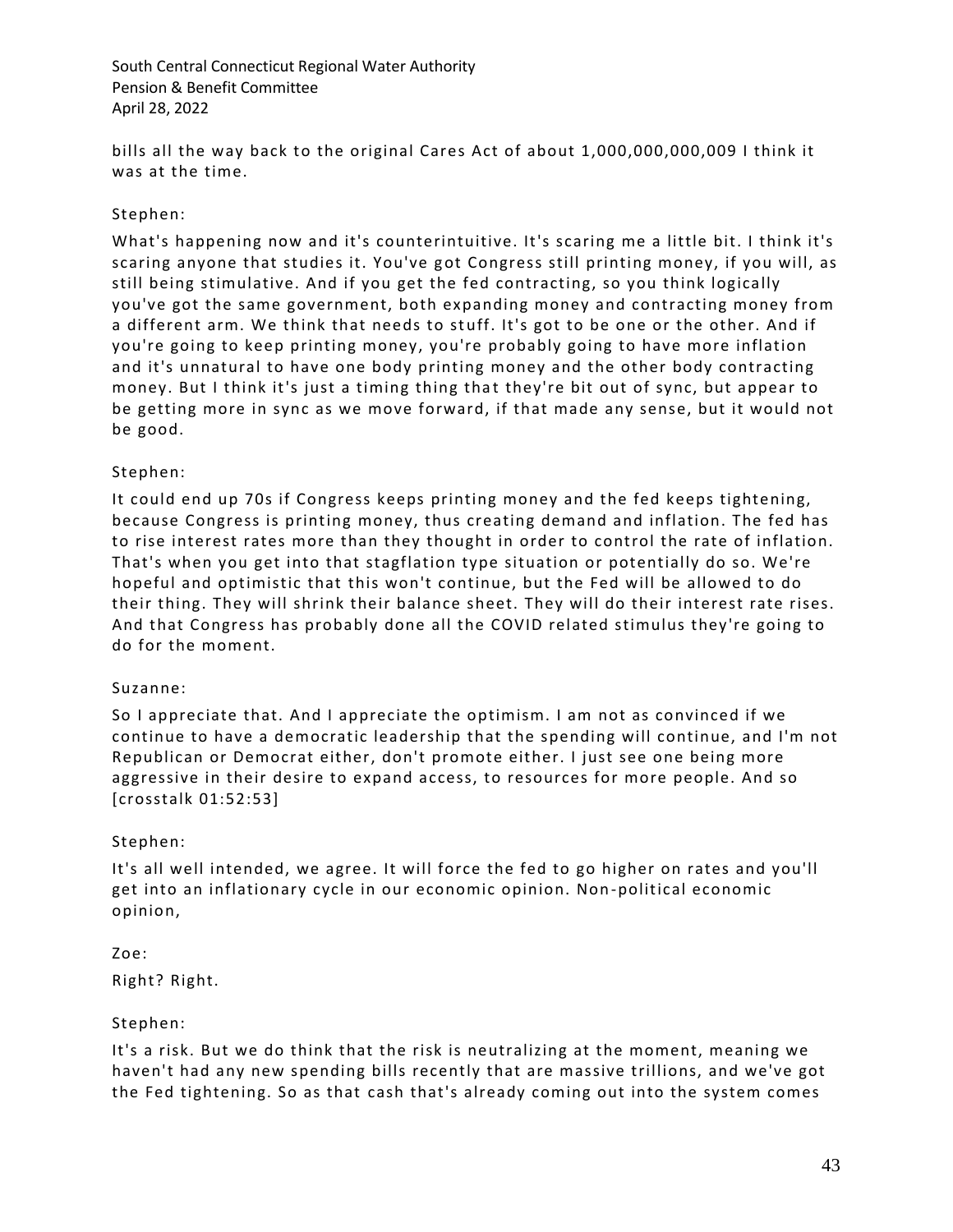bills all the way back to the original Cares Act of about 1,000,000,000,009 I think it was at the time.

Stephen:

What's happening now and it's counterintuitive. It's scaring me a little bit. I think it's scaring anyone that studies it. You've got Congress still printing money, if you will, as still being stimulative. And if you get the fed contracting, so you think logically you've got the same government, both expanding money and contracting money from a different arm. We think that needs to stuff. It's got to be one or the other. And if you're going to keep printing money, you're probably going to have more inflation and it's unnatural to have one body printing money and the other body contracting money. But I think it's just a timing thing that they're bit out of sync, but appear to be getting more in sync as we move forward, if that made any sense, but it would not be good.

Stephen:

It could end up 70s if Congress keeps printing money and the fed keeps tightening, because Congress is printing money, thus creating demand and inflation. The fed has to rise interest rates more than they thought in order to control the rate of inflation. That's when you get into that stagflation type situation or potentially do so. We're hopeful and optimistic that this won't continue, but the Fed will be allowed to do their thing. They will shrink their balance sheet. They will do their interest rate rises. And that Congress has probably done all the COVID related stimulus they're going to do for the moment.

Suzanne:

So I appreciate that. And I appreciate the optimism. I am not as convinced if we continue to have a democratic leadership that the spending will continue, and I'm not Republican or Democrat either, don't promote either. I just see one being more aggressive in their desire to expand access, to resources for more people. And so [crosstalk 01:52:53]

Stephen:

It's all well intended, we agree. It will force the fed to go higher on rates and you'll get into an inflationary cycle in our economic opinion. Non-political economic opinion,

Zoe:

Right? Right.

Stephen:

It's a risk. But we do think that the risk is neutralizing at the moment, meaning we haven't had any new spending bills recently that are massive trillions, and we've got the Fed tightening. So as that cash that's already coming out into the system comes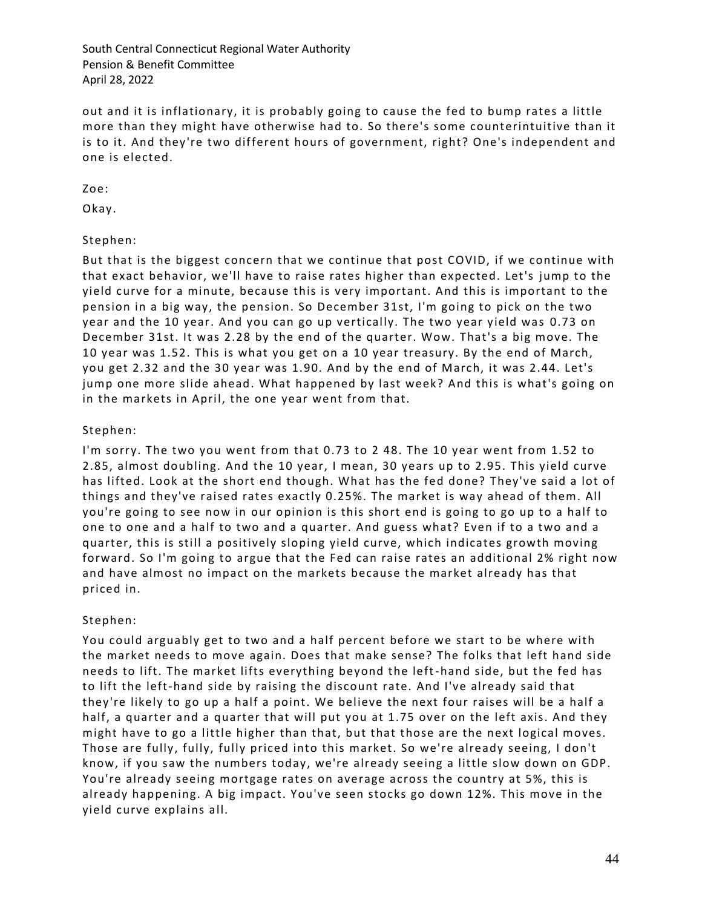out and it is inflationary, it is probably going to cause the fed to bump rates a little more than they might have otherwise had to. So there's some counterintuitive than it is to it. And they're two different hours of government, right? One's independent and one is elected.

Zoe:

Okay.

Stephen:

But that is the biggest concern that we continue that post COVID, if we continue with that exact behavior, we'll have to raise rates higher than expected. Let's jump to the yield curve for a minute, because this is very important. And this is important to the pension in a big way, the pension. So December 31st, I'm going to pick on the two year and the 10 year. And you can go up vertically. The two year yield was 0.73 on December 31st. It was 2.28 by the end of the quarter. Wow. That's a big move. The 10 year was 1.52. This is what you get on a 10 year treasury. By the end of March, you get 2.32 and the 30 year was 1.90. And by the end of March, it was 2.44. Let's jump one more slide ahead. What happened by last week? And this is what's going on in the markets in April, the one year went from that.

Stephen:

I'm sorry. The two you went from that 0.73 to 2 48. The 10 year went from 1.52 to 2.85, almost doubling. And the 10 year, I mean, 30 years up to 2.95. This yield curve has lifted. Look at the short end though. What has the fed done? They've said a lot of things and they've raised rates exactly 0.25%. The market is way ahead of them. All you're going to see now in our opinion is this short end is going to go up to a half to one to one and a half to two and a quarter. And guess what? Even if to a two and a quarter, this is still a positively sloping yield curve, which indicates growth moving forward. So I'm going to argue that the Fed can raise rates an additional 2% right now and have almost no impact on the markets because the market already has that priced in.

Stephen:

You could arguably get to two and a half percent before we start to be where with the market needs to move again. Does that make sense? The folks that left hand side needs to lift. The market lifts everything beyond the left-hand side, but the fed has to lift the left-hand side by raising the discount rate. And I've already said that they're likely to go up a half a point. We believe the next four raises will be a half a half, a quarter and a quarter that will put you at 1.75 over on the left axis. And they might have to go a little higher than that, but that those are the next logical moves. Those are fully, fully, fully priced into this market. So we're already seeing, I don't know, if you saw the numbers today, we're already seeing a little slow down on GDP. You're already seeing mortgage rates on average across the country at 5%, this is already happening. A big impact. You've seen stocks go down 12%. This move in the yield curve explains all.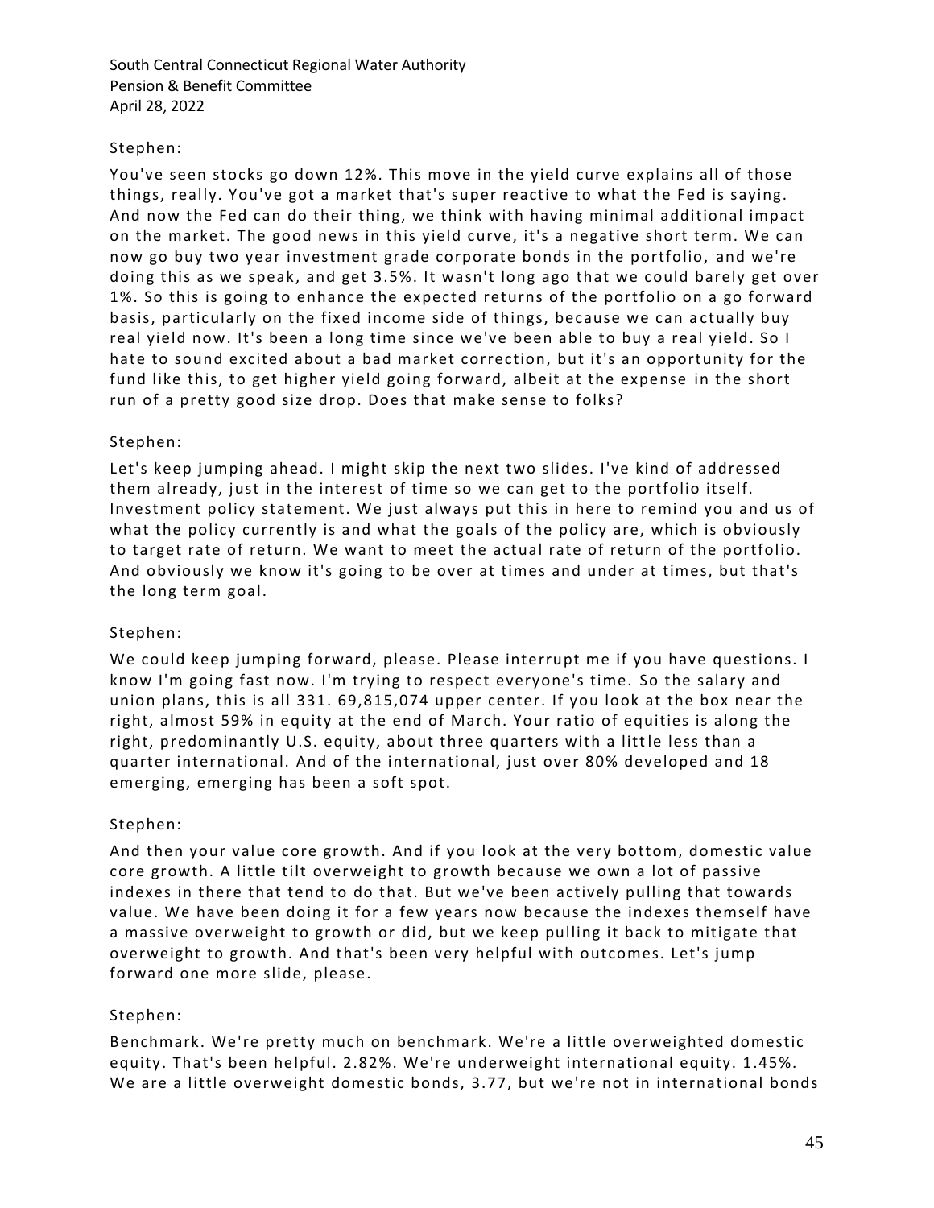Stephen:

You've seen stocks go down 12%. This move in the yield curve explains all of those things, really. You've got a market that's super reactive to what the Fed is saying. And now the Fed can do their thing, we think with having minimal additional impact on the market. The good news in this yield curve, it's a negative short term. We can now go buy two year investment grade corporate bonds in the portfolio, and we're doing this as we speak, and get 3.5%. It wasn't long ago that we could barely get over 1%. So this is going to enhance the expected returns of the portfolio on a go forward basis, particularly on the fixed income side of things, because we can actually buy real yield now. It's been a long time since we've been able to buy a real yield. So I hate to sound excited about a bad market correction, but it's an opportunity for the fund like this, to get higher yield going forward, albeit at the expense in the short run of a pretty good size drop. Does that make sense to folks?

Stephen:

Let's keep jumping ahead. I might skip the next two slides. I've kind of addressed them already, just in the interest of time so we can get to the portfolio itself. Investment policy statement. We just always put this in here to remind you and us of what the policy currently is and what the goals of the policy are, which is obviously to target rate of return. We want to meet the actual rate of return of the portfolio. And obviously we know it's going to be over at times and under at times, but that's the long term goal.

Stephen:

We could keep jumping forward, please. Please interrupt me if you have questions. I know I'm going fast now. I'm trying to respect everyone's time. So the salary and union plans, this is all 331. 69,815,074 upper center. If you look at the box near the right, almost 59% in equity at the end of March. Your ratio of equities is along the right, predominantly U.S. equity, about three quarters with a little less than a quarter international. And of the international, just over 80% developed and 18 emerging, emerging has been a soft spot.

Stephen:

And then your value core growth. And if you look at the very bottom, domestic value core growth. A little tilt overweight to growth because we own a lot of passive indexes in there that tend to do that. But we've been actively pulling that towards value. We have been doing it for a few years now because the indexes themself have a massive overweight to growth or did, but we keep pulling it back to mitigate that overweight to growth. And that's been very helpful with outcomes. Let's jump forward one more slide, please.

Stephen:

Benchmark. We're pretty much on benchmark. We're a little overweighted domestic equity. That's been helpful. 2.82%. We're underweight international equity. 1.45%. We are a little overweight domestic bonds, 3.77, but we're not in international bonds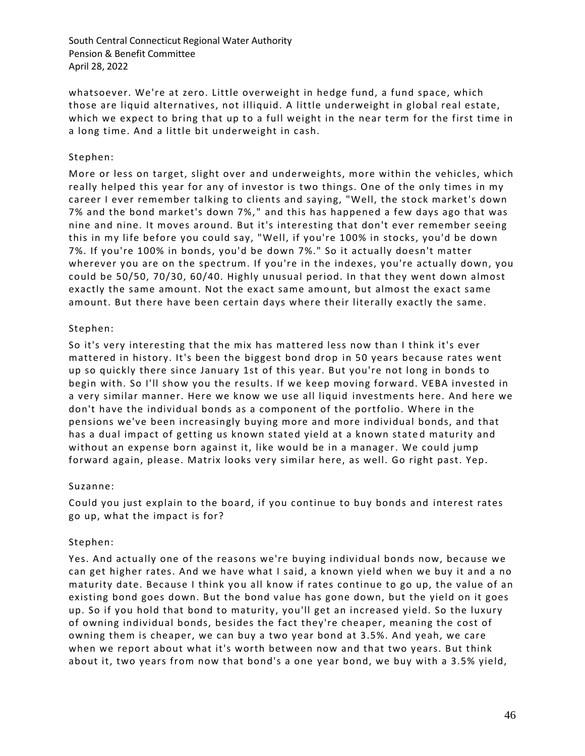whatsoever. We're at zero. Little overweight in hedge fund, a fund space, which those are liquid alternatives, not illiquid. A little underweight in global real estate, which we expect to bring that up to a full weight in the near term for the first time in a long time. And a little bit underweight in cash.

Stephen:

More or less on target, slight over and underweights, more within the vehicles, which really helped this year for any of investor is two things. One of the only times in my career I ever remember talking to clients and saying, "Well, the stock market's down 7% and the bond market's down 7%," and this has happened a few days ago that was nine and nine. It moves around. But it's interesting that don't ever remember seeing this in my life before you could say, "Well, if you're 100% in stocks, you'd be down 7%. If you're 100% in bonds, you'd be down 7%." So it actually doesn't matter wherever you are on the spectrum. If you're in the indexes, you're actually down, you could be 50/50, 70/30, 60/40. Highly unusual period. In that they went down almost exactly the same amount. Not the exact same amount, but almost the exact same amount. But there have been certain days where their literally exactly the same.

Stephen:

So it's very interesting that the mix has mattered less now than I think it's ever mattered in history. It's been the biggest bond drop in 50 years because rates went up so quickly there since January 1st of this year. But you're not long in bonds to begin with. So I'll show you the results. If we keep moving forward. VEBA invested in a very similar manner. Here we know we use all liquid investments here. And here we don't have the individual bonds as a component of the portfolio. Where in the pensions we've been increasingly buying more and more individual bonds, and that has a dual impact of getting us known stated yield at a known stated maturity and without an expense born against it, like would be in a manager. We could jump forward again, please. Matrix looks very similar here, as well. Go right past. Yep.

Suzanne:

Could you just explain to the board, if you continue to buy bonds and interest rates go up, what the impact is for?

Stephen:

Yes. And actually one of the reasons we're buying individual bonds now, because we can get higher rates. And we have what I said, a known yield when we buy it and a no maturity date. Because I think you all know if rates continue to go up, the value of an existing bond goes down. But the bond value has gone down, but the yield on it goes up. So if you hold that bond to maturity, you'll get an increased yield. So the luxury of owning individual bonds, besides the fact they're cheaper, meaning the cost of owning them is cheaper, we can buy a two year bond at 3.5%. And yeah, we care when we report about what it's worth between now and that two years. But think about it, two years from now that bond's a one year bond, we buy with a 3.5% yield,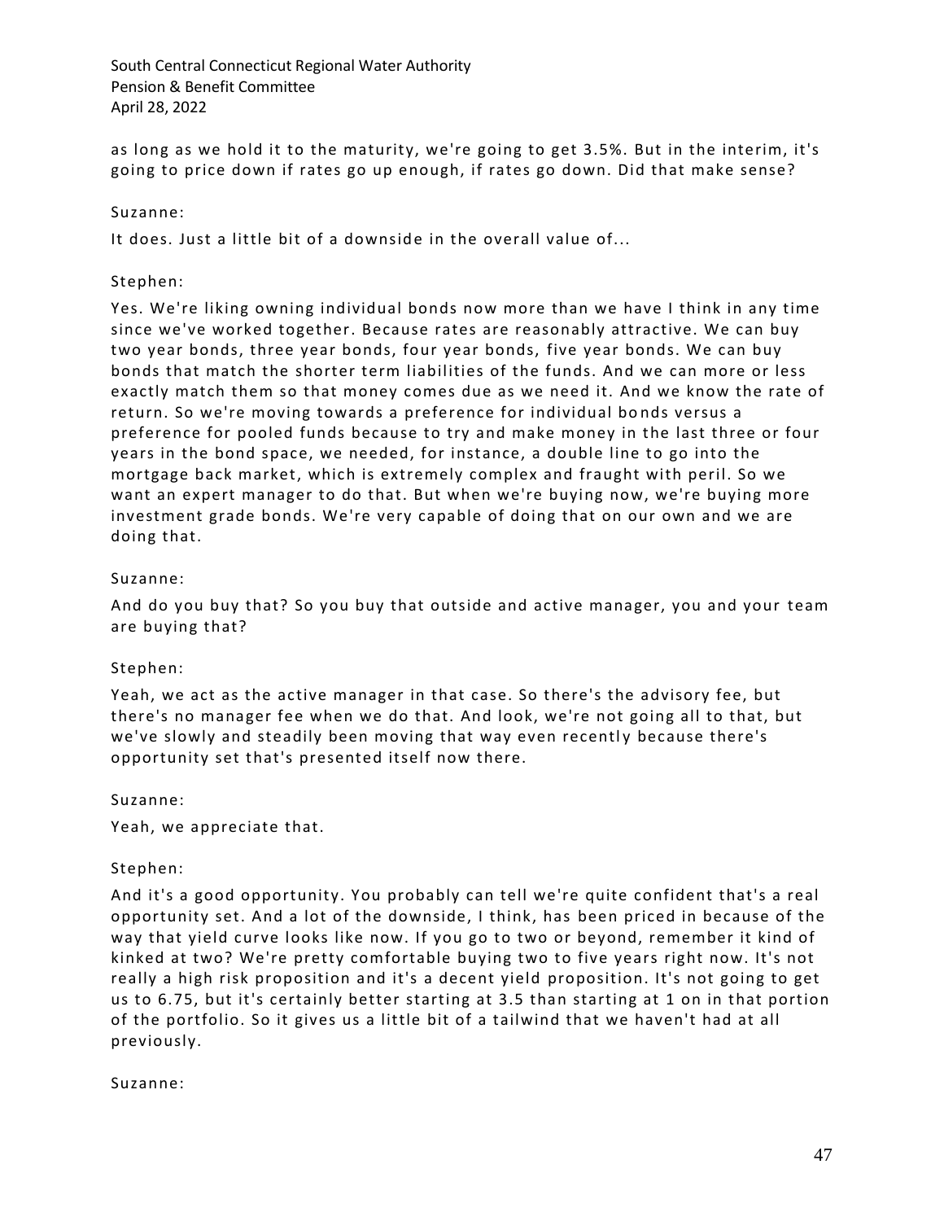as long as we hold it to the maturity, we're going to get 3.5%. But in the interim, it's going to price down if rates go up enough, if rates go down. Did that make sense?

Suzanne:

It does. Just a little bit of a downside in the overall value of...

Stephen:

Yes. We're liking owning individual bonds now more than we have I think in any time since we've worked together. Because rates are reasonably attractive. We can buy two year bonds, three year bonds, four year bonds, five year bonds. We can buy bonds that match the shorter term liabilities of the funds. And we can more or less exactly match them so that money comes due as we need it. And we know the rate of return. So we're moving towards a preference for individual bonds versus a preference for pooled funds because to try and make money in the last three or four years in the bond space, we needed, for instance, a double line to go into the mortgage back market, which is extremely complex and fraught with peril. So we want an expert manager to do that. But when we're buying now, we're buying more investment grade bonds. We're very capable of doing that on our own and we are doing that.

Suzanne:

And do you buy that? So you buy that outside and active manager, you and your team are buying that?

Stephen:

Yeah, we act as the active manager in that case. So there's the advisory fee, but there's no manager fee when we do that. And look, we're not going all to that, but we've slowly and steadily been moving that way even recently because there's opportunity set that's presented itself now there.

Suzanne:

Yeah, we appreciate that.

Stephen:

And it's a good opportunity. You probably can tell we're quite confident that's a real opportunity set. And a lot of the downside, I think, has been priced in because of the way that yield curve looks like now. If you go to two or beyond, remember it kind of kinked at two? We're pretty comfortable buying two to five years right now. It's not really a high risk proposition and it's a decent yield proposition. It's not going to get us to 6.75, but it's certainly better starting at 3.5 than starting at 1 on in that portion of the portfolio. So it gives us a little bit of a tailwind that we haven't had at all previously.

Suzanne: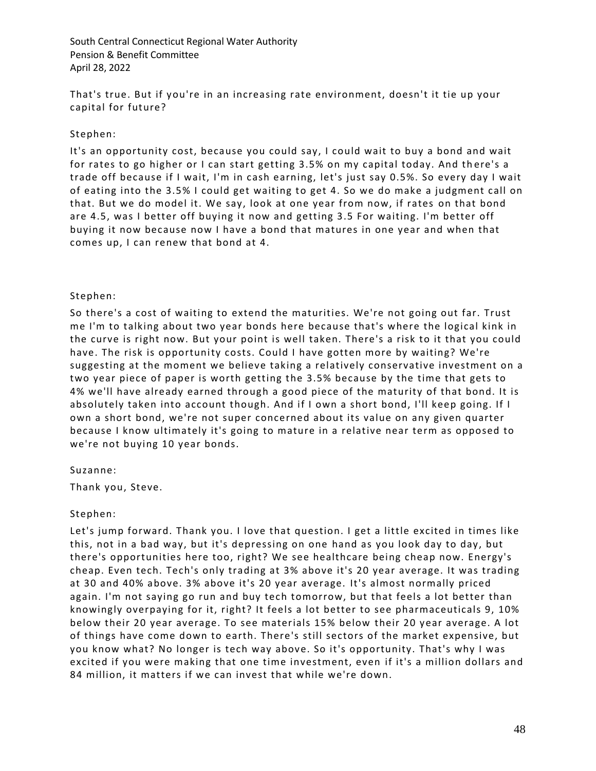That's true. But if you're in an increasing rate environment, doesn't it tie up your capital for future?

Stephen:

It's an opportunity cost, because you could say, I could wait to buy a bond and wait for rates to go higher or I can start getting 3.5% on my capital today. And there's a trade off because if I wait, I'm in cash earning, let's just say 0.5%. So every day I wait of eating into the 3.5% I could get waiting to get 4. So we do make a judgment call on that. But we do model it. We say, look at one year from now, if rates on that bond are 4.5, was I better off buying it now and getting 3.5 For waiting. I'm better off buying it now because now I have a bond that matures in one year and when that comes up, I can renew that bond at 4.

Stephen:

So there's a cost of waiting to extend the maturities. We're not going out far. Trust me I'm to talking about two year bonds here because that's where the logical kink in the curve is right now. But your point is well taken. There's a risk to it that you could have. The risk is opportunity costs. Could I have gotten more by waiting? We're suggesting at the moment we believe taking a relatively conservative investment on a two year piece of paper is worth getting the 3.5% because by the time that gets to 4% we'll have already earned through a good piece of the maturity of that bond. It is absolutely taken into account though. And if I own a short bond, I'll keep going. If I own a short bond, we're not super concerned about its value on any given quarter because I know ultimately it's going to mature in a relative near term as opposed to we're not buying 10 year bonds.

Suzanne:

Thank you, Steve.

Stephen:

Let's jump forward. Thank you. I love that question. I get a little excited in times like this, not in a bad way, but it's depressing on one hand as you look day to day, but there's opportunities here too, right? We see healthcare being cheap now. Energy's cheap. Even tech. Tech's only trading at 3% above it's 20 year average. It was trading at 30 and 40% above. 3% above it's 20 year average. It's almost normally priced again. I'm not saying go run and buy tech tomorrow, but that feels a lot better than knowingly overpaying for it, right? It feels a lot better to see pharmaceuticals 9, 10% below their 20 year average. To see materials 15% below their 20 year average. A lot of things have come down to earth. There's still sectors of the market expensive, but you know what? No longer is tech way above. So it's opportunity. That's why I was excited if you were making that one time investment, even if it's a million dollars and 84 million, it matters if we can invest that while we're down.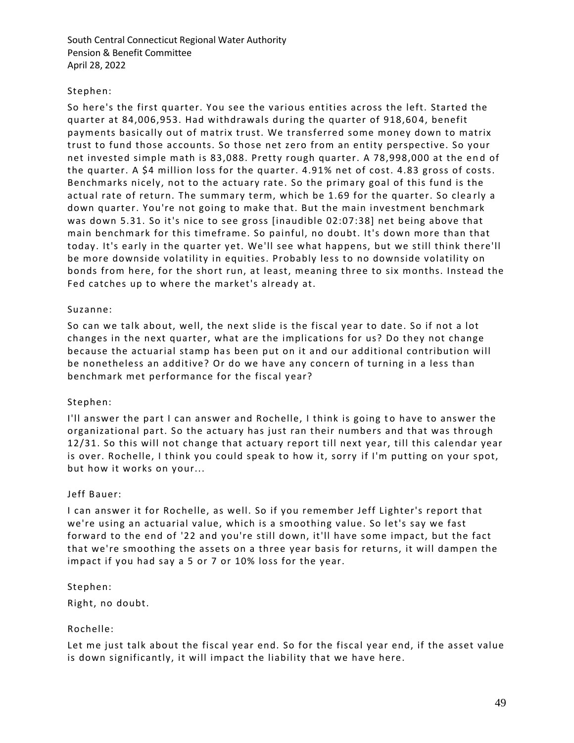Stephen:

So here's the first quarter. You see the various entities across the left. Started the quarter at 84,006,953. Had withdrawals during the quarter of 918,604, benefit payments basically out of matrix trust. We transferred some money down to matrix trust to fund those accounts. So those net zero from an entity perspective. So your net invested simple math is 83,088. Pretty rough quarter. A 78,998,000 at the end of the quarter. A $4 million loss for the quarter. 4.91% net of cost. 4.83 gross of costs. Benchmarks nicely, not to the actuary rate. So the primary goal of this fund is the actual rate of return. The summary term, which be 1.69 for the quarter. So clearly a down quarter. You're not going to make that. But the main investment benchmark was down 5.31. So it's nice to see gross [inaudible 02:07:38] net being above that main benchmark for this timeframe. So painful, no doubt. It's down more than that today. It's early in the quarter yet. We'll see what happens, but we still think there'll be more downside volatility in equities. Probably less to no downside volatility on bonds from here, for the short run, at least, meaning three to six months. Instead the Fed catches up to where the market's already at.

Suzanne:

So can we talk about, well, the next slide is the fiscal year to date. So if not a lot changes in the next quarter, what are the implications for us? Do they not change because the actuarial stamp has been put on it and our additional contribution will be nonetheless an additive? Or do we have any concern of turning in a less than benchmark met performance for the fiscal year?

Stephen:

I'll answer the part I can answer and Rochelle, I think is going to have to answer the organizational part. So the actuary has just ran their numbers and that was through 12/31. So this will not change that actuary report till next year, till this calendar year is over. Rochelle, I think you could speak to how it, sorry if I'm putting on your spot, but how it works on your...

Jeff Bauer:

I can answer it for Rochelle, as well. So if you remember Jeff Lighter's report that we're using an actuarial value, which is a smoothing value. So let's say we fast forward to the end of '22 and you're still down, it'll have some impact, but the fact that we're smoothing the assets on a three year basis for returns, it will dampen the impact if you had say a 5 or 7 or 10% loss for the year.

Stephen:

Right, no doubt.

Rochelle:

Let me just talk about the fiscal year end. So for the fiscal year end, if the asset value is down significantly, it will impact the liability that we have here.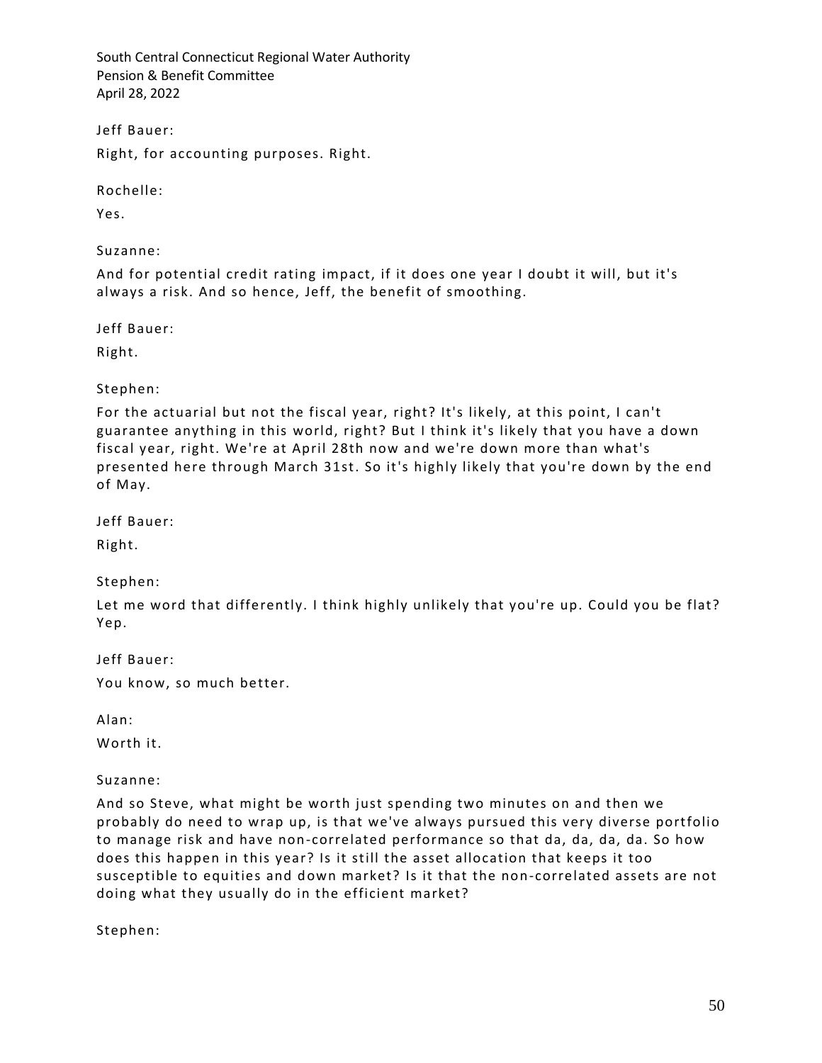Jeff Bauer:

Right, for accounting purposes. Right.

Rochelle:

Yes.

Suzanne:

And for potential credit rating impact, if it does one year I doubt it will, but it's always a risk. And so hence, Jeff, the benefit of smoothing.

Jeff Bauer:

Right.

Stephen:

For the actuarial but not the fiscal year, right? It's likely, at this point, I can't guarantee anything in this world, right? But I think it's likely that you have a down fiscal year, right. We're at April 28th now and we're down more than what's presented here through March 31st. So it's highly likely that you're down by the end of May.

Jeff Bauer:

Right.

Stephen:

Let me word that differently. I think highly unlikely that you're up. Could you be flat? Yep.

Jeff Bauer:

You know, so much better.

Alan:

Worth it.

Suzanne:

And so Steve, what might be worth just spending two minutes on and then we probably do need to wrap up, is that we've always pursued this very diverse portfolio to manage risk and have non-correlated performance so that da, da, da, da. So how does this happen in this year? Is it still the asset allocation that keeps it too susceptible to equities and down market? Is it that the non-correlated assets are not doing what they usually do in the efficient market?

Stephen: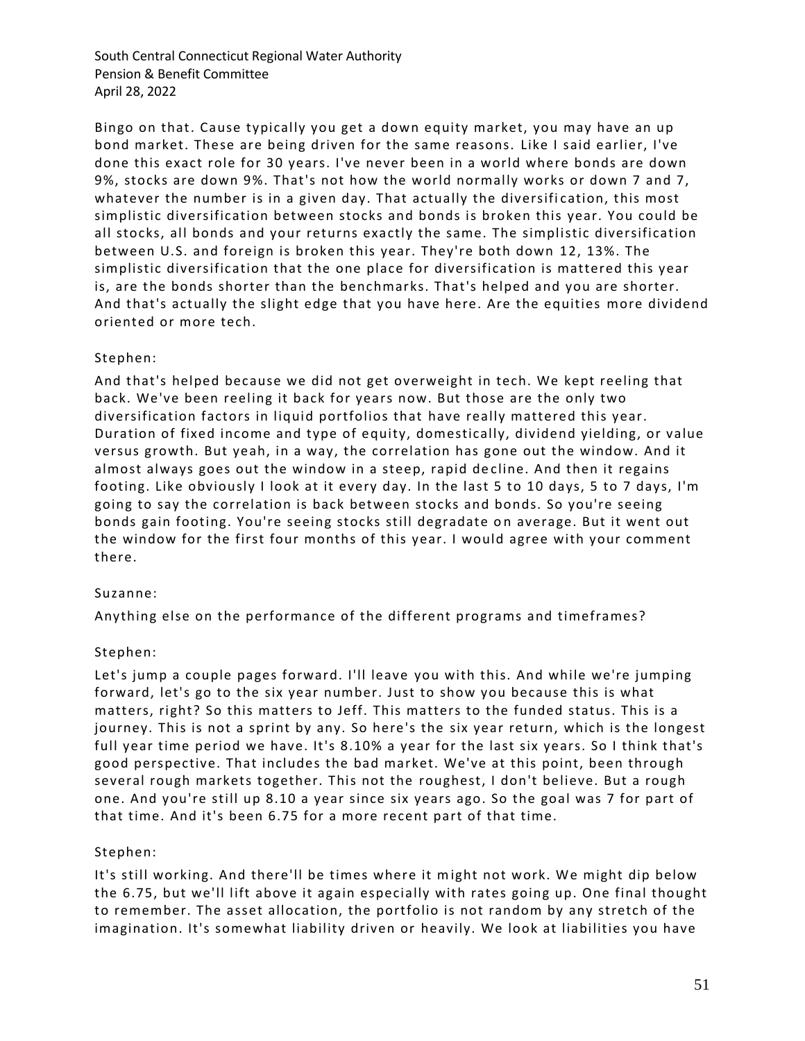Bingo on that. Cause typically you get a down equity market, you may have an up bond market. These are being driven for the same reasons. Like I said earlier, I've done this exact role for 30 years. I've never been in a world where bonds are down 9%, stocks are down 9%. That's not how the world normally works or down 7 and 7, whatever the number is in a given day. That actually the diversification, this most simplistic diversification between stocks and bonds is broken this year. You could be all stocks, all bonds and your returns exactly the same. The simplistic diversification between U.S. and foreign is broken this year. They're both down 12, 13%. The simplistic diversification that the one place for diversification is mattered this year is, are the bonds shorter than the benchmarks. That's helped and you are shorter. And that's actually the slight edge that you have here. Are the equities more dividend oriented or more tech.

Stephen:

And that's helped because we did not get overweight in tech. We kept reeling that back. We've been reeling it back for years now. But those are the only two diversification factors in liquid portfolios that have really mattered this year. Duration of fixed income and type of equity, domestically, dividend yielding, or value versus growth. But yeah, in a way, the correlation has gone out the window. And it almost always goes out the window in a steep, rapid decline. And then it regains footing. Like obviously I look at it every day. In the last 5 to 10 days, 5 to 7 days, I'm going to say the correlation is back between stocks and bonds. So you're seeing bonds gain footing. You're seeing stocks still degradate on average. But it went out the window for the first four months of this year. I would agree with your comment there.

Suzanne:

Anything else on the performance of the different programs and timeframes?

Stephen:

Let's jump a couple pages forward. I'll leave you with this. And while we're jumping forward, let's go to the six year number. Just to show you because this is what matters, right? So this matters to Jeff. This matters to the funded status. This is a journey. This is not a sprint by any. So here's the six year return, which is the longest full year time period we have. It's 8.10% a year for the last six years. So I think that's good perspective. That includes the bad market. We've at this point, been through several rough markets together. This not the roughest, I don't believe. But a rough one. And you're still up 8.10 a year since six years ago. So the goal was 7 for part of that time. And it's been 6.75 for a more recent part of that time.

Stephen:

It's still working. And there'll be times where it might not work. We might dip below the 6.75, but we'll lift above it again especially with rates going up. One final thought to remember. The asset allocation, the portfolio is not random by any stretch of the imagination. It's somewhat liability driven or heavily. We look at liabilities you have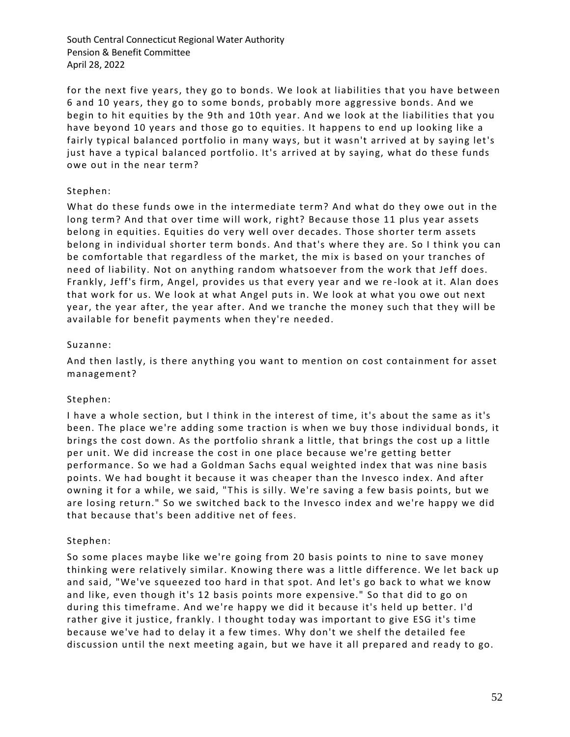for the next five years, they go to bonds. We look at liabilities that you have between 6 and 10 years, they go to some bonds, probably more aggressive bonds. And we begin to hit equities by the 9th and 10th year. And we look at the liabilities that you have beyond 10 years and those go to equities. It happens to end up looking like a fairly typical balanced portfolio in many ways, but it wasn't arrived at by saying let's just have a typical balanced portfolio. It's arrived at by saying, what do these funds owe out in the near term?

Stephen:

What do these funds owe in the intermediate term? And what do they owe out in the long term? And that over time will work, right? Because those 11 plus year assets belong in equities. Equities do very well over decades. Those shorter term assets belong in individual shorter term bonds. And that's where they are. So I think you can be comfortable that regardless of the market, the mix is based on your tranches of need of liability. Not on anything random whatsoever from the work that Jeff does. Frankly, Jeff's firm, Angel, provides us that every year and we re-look at it. Alan does that work for us. We look at what Angel puts in. We look at what you owe out next year, the year after, the year after. And we tranche the money such that they will be available for benefit payments when they're needed.

Suzanne:

And then lastly, is there anything you want to mention on cost containment for asset management?

Stephen:

I have a whole section, but I think in the interest of time, it's about the same as it's been. The place we're adding some traction is when we buy those individual bonds, it brings the cost down. As the portfolio shrank a little, that brings the cost up a little per unit. We did increase the cost in one place because we're getting better performance. So we had a Goldman Sachs equal weighted index that was nine basis points. We had bought it because it was cheaper than the Invesco index. And after owning it for a while, we said, "This is silly. We're saving a few basis points, but we are losing return." So we switched back to the Invesco index and we're happy we did that because that's been additive net of fees.

Stephen:

So some places maybe like we're going from 20 basis points to nine to save money thinking were relatively similar. Knowing there was a little difference. We let back up and said, "We've squeezed too hard in that spot. And let's go back to what we know and like, even though it's 12 basis points more expensive." So that did to go on during this timeframe. And we're happy we did it because it's held up better. I'd rather give it justice, frankly. I thought today was important to give ESG it's time because we've had to delay it a few times. Why don't we shelf the detailed fee discussion until the next meeting again, but we have it all prepared and ready to go.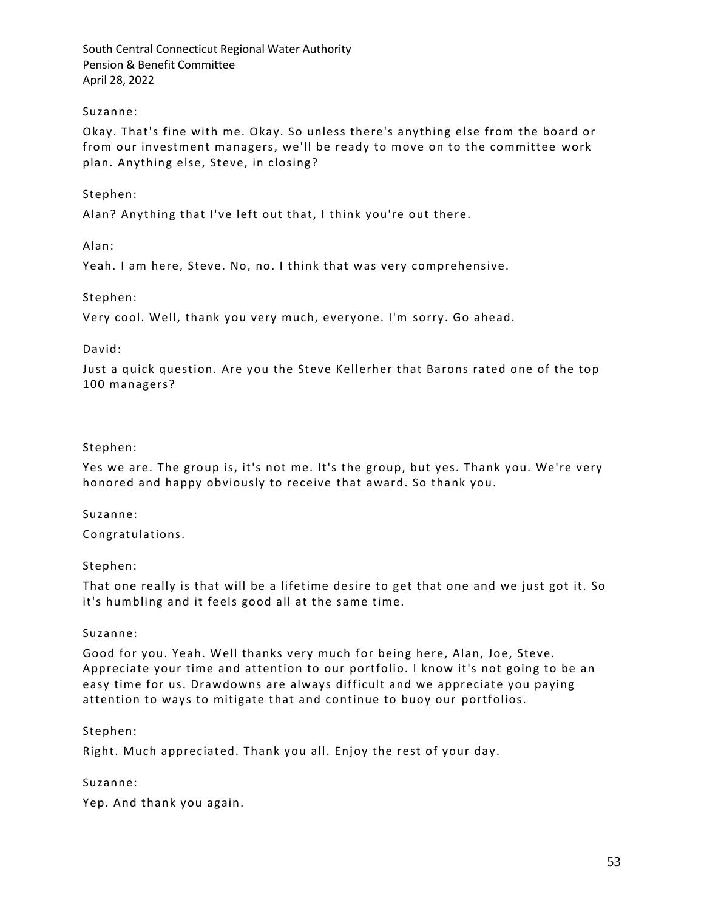Suzanne:

Okay. That's fine with me. Okay. So unless there's anything else from the board or from our investment managers, we'll be ready to move on to the committee work plan. Anything else, Steve, in closing?

Stephen:

Alan? Anything that I've left out that, I think you're out there.

Alan:

Yeah. I am here, Steve. No, no. I think that was very comprehensive.

Stephen:

Very cool. Well, thank you very much, everyone. I'm sorry. Go ahead.

David:

Just a quick question. Are you the Steve Kellerher that Barons rated one of the top 100 managers?

Stephen:

Yes we are. The group is, it's not me. It's the group, but yes. Thank you. We're very honored and happy obviously to receive that award. So thank you.

Suzanne:

Congratulations.

Stephen:

That one really is that will be a lifetime desire to get that one and we just got it. So it's humbling and it feels good all at the same time.

Suzanne:

Good for you. Yeah. Well thanks very much for being here, Alan, Joe, Steve. Appreciate your time and attention to our portfolio. I know it's not going to be an easy time for us. Drawdowns are always difficult and we appreciate you paying attention to ways to mitigate that and continue to buoy our portfolios.

Stephen:

Right. Much appreciated. Thank you all. Enjoy the rest of your day.

Suzanne:

Yep. And thank you again.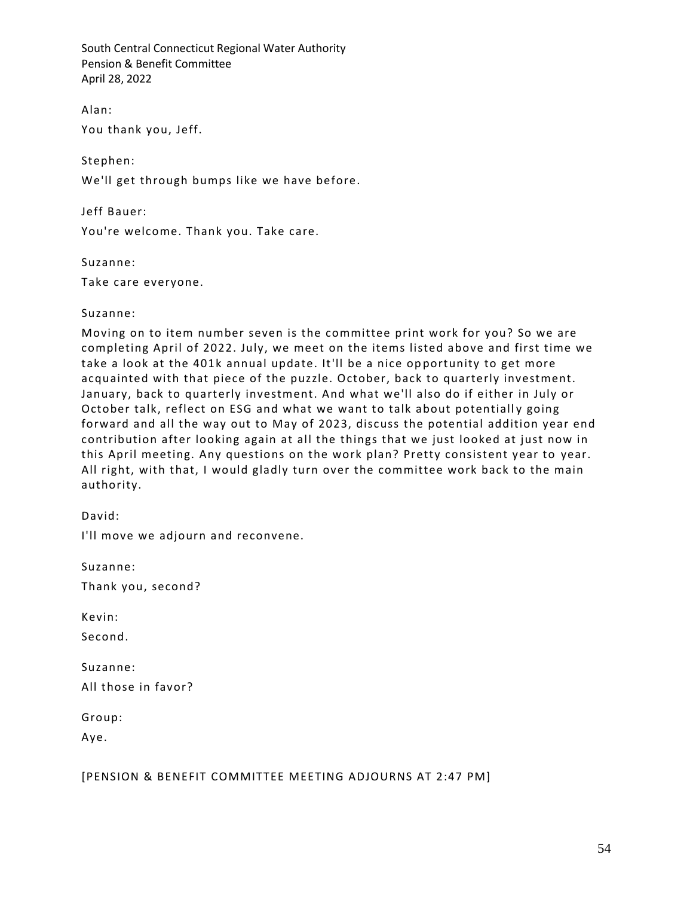Alan:

You thank you, Jeff.

Stephen:

We'll get through bumps like we have before.

Jeff Bauer:

You're welcome. Thank you. Take care.

Suzanne:

Take care everyone.

Suzanne:

Moving on to item number seven is the committee print work for you? So we are completing April of 2022. July, we meet on the items listed above and first time we take a look at the 401k annual update. It'll be a nice opportunity to get more acquainted with that piece of the puzzle. October, back to quarterly investment. January, back to quarterly investment. And what we'll also do if either in July or October talk, reflect on ESG and what we want to talk about potentially going forward and all the way out to May of 2023, discuss the potential addition year end contribution after looking again at all the things that we just looked at just now in this April meeting. Any questions on the work plan? Pretty consistent year to year. All right, with that, I would gladly turn over the committee work back to the main authority.

David:

I'll move we adjourn and reconvene.

Suzanne:

Thank you, second?

Kevin:

Second.

Suzanne:

All those in favor?

Group:

Aye.

[PENSION & BENEFIT COMMITTEE MEETING ADJOURNS AT 2:47 PM]